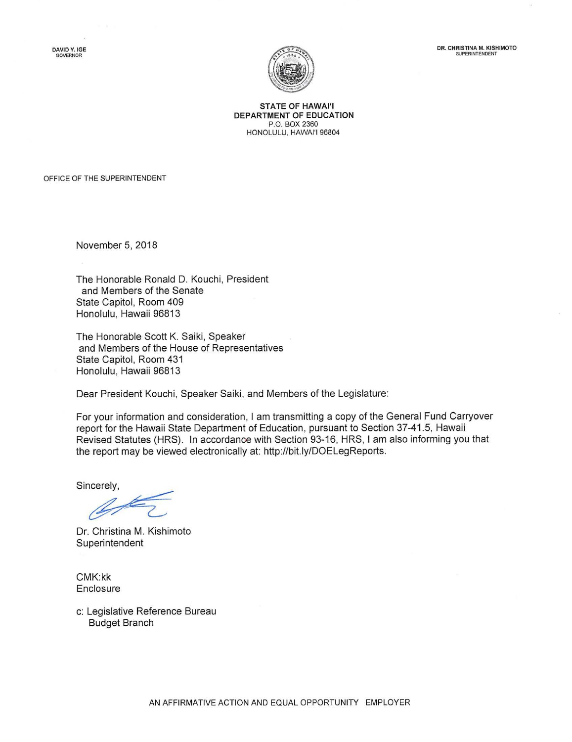DAVID Y. IGE
GOVERNOR

DR. CHRISTINA M. KISHIMOTO
SUPERINTENDENT

**STATE OF HAWAI'I**
**DEPARTMENT OF EDUCATION**
P.O. BOX 2360
HONOLULU, HAWAI'I 96804

OFFICE OF THE SUPERINTENDENT

November 5, 2018

The Honorable Ronald D. Kouchi, President
and Members of the Senate
State Capitol, Room 409
Honolulu, Hawaii 96813

The Honorable Scott K. Saiki, Speaker
and Members of the House of Representatives
State Capitol, Room 431
Honolulu, Hawaii 96813

Dear President Kouchi, Speaker Saiki, and Members of the Legislature:

For your information and consideration, I am transmitting a copy of the General Fund Carryover report for the Hawaii State Department of Education, pursuant to Section 37-41.5, Hawaii Revised Statutes (HRS). In accordance with Section 93-16, HRS, I am also informing you that the report may be viewed electronically at: http://bit.ly/DOELegReports.

Sincerely,

Dr. Christina M. Kishimoto
Superintendent

CMK:kk
Enclosure

c: Legislative Reference Bureau
Budget Branch

AN AFFIRMATIVE ACTION AND EQUAL OPPORTUNITY EMPLOYER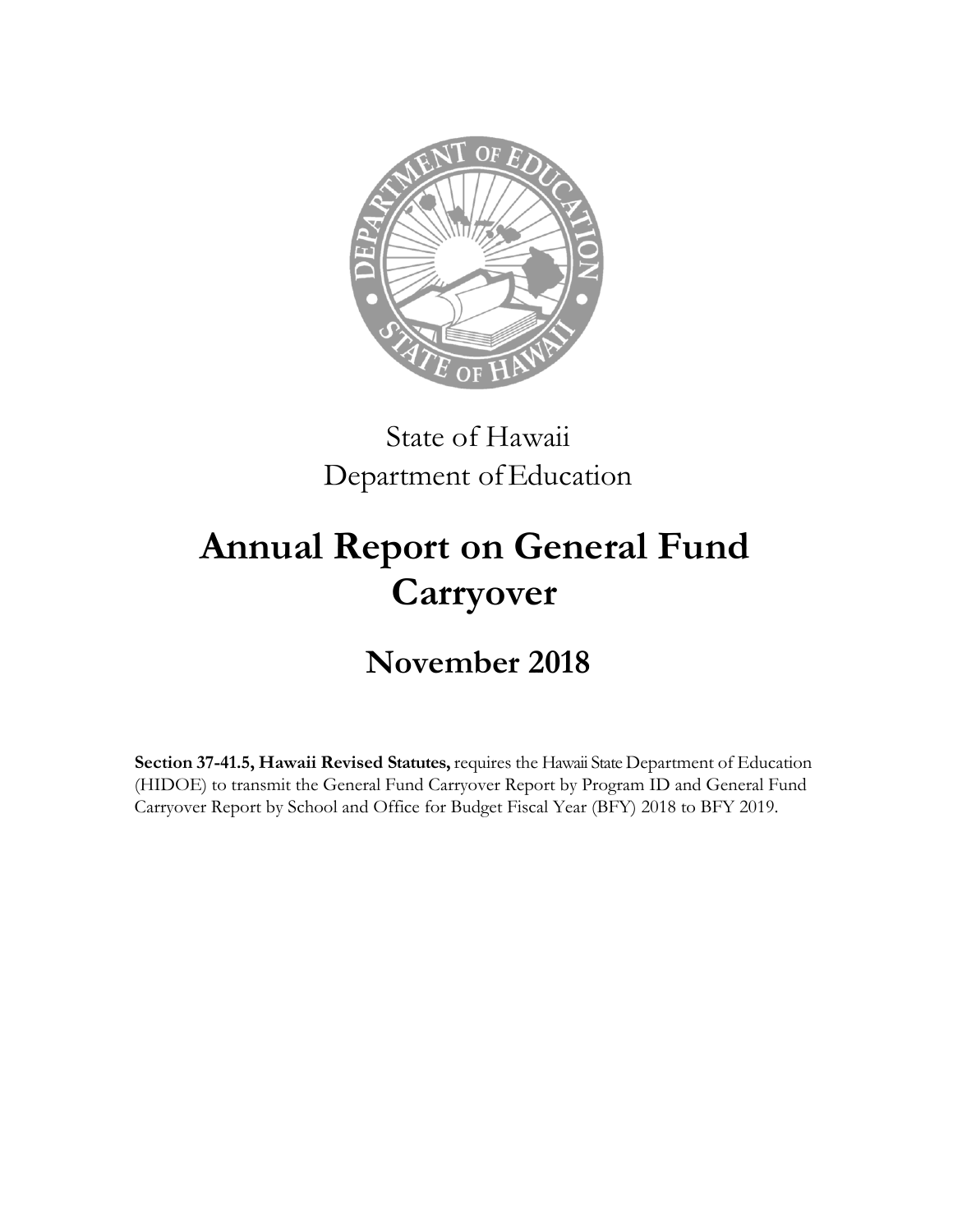State of Hawaii
Department of Education

# Annual Report on General Fund Carryover

## November 2018

**Section 37-41.5, Hawaii Revised Statutes,** requires the Hawaii State Department of Education (HIDOE) to transmit the General Fund Carryover Report by Program ID and General Fund Carryover Report by School and Office for Budget Fiscal Year (BFY) 2018 to BFY 2019.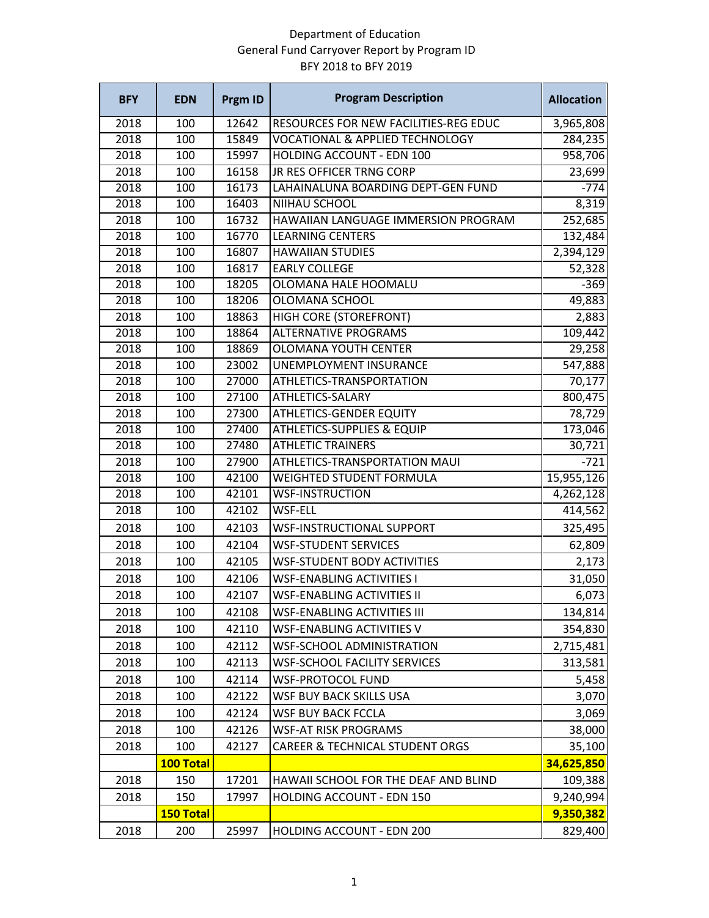# Department of Education
## General Fund Carryover Report by Program ID
## BFY 2018 to BFY 2019

| BFY | EDN | Prgm ID | Program Description | Allocation |
|---|---|---|---|---|
| 2018 | 100 | 12642 | RESOURCES FOR NEW FACILITIES-REG EDUC | 3,965,808 |
| 2018 | 100 | 15849 | VOCATIONAL & APPLIED TECHNOLOGY | 284,235 |
| 2018 | 100 | 15997 | HOLDING ACCOUNT - EDN 100 | 958,706 |
| 2018 | 100 | 16158 | JR RES OFFICER TRNG CORP | 23,699 |
| 2018 | 100 | 16173 | LAHAINALUNA BOARDING DEPT-GEN FUND | -774 |
| 2018 | 100 | 16403 | NIIHAU SCHOOL | 8,319 |
| 2018 | 100 | 16732 | HAWAIIAN LANGUAGE IMMERSION PROGRAM | 252,685 |
| 2018 | 100 | 16770 | LEARNING CENTERS | 132,484 |
| 2018 | 100 | 16807 | HAWAIIAN STUDIES | 2,394,129 |
| 2018 | 100 | 16817 | EARLY COLLEGE | 52,328 |
| 2018 | 100 | 18205 | OLOMANA HALE HOOMALU | -369 |
| 2018 | 100 | 18206 | OLOMANA SCHOOL | 49,883 |
| 2018 | 100 | 18863 | HIGH CORE (STOREFRONT) | 2,883 |
| 2018 | 100 | 18864 | ALTERNATIVE PROGRAMS | 109,442 |
| 2018 | 100 | 18869 | OLOMANA YOUTH CENTER | 29,258 |
| 2018 | 100 | 23002 | UNEMPLOYMENT INSURANCE | 547,888 |
| 2018 | 100 | 27000 | ATHLETICS-TRANSPORTATION | 70,177 |
| 2018 | 100 | 27100 | ATHLETICS-SALARY | 800,475 |
| 2018 | 100 | 27300 | ATHLETICS-GENDER EQUITY | 78,729 |
| 2018 | 100 | 27400 | ATHLETICS-SUPPLIES & EQUIP | 173,046 |
| 2018 | 100 | 27480 | ATHLETIC TRAINERS | 30,721 |
| 2018 | 100 | 27900 | ATHLETICS-TRANSPORTATION MAUI | -721 |
| 2018 | 100 | 42100 | WEIGHTED STUDENT FORMULA | 15,955,126 |
| 2018 | 100 | 42101 | WSF-INSTRUCTION | 4,262,128 |
| 2018 | 100 | 42102 | WSF-ELL | 414,562 |
| 2018 | 100 | 42103 | WSF-INSTRUCTIONAL SUPPORT | 325,495 |
| 2018 | 100 | 42104 | WSF-STUDENT SERVICES | 62,809 |
| 2018 | 100 | 42105 | WSF-STUDENT BODY ACTIVITIES | 2,173 |
| 2018 | 100 | 42106 | WSF-ENABLING ACTIVITIES I | 31,050 |
| 2018 | 100 | 42107 | WSF-ENABLING ACTIVITIES II | 6,073 |
| 2018 | 100 | 42108 | WSF-ENABLING ACTIVITIES III | 134,814 |
| 2018 | 100 | 42110 | WSF-ENABLING ACTIVITIES V | 354,830 |
| 2018 | 100 | 42112 | WSF-SCHOOL ADMINISTRATION | 2,715,481 |
| 2018 | 100 | 42113 | WSF-SCHOOL FACILITY SERVICES | 313,581 |
| 2018 | 100 | 42114 | WSF-PROTOCOL FUND | 5,458 |
| 2018 | 100 | 42122 | WSF BUY BACK SKILLS USA | 3,070 |
| 2018 | 100 | 42124 | WSF BUY BACK FCCLA | 3,069 |
| 2018 | 100 | 42126 | WSF-AT RISK PROGRAMS | 38,000 |
| 2018 | 100 | 42127 | CAREER & TECHNICAL STUDENT ORGS | 35,100 |
| | **100 Total** | | | **34,625,850** |
| 2018 | 150 | 17201 | HAWAII SCHOOL FOR THE DEAF AND BLIND | 109,388 |
| 2018 | 150 | 17997 | HOLDING ACCOUNT - EDN 150 | 9,240,994 |
| | **150 Total** | | | **9,350,382** |
| 2018 | 200 | 25997 | HOLDING ACCOUNT - EDN 200 | 829,400 |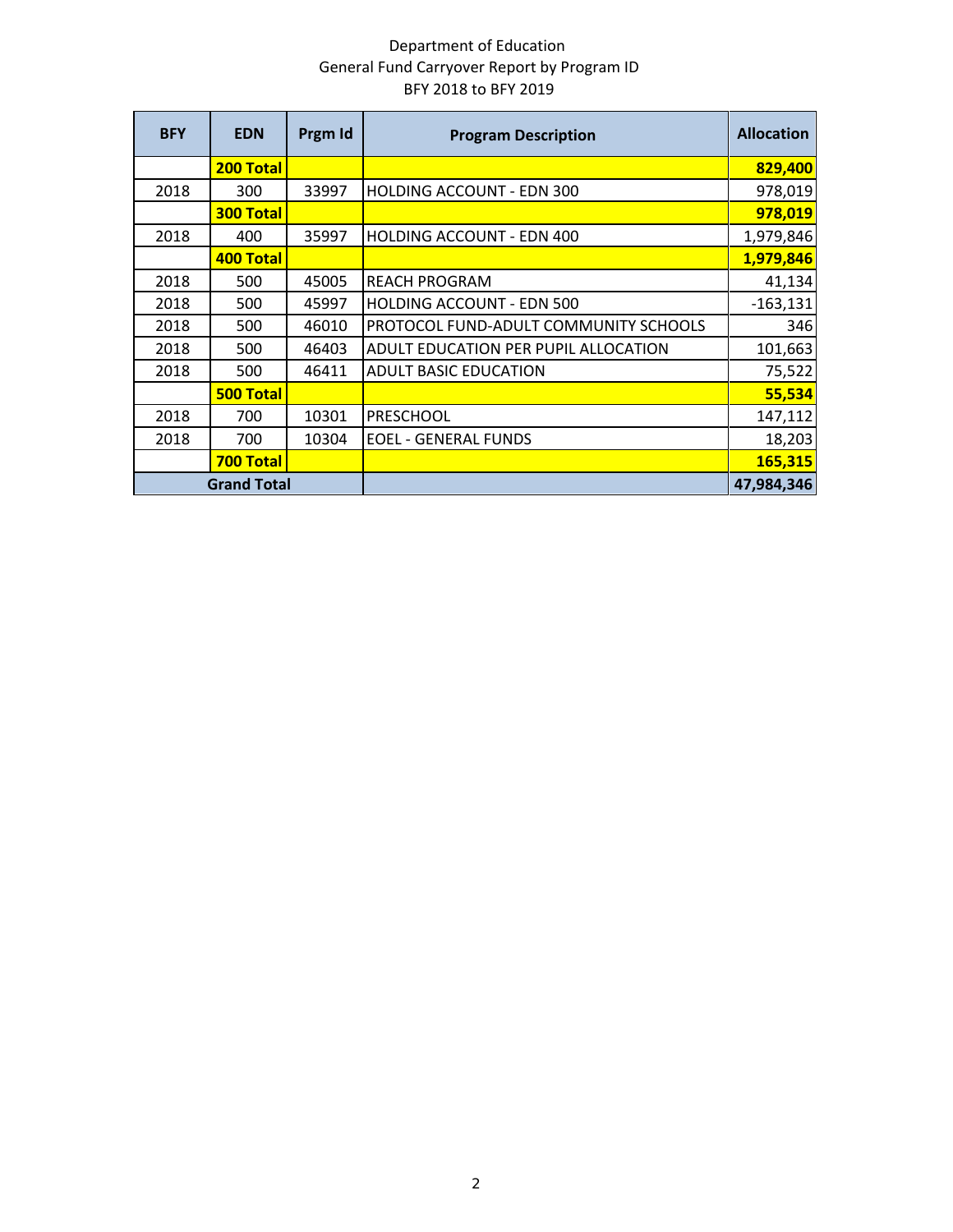Department of Education
General Fund Carryover Report by Program ID
BFY 2018 to BFY 2019

| BFY | EDN | Prgm Id | Program Description | Allocation |
|---|---|---|---|---|
| | **200 Total** | | | **829,400** |
| 2018 | 300 | 33997 | HOLDING ACCOUNT - EDN 300 | 978,019 |
| | **300 Total** | | | **978,019** |
| 2018 | 400 | 35997 | HOLDING ACCOUNT - EDN 400 | 1,979,846 |
| | **400 Total** | | | **1,979,846** |
| 2018 | 500 | 45005 | REACH PROGRAM | 41,134 |
| 2018 | 500 | 45997 | HOLDING ACCOUNT - EDN 500 | -163,131 |
| 2018 | 500 | 46010 | PROTOCOL FUND-ADULT COMMUNITY SCHOOLS | 346 |
| 2018 | 500 | 46403 | ADULT EDUCATION PER PUPIL ALLOCATION | 101,663 |
| 2018 | 500 | 46411 | ADULT BASIC EDUCATION | 75,522 |
| | **500 Total** | | | **55,534** |
| 2018 | 700 | 10301 | PRESCHOOL | 147,112 |
| 2018 | 700 | 10304 | EOEL - GENERAL FUNDS | 18,203 |
| | **700 Total** | | | **165,315** |
| **Grand Total** | | | | **47,984,346** |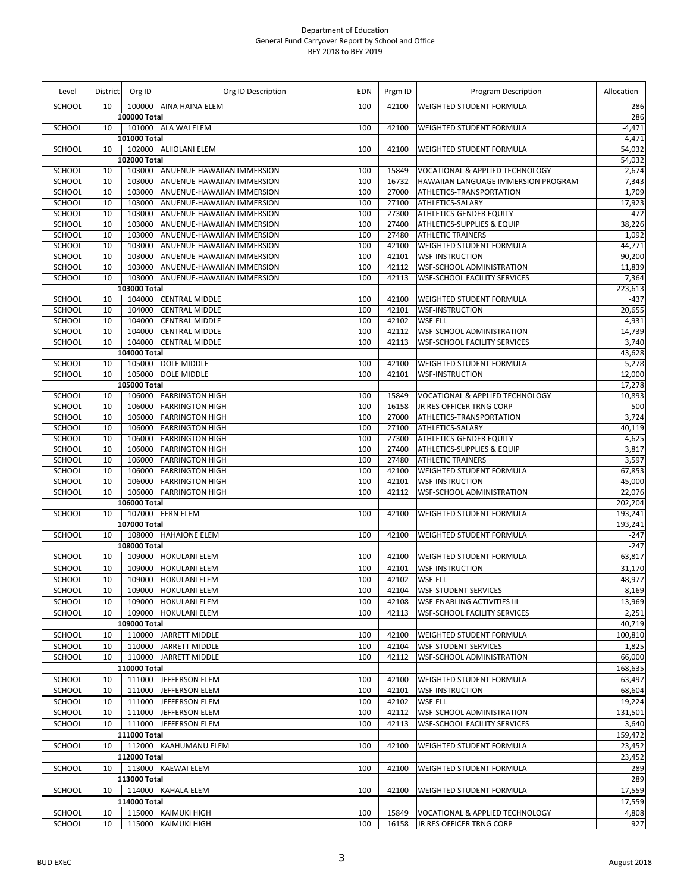Department of Education
General Fund Carryover Report by School and Office
BFY 2018 to BFY 2019

| Level | District | Org ID | Org ID Description | EDN | Prgm ID | Program Description | Allocation |
|---|---|---|---|---|---|---|---|
| SCHOOL | 10 | 100000 | AINA HAINA ELEM | 100 | 42100 | WEIGHTED STUDENT FORMULA | 286 |
| | | 100000 Total | | | | | 286 |
| SCHOOL | 10 | 101000 | ALA WAI ELEM | 100 | 42100 | WEIGHTED STUDENT FORMULA | -4,471 |
| | | 101000 Total | | | | | -4,471 |
| SCHOOL | 10 | 102000 | ALIIOLANI ELEM | 100 | 42100 | WEIGHTED STUDENT FORMULA | 54,032 |
| | | 102000 Total | | | | | 54,032 |
| SCHOOL | 10 | 103000 | ANUENUE-HAWAIIAN IMMERSION | 100 | 15849 | VOCATIONAL & APPLIED TECHNOLOGY | 2,674 |
| SCHOOL | 10 | 103000 | ANUENUE-HAWAIIAN IMMERSION | 100 | 16732 | HAWAIIAN LANGUAGE IMMERSION PROGRAM | 7,343 |
| SCHOOL | 10 | 103000 | ANUENUE-HAWAIIAN IMMERSION | 100 | 27000 | ATHLETICS-TRANSPORTATION | 1,709 |
| SCHOOL | 10 | 103000 | ANUENUE-HAWAIIAN IMMERSION | 100 | 27100 | ATHLETICS-SALARY | 17,923 |
| SCHOOL | 10 | 103000 | ANUENUE-HAWAIIAN IMMERSION | 100 | 27300 | ATHLETICS-GENDER EQUITY | 472 |
| SCHOOL | 10 | 103000 | ANUENUE-HAWAIIAN IMMERSION | 100 | 27400 | ATHLETICS-SUPPLIES & EQUIP | 38,226 |
| SCHOOL | 10 | 103000 | ANUENUE-HAWAIIAN IMMERSION | 100 | 27480 | ATHLETIC TRAINERS | 1,092 |
| SCHOOL | 10 | 103000 | ANUENUE-HAWAIIAN IMMERSION | 100 | 42100 | WEIGHTED STUDENT FORMULA | 44,771 |
| SCHOOL | 10 | 103000 | ANUENUE-HAWAIIAN IMMERSION | 100 | 42101 | WSF-INSTRUCTION | 90,200 |
| SCHOOL | 10 | 103000 | ANUENUE-HAWAIIAN IMMERSION | 100 | 42112 | WSF-SCHOOL ADMINISTRATION | 11,839 |
| SCHOOL | 10 | 103000 | ANUENUE-HAWAIIAN IMMERSION | 100 | 42113 | WSF-SCHOOL FACILITY SERVICES | 7,364 |
| | | 103000 Total | | | | | 223,613 |
| SCHOOL | 10 | 104000 | CENTRAL MIDDLE | 100 | 42100 | WEIGHTED STUDENT FORMULA | -437 |
| SCHOOL | 10 | 104000 | CENTRAL MIDDLE | 100 | 42101 | WSF-INSTRUCTION | 20,655 |
| SCHOOL | 10 | 104000 | CENTRAL MIDDLE | 100 | 42102 | WSF-ELL | 4,931 |
| SCHOOL | 10 | 104000 | CENTRAL MIDDLE | 100 | 42112 | WSF-SCHOOL ADMINISTRATION | 14,739 |
| SCHOOL | 10 | 104000 | CENTRAL MIDDLE | 100 | 42113 | WSF-SCHOOL FACILITY SERVICES | 3,740 |
| | | 104000 Total | | | | | 43,628 |
| SCHOOL | 10 | 105000 | DOLE MIDDLE | 100 | 42100 | WEIGHTED STUDENT FORMULA | 5,278 |
| SCHOOL | 10 | 105000 | DOLE MIDDLE | 100 | 42101 | WSF-INSTRUCTION | 12,000 |
| | | 105000 Total | | | | | 17,278 |
| SCHOOL | 10 | 106000 | FARRINGTON HIGH | 100 | 15849 | VOCATIONAL & APPLIED TECHNOLOGY | 10,893 |
| SCHOOL | 10 | 106000 | FARRINGTON HIGH | 100 | 16158 | JR RES OFFICER TRNG CORP | 500 |
| SCHOOL | 10 | 106000 | FARRINGTON HIGH | 100 | 27000 | ATHLETICS-TRANSPORTATION | 3,724 |
| SCHOOL | 10 | 106000 | FARRINGTON HIGH | 100 | 27100 | ATHLETICS-SALARY | 40,119 |
| SCHOOL | 10 | 106000 | FARRINGTON HIGH | 100 | 27300 | ATHLETICS-GENDER EQUITY | 4,625 |
| SCHOOL | 10 | 106000 | FARRINGTON HIGH | 100 | 27400 | ATHLETICS-SUPPLIES & EQUIP | 3,817 |
| SCHOOL | 10 | 106000 | FARRINGTON HIGH | 100 | 27480 | ATHLETIC TRAINERS | 3,597 |
| SCHOOL | 10 | 106000 | FARRINGTON HIGH | 100 | 42100 | WEIGHTED STUDENT FORMULA | 67,853 |
| SCHOOL | 10 | 106000 | FARRINGTON HIGH | 100 | 42101 | WSF-INSTRUCTION | 45,000 |
| SCHOOL | 10 | 106000 | FARRINGTON HIGH | 100 | 42112 | WSF-SCHOOL ADMINISTRATION | 22,076 |
| | | 106000 Total | | | | | 202,204 |
| SCHOOL | 10 | 107000 | FERN ELEM | 100 | 42100 | WEIGHTED STUDENT FORMULA | 193,241 |
| | | 107000 Total | | | | | 193,241 |
| SCHOOL | 10 | 108000 | HAHAIONE ELEM | 100 | 42100 | WEIGHTED STUDENT FORMULA | -247 |
| | | 108000 Total | | | | | -247 |
| SCHOOL | 10 | 109000 | HOKULANI ELEM | 100 | 42100 | WEIGHTED STUDENT FORMULA | -63,817 |
| SCHOOL | 10 | 109000 | HOKULANI ELEM | 100 | 42101 | WSF-INSTRUCTION | 31,170 |
| SCHOOL | 10 | 109000 | HOKULANI ELEM | 100 | 42102 | WSF-ELL | 48,977 |
| SCHOOL | 10 | 109000 | HOKULANI ELEM | 100 | 42104 | WSF-STUDENT SERVICES | 8,169 |
| SCHOOL | 10 | 109000 | HOKULANI ELEM | 100 | 42108 | WSF-ENABLING ACTIVITIES III | 13,969 |
| SCHOOL | 10 | 109000 | HOKULANI ELEM | 100 | 42113 | WSF-SCHOOL FACILITY SERVICES | 2,251 |
| | | 109000 Total | | | | | 40,719 |
| SCHOOL | 10 | 110000 | JARRETT MIDDLE | 100 | 42100 | WEIGHTED STUDENT FORMULA | 100,810 |
| SCHOOL | 10 | 110000 | JARRETT MIDDLE | 100 | 42104 | WSF-STUDENT SERVICES | 1,825 |
| SCHOOL | 10 | 110000 | JARRETT MIDDLE | 100 | 42112 | WSF-SCHOOL ADMINISTRATION | 66,000 |
| | | 110000 Total | | | | | 168,635 |
| SCHOOL | 10 | 111000 | JEFFERSON ELEM | 100 | 42100 | WEIGHTED STUDENT FORMULA | -63,497 |
| SCHOOL | 10 | 111000 | JEFFERSON ELEM | 100 | 42101 | WSF-INSTRUCTION | 68,604 |
| SCHOOL | 10 | 111000 | JEFFERSON ELEM | 100 | 42102 | WSF-ELL | 19,224 |
| SCHOOL | 10 | 111000 | JEFFERSON ELEM | 100 | 42112 | WSF-SCHOOL ADMINISTRATION | 131,501 |
| SCHOOL | 10 | 111000 | JEFFERSON ELEM | 100 | 42113 | WSF-SCHOOL FACILITY SERVICES | 3,640 |
| | | 111000 Total | | | | | 159,472 |
| SCHOOL | 10 | 112000 | KAAHUMANU ELEM | 100 | 42100 | WEIGHTED STUDENT FORMULA | 23,452 |
| | | 112000 Total | | | | | 23,452 |
| SCHOOL | 10 | 113000 | KAEWAI ELEM | 100 | 42100 | WEIGHTED STUDENT FORMULA | 289 |
| | | 113000 Total | | | | | 289 |
| SCHOOL | 10 | 114000 | KAHALA ELEM | 100 | 42100 | WEIGHTED STUDENT FORMULA | 17,559 |
| | | 114000 Total | | | | | 17,559 |
| SCHOOL | 10 | 115000 | KAIMUKI HIGH | 100 | 15849 | VOCATIONAL & APPLIED TECHNOLOGY | 4,808 |
| SCHOOL | 10 | 115000 | KAIMUKI HIGH | 100 | 16158 | JR RES OFFICER TRNG CORP | 927 |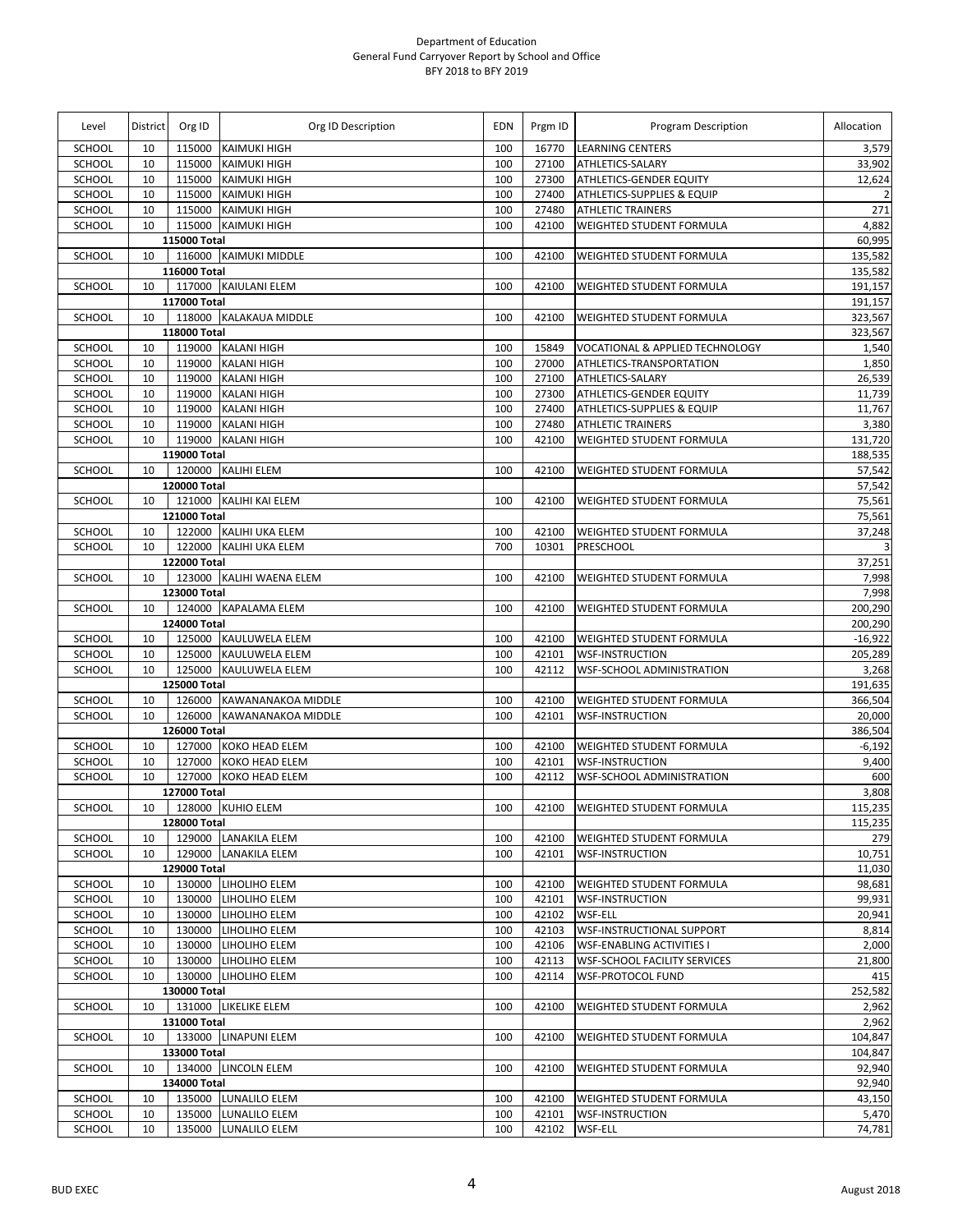Department of Education
General Fund Carryover Report by School and Office
BFY 2018 to BFY 2019

| Level | District | Org ID | Org ID Description | EDN | Prgm ID | Program Description | Allocation |
|---|---|---|---|---|---|---|---|
| SCHOOL | 10 | 115000 | KAIMUKI HIGH | 100 | 16770 | LEARNING CENTERS | 3,579 |
| SCHOOL | 10 | 115000 | KAIMUKI HIGH | 100 | 27100 | ATHLETICS-SALARY | 33,902 |
| SCHOOL | 10 | 115000 | KAIMUKI HIGH | 100 | 27300 | ATHLETICS-GENDER EQUITY | 12,624 |
| SCHOOL | 10 | 115000 | KAIMUKI HIGH | 100 | 27400 | ATHLETICS-SUPPLIES & EQUIP | 2 |
| SCHOOL | 10 | 115000 | KAIMUKI HIGH | 100 | 27480 | ATHLETIC TRAINERS | 271 |
| SCHOOL | 10 | 115000 | KAIMUKI HIGH | 100 | 42100 | WEIGHTED STUDENT FORMULA | 4,882 |
| | | **115000 Total** | | | | | 60,995 |
| SCHOOL | 10 | 116000 | KAIMUKI MIDDLE | 100 | 42100 | WEIGHTED STUDENT FORMULA | 135,582 |
| | | **116000 Total** | | | | | 135,582 |
| SCHOOL | 10 | 117000 | KAIULANI ELEM | 100 | 42100 | WEIGHTED STUDENT FORMULA | 191,157 |
| | | **117000 Total** | | | | | 191,157 |
| SCHOOL | 10 | 118000 | KALAKAUA MIDDLE | 100 | 42100 | WEIGHTED STUDENT FORMULA | 323,567 |
| | | **118000 Total** | | | | | 323,567 |
| SCHOOL | 10 | 119000 | KALANI HIGH | 100 | 15849 | VOCATIONAL & APPLIED TECHNOLOGY | 1,540 |
| SCHOOL | 10 | 119000 | KALANI HIGH | 100 | 27000 | ATHLETICS-TRANSPORTATION | 1,850 |
| SCHOOL | 10 | 119000 | KALANI HIGH | 100 | 27100 | ATHLETICS-SALARY | 26,539 |
| SCHOOL | 10 | 119000 | KALANI HIGH | 100 | 27300 | ATHLETICS-GENDER EQUITY | 11,739 |
| SCHOOL | 10 | 119000 | KALANI HIGH | 100 | 27400 | ATHLETICS-SUPPLIES & EQUIP | 11,767 |
| SCHOOL | 10 | 119000 | KALANI HIGH | 100 | 27480 | ATHLETIC TRAINERS | 3,380 |
| SCHOOL | 10 | 119000 | KALANI HIGH | 100 | 42100 | WEIGHTED STUDENT FORMULA | 131,720 |
| | | **119000 Total** | | | | | 188,535 |
| SCHOOL | 10 | 120000 | KALIHI ELEM | 100 | 42100 | WEIGHTED STUDENT FORMULA | 57,542 |
| | | **120000 Total** | | | | | 57,542 |
| SCHOOL | 10 | 121000 | KALIHI KAI ELEM | 100 | 42100 | WEIGHTED STUDENT FORMULA | 75,561 |
| | | **121000 Total** | | | | | 75,561 |
| SCHOOL | 10 | 122000 | KALIHI UKA ELEM | 100 | 42100 | WEIGHTED STUDENT FORMULA | 37,248 |
| SCHOOL | 10 | 122000 | KALIHI UKA ELEM | 700 | 10301 | PRESCHOOL | 3 |
| | | **122000 Total** | | | | | 37,251 |
| SCHOOL | 10 | 123000 | KALIHI WAENA ELEM | 100 | 42100 | WEIGHTED STUDENT FORMULA | 7,998 |
| | | **123000 Total** | | | | | 7,998 |
| SCHOOL | 10 | 124000 | KAPALAMA ELEM | 100 | 42100 | WEIGHTED STUDENT FORMULA | 200,290 |
| | | **124000 Total** | | | | | 200,290 |
| SCHOOL | 10 | 125000 | KAULUWELA ELEM | 100 | 42100 | WEIGHTED STUDENT FORMULA | -16,922 |
| SCHOOL | 10 | 125000 | KAULUWELA ELEM | 100 | 42101 | WSF-INSTRUCTION | 205,289 |
| SCHOOL | 10 | 125000 | KAULUWELA ELEM | 100 | 42112 | WSF-SCHOOL ADMINISTRATION | 3,268 |
| | | **125000 Total** | | | | | 191,635 |
| SCHOOL | 10 | 126000 | KAWANANAKOA MIDDLE | 100 | 42100 | WEIGHTED STUDENT FORMULA | 366,504 |
| SCHOOL | 10 | 126000 | KAWANANAKOA MIDDLE | 100 | 42101 | WSF-INSTRUCTION | 20,000 |
| | | **126000 Total** | | | | | 386,504 |
| SCHOOL | 10 | 127000 | KOKO HEAD ELEM | 100 | 42100 | WEIGHTED STUDENT FORMULA | -6,192 |
| SCHOOL | 10 | 127000 | KOKO HEAD ELEM | 100 | 42101 | WSF-INSTRUCTION | 9,400 |
| SCHOOL | 10 | 127000 | KOKO HEAD ELEM | 100 | 42112 | WSF-SCHOOL ADMINISTRATION | 600 |
| | | **127000 Total** | | | | | 3,808 |
| SCHOOL | 10 | 128000 | KUHIO ELEM | 100 | 42100 | WEIGHTED STUDENT FORMULA | 115,235 |
| | | **128000 Total** | | | | | 115,235 |
| SCHOOL | 10 | 129000 | LANAKILA ELEM | 100 | 42100 | WEIGHTED STUDENT FORMULA | 279 |
| SCHOOL | 10 | 129000 | LANAKILA ELEM | 100 | 42101 | WSF-INSTRUCTION | 10,751 |
| | | **129000 Total** | | | | | 11,030 |
| SCHOOL | 10 | 130000 | LIHOLIHO ELEM | 100 | 42100 | WEIGHTED STUDENT FORMULA | 98,681 |
| SCHOOL | 10 | 130000 | LIHOLIHO ELEM | 100 | 42101 | WSF-INSTRUCTION | 99,931 |
| SCHOOL | 10 | 130000 | LIHOLIHO ELEM | 100 | 42102 | WSF-ELL | 20,941 |
| SCHOOL | 10 | 130000 | LIHOLIHO ELEM | 100 | 42103 | WSF-INSTRUCTIONAL SUPPORT | 8,814 |
| SCHOOL | 10 | 130000 | LIHOLIHO ELEM | 100 | 42106 | WSF-ENABLING ACTIVITIES I | 2,000 |
| SCHOOL | 10 | 130000 | LIHOLIHO ELEM | 100 | 42113 | WSF-SCHOOL FACILITY SERVICES | 21,800 |
| SCHOOL | 10 | 130000 | LIHOLIHO ELEM | 100 | 42114 | WSF-PROTOCOL FUND | 415 |
| | | **130000 Total** | | | | | 252,582 |
| SCHOOL | 10 | 131000 | LIKELIKE ELEM | 100 | 42100 | WEIGHTED STUDENT FORMULA | 2,962 |
| | | **131000 Total** | | | | | 2,962 |
| SCHOOL | 10 | 133000 | LINAPUNI ELEM | 100 | 42100 | WEIGHTED STUDENT FORMULA | 104,847 |
| | | **133000 Total** | | | | | 104,847 |
| SCHOOL | 10 | 134000 | LINCOLN ELEM | 100 | 42100 | WEIGHTED STUDENT FORMULA | 92,940 |
| | | **134000 Total** | | | | | 92,940 |
| SCHOOL | 10 | 135000 | LUNALILO ELEM | 100 | 42100 | WEIGHTED STUDENT FORMULA | 43,150 |
| SCHOOL | 10 | 135000 | LUNALILO ELEM | 100 | 42101 | WSF-INSTRUCTION | 5,470 |
| SCHOOL | 10 | 135000 | LUNALILO ELEM | 100 | 42102 | WSF-ELL | 74,781 |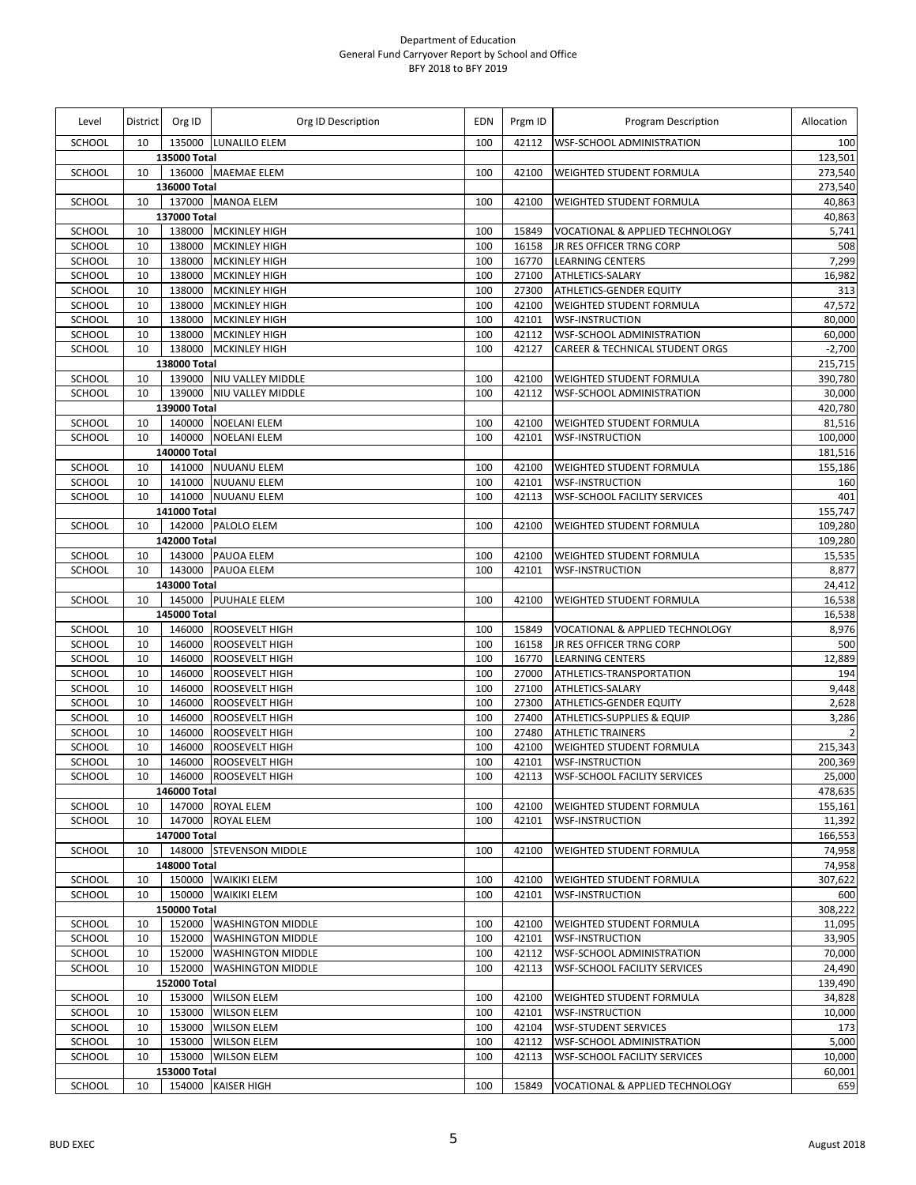Department of Education
General Fund Carryover Report by School and Office
BFY 2018 to BFY 2019

| Level | District | Org ID | Org ID Description | EDN | Prgm ID | Program Description | Allocation |
|---|---|---|---|---|---|---|---|
| SCHOOL | 10 | 135000 | LUNALILO ELEM | 100 | 42112 | WSF-SCHOOL ADMINISTRATION | 100 |
| | | 135000 Total | | | | | 123,501 |
| SCHOOL | 10 | 136000 | MAEMAE ELEM | 100 | 42100 | WEIGHTED STUDENT FORMULA | 273,540 |
| | | 136000 Total | | | | | 273,540 |
| SCHOOL | 10 | 137000 | MANOA ELEM | 100 | 42100 | WEIGHTED STUDENT FORMULA | 40,863 |
| | | 137000 Total | | | | | 40,863 |
| SCHOOL | 10 | 138000 | MCKINLEY HIGH | 100 | 15849 | VOCATIONAL & APPLIED TECHNOLOGY | 5,741 |
| SCHOOL | 10 | 138000 | MCKINLEY HIGH | 100 | 16158 | JR RES OFFICER TRNG CORP | 508 |
| SCHOOL | 10 | 138000 | MCKINLEY HIGH | 100 | 16770 | LEARNING CENTERS | 7,299 |
| SCHOOL | 10 | 138000 | MCKINLEY HIGH | 100 | 27100 | ATHLETICS-SALARY | 16,982 |
| SCHOOL | 10 | 138000 | MCKINLEY HIGH | 100 | 27300 | ATHLETICS-GENDER EQUITY | 313 |
| SCHOOL | 10 | 138000 | MCKINLEY HIGH | 100 | 42100 | WEIGHTED STUDENT FORMULA | 47,572 |
| SCHOOL | 10 | 138000 | MCKINLEY HIGH | 100 | 42101 | WSF-INSTRUCTION | 80,000 |
| SCHOOL | 10 | 138000 | MCKINLEY HIGH | 100 | 42112 | WSF-SCHOOL ADMINISTRATION | 60,000 |
| SCHOOL | 10 | 138000 | MCKINLEY HIGH | 100 | 42127 | CAREER & TECHNICAL STUDENT ORGS | -2,700 |
| | | 138000 Total | | | | | 215,715 |
| SCHOOL | 10 | 139000 | NIU VALLEY MIDDLE | 100 | 42100 | WEIGHTED STUDENT FORMULA | 390,780 |
| SCHOOL | 10 | 139000 | NIU VALLEY MIDDLE | 100 | 42112 | WSF-SCHOOL ADMINISTRATION | 30,000 |
| | | 139000 Total | | | | | 420,780 |
| SCHOOL | 10 | 140000 | NOELANI ELEM | 100 | 42100 | WEIGHTED STUDENT FORMULA | 81,516 |
| SCHOOL | 10 | 140000 | NOELANI ELEM | 100 | 42101 | WSF-INSTRUCTION | 100,000 |
| | | 140000 Total | | | | | 181,516 |
| SCHOOL | 10 | 141000 | NUUANU ELEM | 100 | 42100 | WEIGHTED STUDENT FORMULA | 155,186 |
| SCHOOL | 10 | 141000 | NUUANU ELEM | 100 | 42101 | WSF-INSTRUCTION | 160 |
| SCHOOL | 10 | 141000 | NUUANU ELEM | 100 | 42113 | WSF-SCHOOL FACILITY SERVICES | 401 |
| | | 141000 Total | | | | | 155,747 |
| SCHOOL | 10 | 142000 | PALOLO ELEM | 100 | 42100 | WEIGHTED STUDENT FORMULA | 109,280 |
| | | 142000 Total | | | | | 109,280 |
| SCHOOL | 10 | 143000 | PAUOA ELEM | 100 | 42100 | WEIGHTED STUDENT FORMULA | 15,535 |
| SCHOOL | 10 | 143000 | PAUOA ELEM | 100 | 42101 | WSF-INSTRUCTION | 8,877 |
| | | 143000 Total | | | | | 24,412 |
| SCHOOL | 10 | 145000 | PUUHALE ELEM | 100 | 42100 | WEIGHTED STUDENT FORMULA | 16,538 |
| | | 145000 Total | | | | | 16,538 |
| SCHOOL | 10 | 146000 | ROOSEVELT HIGH | 100 | 15849 | VOCATIONAL & APPLIED TECHNOLOGY | 8,976 |
| SCHOOL | 10 | 146000 | ROOSEVELT HIGH | 100 | 16158 | JR RES OFFICER TRNG CORP | 500 |
| SCHOOL | 10 | 146000 | ROOSEVELT HIGH | 100 | 16770 | LEARNING CENTERS | 12,889 |
| SCHOOL | 10 | 146000 | ROOSEVELT HIGH | 100 | 27000 | ATHLETICS-TRANSPORTATION | 194 |
| SCHOOL | 10 | 146000 | ROOSEVELT HIGH | 100 | 27100 | ATHLETICS-SALARY | 9,448 |
| SCHOOL | 10 | 146000 | ROOSEVELT HIGH | 100 | 27300 | ATHLETICS-GENDER EQUITY | 2,628 |
| SCHOOL | 10 | 146000 | ROOSEVELT HIGH | 100 | 27400 | ATHLETICS-SUPPLIES & EQUIP | 3,286 |
| SCHOOL | 10 | 146000 | ROOSEVELT HIGH | 100 | 27480 | ATHLETIC TRAINERS | 2 |
| SCHOOL | 10 | 146000 | ROOSEVELT HIGH | 100 | 42100 | WEIGHTED STUDENT FORMULA | 215,343 |
| SCHOOL | 10 | 146000 | ROOSEVELT HIGH | 100 | 42101 | WSF-INSTRUCTION | 200,369 |
| SCHOOL | 10 | 146000 | ROOSEVELT HIGH | 100 | 42113 | WSF-SCHOOL FACILITY SERVICES | 25,000 |
| | | 146000 Total | | | | | 478,635 |
| SCHOOL | 10 | 147000 | ROYAL ELEM | 100 | 42100 | WEIGHTED STUDENT FORMULA | 155,161 |
| SCHOOL | 10 | 147000 | ROYAL ELEM | 100 | 42101 | WSF-INSTRUCTION | 11,392 |
| | | 147000 Total | | | | | 166,553 |
| SCHOOL | 10 | 148000 | STEVENSON MIDDLE | 100 | 42100 | WEIGHTED STUDENT FORMULA | 74,958 |
| | | 148000 Total | | | | | 74,958 |
| SCHOOL | 10 | 150000 | WAIKIKI ELEM | 100 | 42100 | WEIGHTED STUDENT FORMULA | 307,622 |
| SCHOOL | 10 | 150000 | WAIKIKI ELEM | 100 | 42101 | WSF-INSTRUCTION | 600 |
| | | 150000 Total | | | | | 308,222 |
| SCHOOL | 10 | 152000 | WASHINGTON MIDDLE | 100 | 42100 | WEIGHTED STUDENT FORMULA | 11,095 |
| SCHOOL | 10 | 152000 | WASHINGTON MIDDLE | 100 | 42101 | WSF-INSTRUCTION | 33,905 |
| SCHOOL | 10 | 152000 | WASHINGTON MIDDLE | 100 | 42112 | WSF-SCHOOL ADMINISTRATION | 70,000 |
| SCHOOL | 10 | 152000 | WASHINGTON MIDDLE | 100 | 42113 | WSF-SCHOOL FACILITY SERVICES | 24,490 |
| | | 152000 Total | | | | | 139,490 |
| SCHOOL | 10 | 153000 | WILSON ELEM | 100 | 42100 | WEIGHTED STUDENT FORMULA | 34,828 |
| SCHOOL | 10 | 153000 | WILSON ELEM | 100 | 42101 | WSF-INSTRUCTION | 10,000 |
| SCHOOL | 10 | 153000 | WILSON ELEM | 100 | 42104 | WSF-STUDENT SERVICES | 173 |
| SCHOOL | 10 | 153000 | WILSON ELEM | 100 | 42112 | WSF-SCHOOL ADMINISTRATION | 5,000 |
| SCHOOL | 10 | 153000 | WILSON ELEM | 100 | 42113 | WSF-SCHOOL FACILITY SERVICES | 10,000 |
| | | 153000 Total | | | | | 60,001 |
| SCHOOL | 10 | 154000 | KAISER HIGH | 100 | 15849 | VOCATIONAL & APPLIED TECHNOLOGY | 659 |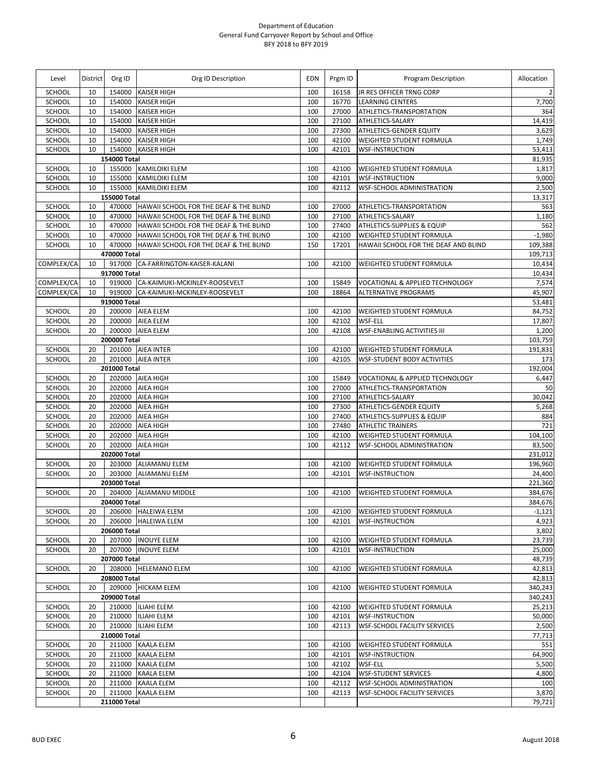Department of Education
General Fund Carryover Report by School and Office
BFY 2018 to BFY 2019

| Level | District | Org ID | Org ID Description | EDN | Prgm ID | Program Description | Allocation |
|---|---|---|---|---|---|---|---|
| SCHOOL | 10 | 154000 | KAISER HIGH | 100 | 16158 | JR RES OFFICER TRNG CORP | 2 |
| SCHOOL | 10 | 154000 | KAISER HIGH | 100 | 16770 | LEARNING CENTERS | 7,700 |
| SCHOOL | 10 | 154000 | KAISER HIGH | 100 | 27000 | ATHLETICS-TRANSPORTATION | 364 |
| SCHOOL | 10 | 154000 | KAISER HIGH | 100 | 27100 | ATHLETICS-SALARY | 14,419 |
| SCHOOL | 10 | 154000 | KAISER HIGH | 100 | 27300 | ATHLETICS-GENDER EQUITY | 3,629 |
| SCHOOL | 10 | 154000 | KAISER HIGH | 100 | 42100 | WEIGHTED STUDENT FORMULA | 1,749 |
| SCHOOL | 10 | 154000 | KAISER HIGH | 100 | 42101 | WSF-INSTRUCTION | 53,413 |
| | | 154000 Total | | | | | 81,935 |
| SCHOOL | 10 | 155000 | KAMILOIKI ELEM | 100 | 42100 | WEIGHTED STUDENT FORMULA | 1,817 |
| SCHOOL | 10 | 155000 | KAMILOIKI ELEM | 100 | 42101 | WSF-INSTRUCTION | 9,000 |
| SCHOOL | 10 | 155000 | KAMILOIKI ELEM | 100 | 42112 | WSF-SCHOOL ADMINISTRATION | 2,500 |
| | | 155000 Total | | | | | 13,317 |
| SCHOOL | 10 | 470000 | HAWAII SCHOOL FOR THE DEAF & THE BLIND | 100 | 27000 | ATHLETICS-TRANSPORTATION | 563 |
| SCHOOL | 10 | 470000 | HAWAII SCHOOL FOR THE DEAF & THE BLIND | 100 | 27100 | ATHLETICS-SALARY | 1,180 |
| SCHOOL | 10 | 470000 | HAWAII SCHOOL FOR THE DEAF & THE BLIND | 100 | 27400 | ATHLETICS-SUPPLIES & EQUIP | 562 |
| SCHOOL | 10 | 470000 | HAWAII SCHOOL FOR THE DEAF & THE BLIND | 100 | 42100 | WEIGHTED STUDENT FORMULA | -1,980 |
| SCHOOL | 10 | 470000 | HAWAII SCHOOL FOR THE DEAF & THE BLIND | 150 | 17201 | HAWAII SCHOOL FOR THE DEAF AND BLIND | 109,388 |
| | | 470000 Total | | | | | 109,713 |
| COMPLEX/CA | 10 | 917000 | CA-FARRINGTON-KAISER-KALANI | 100 | 42100 | WEIGHTED STUDENT FORMULA | 10,434 |
| | | 917000 Total | | | | | 10,434 |
| COMPLEX/CA | 10 | 919000 | CA-KAIMUKI-MCKINLEY-ROOSEVELT | 100 | 15849 | VOCATIONAL & APPLIED TECHNOLOGY | 7,574 |
| COMPLEX/CA | 10 | 919000 | CA-KAIMUKI-MCKINLEY-ROOSEVELT | 100 | 18864 | ALTERNATIVE PROGRAMS | 45,907 |
| | | 919000 Total | | | | | 53,481 |
| SCHOOL | 20 | 200000 | AIEA ELEM | 100 | 42100 | WEIGHTED STUDENT FORMULA | 84,752 |
| SCHOOL | 20 | 200000 | AIEA ELEM | 100 | 42102 | WSF-ELL | 17,807 |
| SCHOOL | 20 | 200000 | AIEA ELEM | 100 | 42108 | WSF-ENABLING ACTIVITIES III | 1,200 |
| | | 200000 Total | | | | | 103,759 |
| SCHOOL | 20 | 201000 | AIEA INTER | 100 | 42100 | WEIGHTED STUDENT FORMULA | 191,831 |
| SCHOOL | 20 | 201000 | AIEA INTER | 100 | 42105 | WSF-STUDENT BODY ACTIVITIES | 173 |
| | | 201000 Total | | | | | 192,004 |
| SCHOOL | 20 | 202000 | AIEA HIGH | 100 | 15849 | VOCATIONAL & APPLIED TECHNOLOGY | 6,447 |
| SCHOOL | 20 | 202000 | AIEA HIGH | 100 | 27000 | ATHLETICS-TRANSPORTATION | 50 |
| SCHOOL | 20 | 202000 | AIEA HIGH | 100 | 27100 | ATHLETICS-SALARY | 30,042 |
| SCHOOL | 20 | 202000 | AIEA HIGH | 100 | 27300 | ATHLETICS-GENDER EQUITY | 5,268 |
| SCHOOL | 20 | 202000 | AIEA HIGH | 100 | 27400 | ATHLETICS-SUPPLIES & EQUIP | 884 |
| SCHOOL | 20 | 202000 | AIEA HIGH | 100 | 27480 | ATHLETIC TRAINERS | 721 |
| SCHOOL | 20 | 202000 | AIEA HIGH | 100 | 42100 | WEIGHTED STUDENT FORMULA | 104,100 |
| SCHOOL | 20 | 202000 | AIEA HIGH | 100 | 42112 | WSF-SCHOOL ADMINISTRATION | 83,500 |
| | | 202000 Total | | | | | 231,012 |
| SCHOOL | 20 | 203000 | ALIAMANU ELEM | 100 | 42100 | WEIGHTED STUDENT FORMULA | 196,960 |
| SCHOOL | 20 | 203000 | ALIAMANU ELEM | 100 | 42101 | WSF-INSTRUCTION | 24,400 |
| | | 203000 Total | | | | | 221,360 |
| SCHOOL | 20 | 204000 | ALIAMANU MIDDLE | 100 | 42100 | WEIGHTED STUDENT FORMULA | 384,676 |
| | | 204000 Total | | | | | 384,676 |
| SCHOOL | 20 | 206000 | HALEIWA ELEM | 100 | 42100 | WEIGHTED STUDENT FORMULA | -1,121 |
| SCHOOL | 20 | 206000 | HALEIWA ELEM | 100 | 42101 | WSF-INSTRUCTION | 4,923 |
| | | 206000 Total | | | | | 3,802 |
| SCHOOL | 20 | 207000 | INOUYE ELEM | 100 | 42100 | WEIGHTED STUDENT FORMULA | 23,739 |
| SCHOOL | 20 | 207000 | INOUYE ELEM | 100 | 42101 | WSF-INSTRUCTION | 25,000 |
| | | 207000 Total | | | | | 48,739 |
| SCHOOL | 20 | 208000 | HELEMANO ELEM | 100 | 42100 | WEIGHTED STUDENT FORMULA | 42,813 |
| | | 208000 Total | | | | | 42,813 |
| SCHOOL | 20 | 209000 | HICKAM ELEM | 100 | 42100 | WEIGHTED STUDENT FORMULA | 340,243 |
| | | 209000 Total | | | | | 340,243 |
| SCHOOL | 20 | 210000 | ILIAHI ELEM | 100 | 42100 | WEIGHTED STUDENT FORMULA | 25,213 |
| SCHOOL | 20 | 210000 | ILIAHI ELEM | 100 | 42101 | WSF-INSTRUCTION | 50,000 |
| SCHOOL | 20 | 210000 | ILIAHI ELEM | 100 | 42113 | WSF-SCHOOL FACILITY SERVICES | 2,500 |
| | | 210000 Total | | | | | 77,713 |
| SCHOOL | 20 | 211000 | KAALA ELEM | 100 | 42100 | WEIGHTED STUDENT FORMULA | 551 |
| SCHOOL | 20 | 211000 | KAALA ELEM | 100 | 42101 | WSF-INSTRUCTION | 64,900 |
| SCHOOL | 20 | 211000 | KAALA ELEM | 100 | 42102 | WSF-ELL | 5,500 |
| SCHOOL | 20 | 211000 | KAALA ELEM | 100 | 42104 | WSF-STUDENT SERVICES | 4,800 |
| SCHOOL | 20 | 211000 | KAALA ELEM | 100 | 42112 | WSF-SCHOOL ADMINISTRATION | 100 |
| SCHOOL | 20 | 211000 | KAALA ELEM | 100 | 42113 | WSF-SCHOOL FACILITY SERVICES | 3,870 |
| | | 211000 Total | | | | | 79,721 |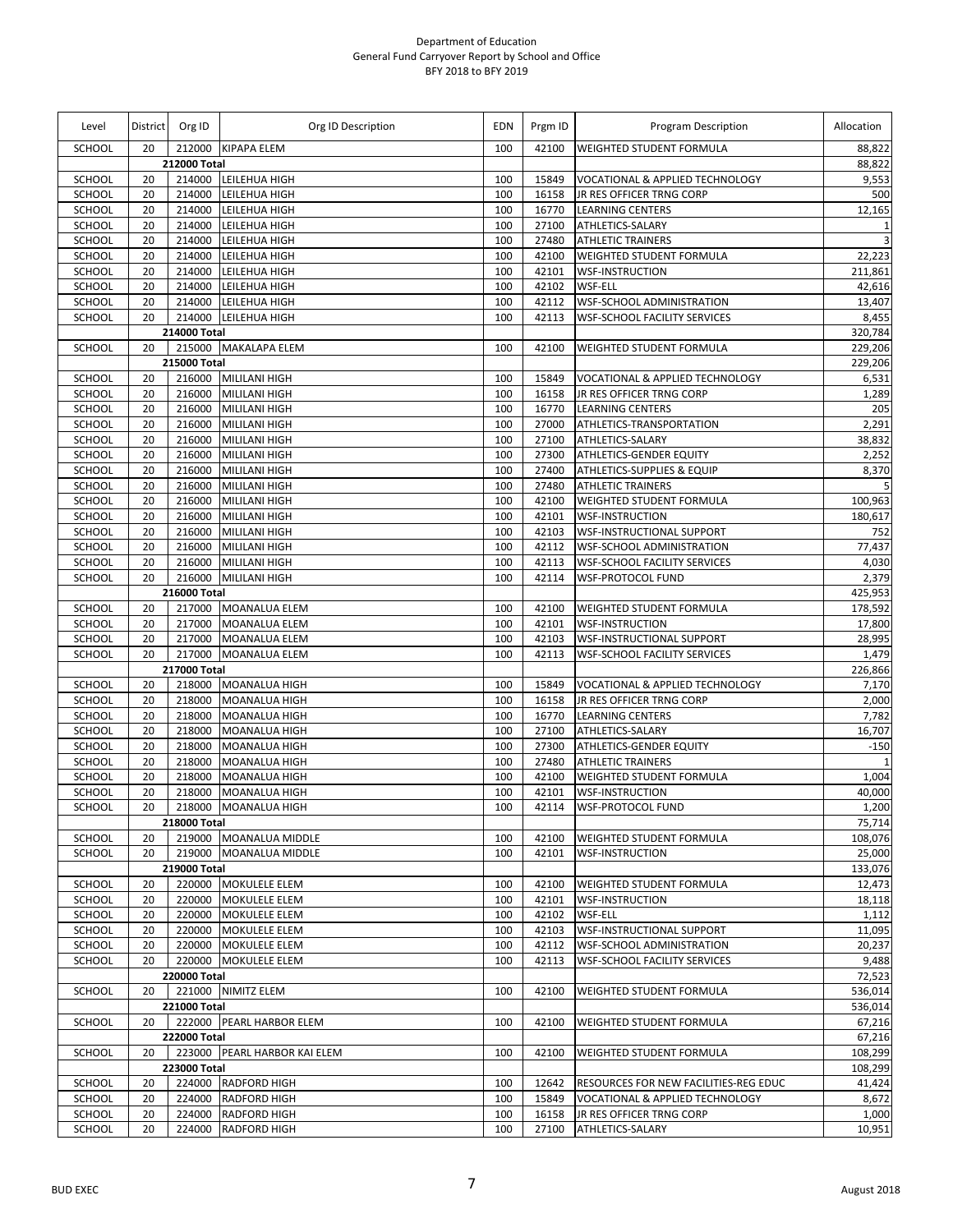Department of Education
General Fund Carryover Report by School and Office
BFY 2018 to BFY 2019

| Level | District | Org ID | Org ID Description | EDN | Prgm ID | Program Description | Allocation |
|---|---|---|---|---|---|---|---|
| SCHOOL | 20 | 212000 | KIPAPA ELEM | 100 | 42100 | WEIGHTED STUDENT FORMULA | 88,822 |
| | | 212000 Total | | | | | 88,822 |
| SCHOOL | 20 | 214000 | LEILEHUA HIGH | 100 | 15849 | VOCATIONAL & APPLIED TECHNOLOGY | 9,553 |
| SCHOOL | 20 | 214000 | LEILEHUA HIGH | 100 | 16158 | JR RES OFFICER TRNG CORP | 500 |
| SCHOOL | 20 | 214000 | LEILEHUA HIGH | 100 | 16770 | LEARNING CENTERS | 12,165 |
| SCHOOL | 20 | 214000 | LEILEHUA HIGH | 100 | 27100 | ATHLETICS-SALARY | 1 |
| SCHOOL | 20 | 214000 | LEILEHUA HIGH | 100 | 27480 | ATHLETIC TRAINERS | 3 |
| SCHOOL | 20 | 214000 | LEILEHUA HIGH | 100 | 42100 | WEIGHTED STUDENT FORMULA | 22,223 |
| SCHOOL | 20 | 214000 | LEILEHUA HIGH | 100 | 42101 | WSF-INSTRUCTION | 211,861 |
| SCHOOL | 20 | 214000 | LEILEHUA HIGH | 100 | 42102 | WSF-ELL | 42,616 |
| SCHOOL | 20 | 214000 | LEILEHUA HIGH | 100 | 42112 | WSF-SCHOOL ADMINISTRATION | 13,407 |
| SCHOOL | 20 | 214000 | LEILEHUA HIGH | 100 | 42113 | WSF-SCHOOL FACILITY SERVICES | 8,455 |
| | | 214000 Total | | | | | 320,784 |
| SCHOOL | 20 | 215000 | MAKALAPA ELEM | 100 | 42100 | WEIGHTED STUDENT FORMULA | 229,206 |
| | | 215000 Total | | | | | 229,206 |
| SCHOOL | 20 | 216000 | MILILANI HIGH | 100 | 15849 | VOCATIONAL & APPLIED TECHNOLOGY | 6,531 |
| SCHOOL | 20 | 216000 | MILILANI HIGH | 100 | 16158 | JR RES OFFICER TRNG CORP | 1,289 |
| SCHOOL | 20 | 216000 | MILILANI HIGH | 100 | 16770 | LEARNING CENTERS | 205 |
| SCHOOL | 20 | 216000 | MILILANI HIGH | 100 | 27000 | ATHLETICS-TRANSPORTATION | 2,291 |
| SCHOOL | 20 | 216000 | MILILANI HIGH | 100 | 27100 | ATHLETICS-SALARY | 38,832 |
| SCHOOL | 20 | 216000 | MILILANI HIGH | 100 | 27300 | ATHLETICS-GENDER EQUITY | 2,252 |
| SCHOOL | 20 | 216000 | MILILANI HIGH | 100 | 27400 | ATHLETICS-SUPPLIES & EQUIP | 8,370 |
| SCHOOL | 20 | 216000 | MILILANI HIGH | 100 | 27480 | ATHLETIC TRAINERS | 5 |
| SCHOOL | 20 | 216000 | MILILANI HIGH | 100 | 42100 | WEIGHTED STUDENT FORMULA | 100,963 |
| SCHOOL | 20 | 216000 | MILILANI HIGH | 100 | 42101 | WSF-INSTRUCTION | 180,617 |
| SCHOOL | 20 | 216000 | MILILANI HIGH | 100 | 42103 | WSF-INSTRUCTIONAL SUPPORT | 752 |
| SCHOOL | 20 | 216000 | MILILANI HIGH | 100 | 42112 | WSF-SCHOOL ADMINISTRATION | 77,437 |
| SCHOOL | 20 | 216000 | MILILANI HIGH | 100 | 42113 | WSF-SCHOOL FACILITY SERVICES | 4,030 |
| SCHOOL | 20 | 216000 | MILILANI HIGH | 100 | 42114 | WSF-PROTOCOL FUND | 2,379 |
| | | 216000 Total | | | | | 425,953 |
| SCHOOL | 20 | 217000 | MOANALUA ELEM | 100 | 42100 | WEIGHTED STUDENT FORMULA | 178,592 |
| SCHOOL | 20 | 217000 | MOANALUA ELEM | 100 | 42101 | WSF-INSTRUCTION | 17,800 |
| SCHOOL | 20 | 217000 | MOANALUA ELEM | 100 | 42103 | WSF-INSTRUCTIONAL SUPPORT | 28,995 |
| SCHOOL | 20 | 217000 | MOANALUA ELEM | 100 | 42113 | WSF-SCHOOL FACILITY SERVICES | 1,479 |
| | | 217000 Total | | | | | 226,866 |
| SCHOOL | 20 | 218000 | MOANALUA HIGH | 100 | 15849 | VOCATIONAL & APPLIED TECHNOLOGY | 7,170 |
| SCHOOL | 20 | 218000 | MOANALUA HIGH | 100 | 16158 | JR RES OFFICER TRNG CORP | 2,000 |
| SCHOOL | 20 | 218000 | MOANALUA HIGH | 100 | 16770 | LEARNING CENTERS | 7,782 |
| SCHOOL | 20 | 218000 | MOANALUA HIGH | 100 | 27100 | ATHLETICS-SALARY | 16,707 |
| SCHOOL | 20 | 218000 | MOANALUA HIGH | 100 | 27300 | ATHLETICS-GENDER EQUITY | -150 |
| SCHOOL | 20 | 218000 | MOANALUA HIGH | 100 | 27480 | ATHLETIC TRAINERS | 1 |
| SCHOOL | 20 | 218000 | MOANALUA HIGH | 100 | 42100 | WEIGHTED STUDENT FORMULA | 1,004 |
| SCHOOL | 20 | 218000 | MOANALUA HIGH | 100 | 42101 | WSF-INSTRUCTION | 40,000 |
| SCHOOL | 20 | 218000 | MOANALUA HIGH | 100 | 42114 | WSF-PROTOCOL FUND | 1,200 |
| | | 218000 Total | | | | | 75,714 |
| SCHOOL | 20 | 219000 | MOANALUA MIDDLE | 100 | 42100 | WEIGHTED STUDENT FORMULA | 108,076 |
| SCHOOL | 20 | 219000 | MOANALUA MIDDLE | 100 | 42101 | WSF-INSTRUCTION | 25,000 |
| | | 219000 Total | | | | | 133,076 |
| SCHOOL | 20 | 220000 | MOKULELE ELEM | 100 | 42100 | WEIGHTED STUDENT FORMULA | 12,473 |
| SCHOOL | 20 | 220000 | MOKULELE ELEM | 100 | 42101 | WSF-INSTRUCTION | 18,118 |
| SCHOOL | 20 | 220000 | MOKULELE ELEM | 100 | 42102 | WSF-ELL | 1,112 |
| SCHOOL | 20 | 220000 | MOKULELE ELEM | 100 | 42103 | WSF-INSTRUCTIONAL SUPPORT | 11,095 |
| SCHOOL | 20 | 220000 | MOKULELE ELEM | 100 | 42112 | WSF-SCHOOL ADMINISTRATION | 20,237 |
| SCHOOL | 20 | 220000 | MOKULELE ELEM | 100 | 42113 | WSF-SCHOOL FACILITY SERVICES | 9,488 |
| | | 220000 Total | | | | | 72,523 |
| SCHOOL | 20 | 221000 | NIMITZ ELEM | 100 | 42100 | WEIGHTED STUDENT FORMULA | 536,014 |
| | | 221000 Total | | | | | 536,014 |
| SCHOOL | 20 | 222000 | PEARL HARBOR ELEM | 100 | 42100 | WEIGHTED STUDENT FORMULA | 67,216 |
| | | 222000 Total | | | | | 67,216 |
| SCHOOL | 20 | 223000 | PEARL HARBOR KAI ELEM | 100 | 42100 | WEIGHTED STUDENT FORMULA | 108,299 |
| | | 223000 Total | | | | | 108,299 |
| SCHOOL | 20 | 224000 | RADFORD HIGH | 100 | 12642 | RESOURCES FOR NEW FACILITIES-REG EDUC | 41,424 |
| SCHOOL | 20 | 224000 | RADFORD HIGH | 100 | 15849 | VOCATIONAL & APPLIED TECHNOLOGY | 8,672 |
| SCHOOL | 20 | 224000 | RADFORD HIGH | 100 | 16158 | JR RES OFFICER TRNG CORP | 1,000 |
| SCHOOL | 20 | 224000 | RADFORD HIGH | 100 | 27100 | ATHLETICS-SALARY | 10,951 |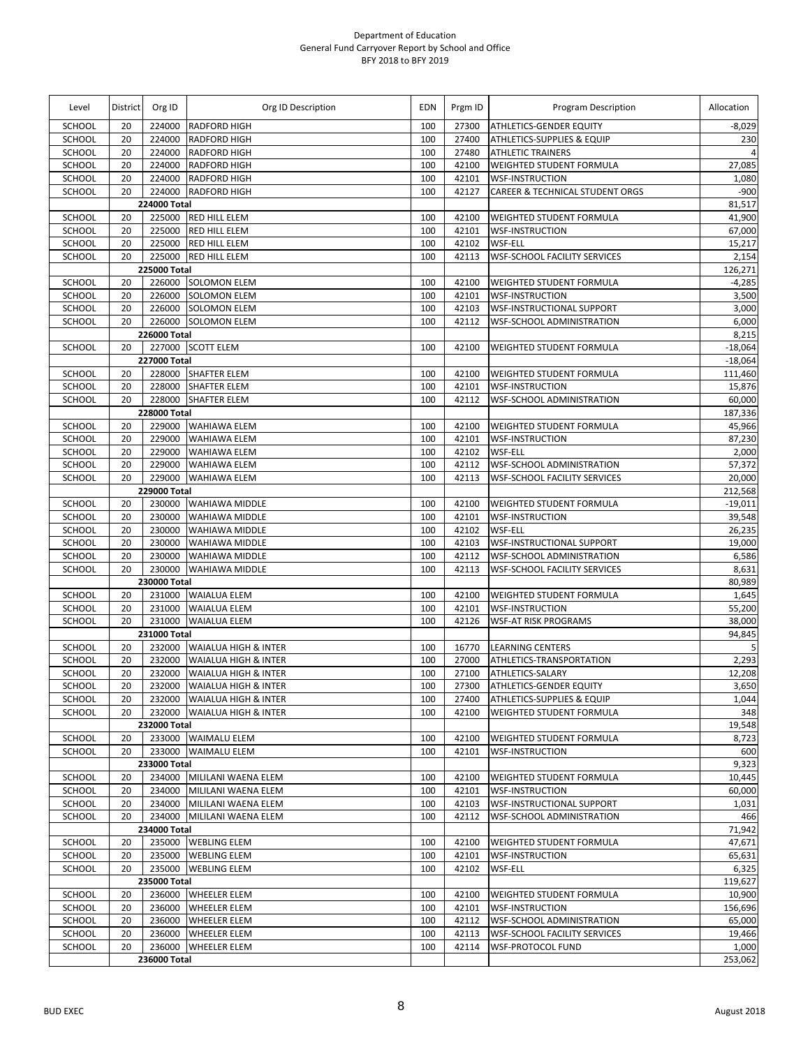Department of Education
General Fund Carryover Report by School and Office
BFY 2018 to BFY 2019

| Level | District | Org ID | Org ID Description | EDN | Prgm ID | Program Description | Allocation |
|---|---|---|---|---|---|---|---|
| SCHOOL | 20 | 224000 | RADFORD HIGH | 100 | 27300 | ATHLETICS-GENDER EQUITY | -8,029 |
| SCHOOL | 20 | 224000 | RADFORD HIGH | 100 | 27400 | ATHLETICS-SUPPLIES & EQUIP | 230 |
| SCHOOL | 20 | 224000 | RADFORD HIGH | 100 | 27480 | ATHLETIC TRAINERS | 4 |
| SCHOOL | 20 | 224000 | RADFORD HIGH | 100 | 42100 | WEIGHTED STUDENT FORMULA | 27,085 |
| SCHOOL | 20 | 224000 | RADFORD HIGH | 100 | 42101 | WSF-INSTRUCTION | 1,080 |
| SCHOOL | 20 | 224000 | RADFORD HIGH | 100 | 42127 | CAREER & TECHNICAL STUDENT ORGS | -900 |
| | | 224000 Total | | | | | 81,517 |
| SCHOOL | 20 | 225000 | RED HILL ELEM | 100 | 42100 | WEIGHTED STUDENT FORMULA | 41,900 |
| SCHOOL | 20 | 225000 | RED HILL ELEM | 100 | 42101 | WSF-INSTRUCTION | 67,000 |
| SCHOOL | 20 | 225000 | RED HILL ELEM | 100 | 42102 | WSF-ELL | 15,217 |
| SCHOOL | 20 | 225000 | RED HILL ELEM | 100 | 42113 | WSF-SCHOOL FACILITY SERVICES | 2,154 |
| | | 225000 Total | | | | | 126,271 |
| SCHOOL | 20 | 226000 | SOLOMON ELEM | 100 | 42100 | WEIGHTED STUDENT FORMULA | -4,285 |
| SCHOOL | 20 | 226000 | SOLOMON ELEM | 100 | 42101 | WSF-INSTRUCTION | 3,500 |
| SCHOOL | 20 | 226000 | SOLOMON ELEM | 100 | 42103 | WSF-INSTRUCTIONAL SUPPORT | 3,000 |
| SCHOOL | 20 | 226000 | SOLOMON ELEM | 100 | 42112 | WSF-SCHOOL ADMINISTRATION | 6,000 |
| | | 226000 Total | | | | | 8,215 |
| SCHOOL | 20 | 227000 | SCOTT ELEM | 100 | 42100 | WEIGHTED STUDENT FORMULA | -18,064 |
| | | 227000 Total | | | | | -18,064 |
| SCHOOL | 20 | 228000 | SHAFTER ELEM | 100 | 42100 | WEIGHTED STUDENT FORMULA | 111,460 |
| SCHOOL | 20 | 228000 | SHAFTER ELEM | 100 | 42101 | WSF-INSTRUCTION | 15,876 |
| SCHOOL | 20 | 228000 | SHAFTER ELEM | 100 | 42112 | WSF-SCHOOL ADMINISTRATION | 60,000 |
| | | 228000 Total | | | | | 187,336 |
| SCHOOL | 20 | 229000 | WAHIAWA ELEM | 100 | 42100 | WEIGHTED STUDENT FORMULA | 45,966 |
| SCHOOL | 20 | 229000 | WAHIAWA ELEM | 100 | 42101 | WSF-INSTRUCTION | 87,230 |
| SCHOOL | 20 | 229000 | WAHIAWA ELEM | 100 | 42102 | WSF-ELL | 2,000 |
| SCHOOL | 20 | 229000 | WAHIAWA ELEM | 100 | 42112 | WSF-SCHOOL ADMINISTRATION | 57,372 |
| SCHOOL | 20 | 229000 | WAHIAWA ELEM | 100 | 42113 | WSF-SCHOOL FACILITY SERVICES | 20,000 |
| | | 229000 Total | | | | | 212,568 |
| SCHOOL | 20 | 230000 | WAHIAWA MIDDLE | 100 | 42100 | WEIGHTED STUDENT FORMULA | -19,011 |
| SCHOOL | 20 | 230000 | WAHIAWA MIDDLE | 100 | 42101 | WSF-INSTRUCTION | 39,548 |
| SCHOOL | 20 | 230000 | WAHIAWA MIDDLE | 100 | 42102 | WSF-ELL | 26,235 |
| SCHOOL | 20 | 230000 | WAHIAWA MIDDLE | 100 | 42103 | WSF-INSTRUCTIONAL SUPPORT | 19,000 |
| SCHOOL | 20 | 230000 | WAHIAWA MIDDLE | 100 | 42112 | WSF-SCHOOL ADMINISTRATION | 6,586 |
| SCHOOL | 20 | 230000 | WAHIAWA MIDDLE | 100 | 42113 | WSF-SCHOOL FACILITY SERVICES | 8,631 |
| | | 230000 Total | | | | | 80,989 |
| SCHOOL | 20 | 231000 | WAIALUA ELEM | 100 | 42100 | WEIGHTED STUDENT FORMULA | 1,645 |
| SCHOOL | 20 | 231000 | WAIALUA ELEM | 100 | 42101 | WSF-INSTRUCTION | 55,200 |
| SCHOOL | 20 | 231000 | WAIALUA ELEM | 100 | 42126 | WSF-AT RISK PROGRAMS | 38,000 |
| | | 231000 Total | | | | | 94,845 |
| SCHOOL | 20 | 232000 | WAIALUA HIGH & INTER | 100 | 16770 | LEARNING CENTERS | 5 |
| SCHOOL | 20 | 232000 | WAIALUA HIGH & INTER | 100 | 27000 | ATHLETICS-TRANSPORTATION | 2,293 |
| SCHOOL | 20 | 232000 | WAIALUA HIGH & INTER | 100 | 27100 | ATHLETICS-SALARY | 12,208 |
| SCHOOL | 20 | 232000 | WAIALUA HIGH & INTER | 100 | 27300 | ATHLETICS-GENDER EQUITY | 3,650 |
| SCHOOL | 20 | 232000 | WAIALUA HIGH & INTER | 100 | 27400 | ATHLETICS-SUPPLIES & EQUIP | 1,044 |
| SCHOOL | 20 | 232000 | WAIALUA HIGH & INTER | 100 | 42100 | WEIGHTED STUDENT FORMULA | 348 |
| | | 232000 Total | | | | | 19,548 |
| SCHOOL | 20 | 233000 | WAIMALU ELEM | 100 | 42100 | WEIGHTED STUDENT FORMULA | 8,723 |
| SCHOOL | 20 | 233000 | WAIMALU ELEM | 100 | 42101 | WSF-INSTRUCTION | 600 |
| | | 233000 Total | | | | | 9,323 |
| SCHOOL | 20 | 234000 | MILILANI WAENA ELEM | 100 | 42100 | WEIGHTED STUDENT FORMULA | 10,445 |
| SCHOOL | 20 | 234000 | MILILANI WAENA ELEM | 100 | 42101 | WSF-INSTRUCTION | 60,000 |
| SCHOOL | 20 | 234000 | MILILANI WAENA ELEM | 100 | 42103 | WSF-INSTRUCTIONAL SUPPORT | 1,031 |
| SCHOOL | 20 | 234000 | MILILANI WAENA ELEM | 100 | 42112 | WSF-SCHOOL ADMINISTRATION | 466 |
| | | 234000 Total | | | | | 71,942 |
| SCHOOL | 20 | 235000 | WEBLING ELEM | 100 | 42100 | WEIGHTED STUDENT FORMULA | 47,671 |
| SCHOOL | 20 | 235000 | WEBLING ELEM | 100 | 42101 | WSF-INSTRUCTION | 65,631 |
| SCHOOL | 20 | 235000 | WEBLING ELEM | 100 | 42102 | WSF-ELL | 6,325 |
| | | 235000 Total | | | | | 119,627 |
| SCHOOL | 20 | 236000 | WHEELER ELEM | 100 | 42100 | WEIGHTED STUDENT FORMULA | 10,900 |
| SCHOOL | 20 | 236000 | WHEELER ELEM | 100 | 42101 | WSF-INSTRUCTION | 156,696 |
| SCHOOL | 20 | 236000 | WHEELER ELEM | 100 | 42112 | WSF-SCHOOL ADMINISTRATION | 65,000 |
| SCHOOL | 20 | 236000 | WHEELER ELEM | 100 | 42113 | WSF-SCHOOL FACILITY SERVICES | 19,466 |
| SCHOOL | 20 | 236000 | WHEELER ELEM | 100 | 42114 | WSF-PROTOCOL FUND | 1,000 |
| | | 236000 Total | | | | | 253,062 |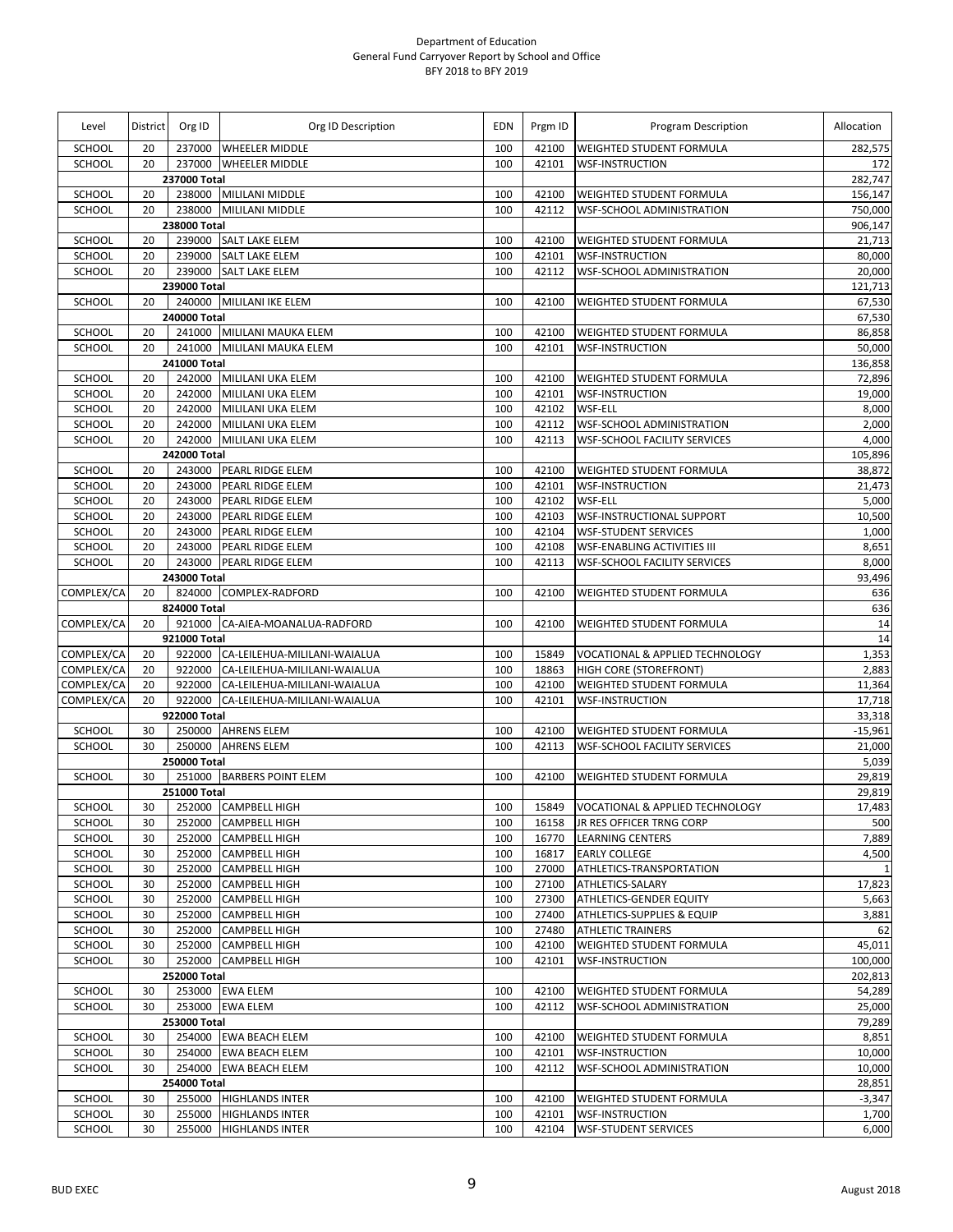Department of Education
General Fund Carryover Report by School and Office
BFY 2018 to BFY 2019

| Level | District | Org ID | Org ID Description | EDN | Prgm ID | Program Description | Allocation |
|---|---|---|---|---|---|---|---|
| SCHOOL | 20 | 237000 | WHEELER MIDDLE | 100 | 42100 | WEIGHTED STUDENT FORMULA | 282,575 |
| SCHOOL | 20 | 237000 | WHEELER MIDDLE | 100 | 42101 | WSF-INSTRUCTION | 172 |
| | | 237000 Total | | | | | 282,747 |
| SCHOOL | 20 | 238000 | MILILANI MIDDLE | 100 | 42100 | WEIGHTED STUDENT FORMULA | 156,147 |
| SCHOOL | 20 | 238000 | MILILANI MIDDLE | 100 | 42112 | WSF-SCHOOL ADMINISTRATION | 750,000 |
| | | 238000 Total | | | | | 906,147 |
| SCHOOL | 20 | 239000 | SALT LAKE ELEM | 100 | 42100 | WEIGHTED STUDENT FORMULA | 21,713 |
| SCHOOL | 20 | 239000 | SALT LAKE ELEM | 100 | 42101 | WSF-INSTRUCTION | 80,000 |
| SCHOOL | 20 | 239000 | SALT LAKE ELEM | 100 | 42112 | WSF-SCHOOL ADMINISTRATION | 20,000 |
| | | 239000 Total | | | | | 121,713 |
| SCHOOL | 20 | 240000 | MILILANI IKE ELEM | 100 | 42100 | WEIGHTED STUDENT FORMULA | 67,530 |
| | | 240000 Total | | | | | 67,530 |
| SCHOOL | 20 | 241000 | MILILANI MAUKA ELEM | 100 | 42100 | WEIGHTED STUDENT FORMULA | 86,858 |
| SCHOOL | 20 | 241000 | MILILANI MAUKA ELEM | 100 | 42101 | WSF-INSTRUCTION | 50,000 |
| | | 241000 Total | | | | | 136,858 |
| SCHOOL | 20 | 242000 | MILILANI UKA ELEM | 100 | 42100 | WEIGHTED STUDENT FORMULA | 72,896 |
| SCHOOL | 20 | 242000 | MILILANI UKA ELEM | 100 | 42101 | WSF-INSTRUCTION | 19,000 |
| SCHOOL | 20 | 242000 | MILILANI UKA ELEM | 100 | 42102 | WSF-ELL | 8,000 |
| SCHOOL | 20 | 242000 | MILILANI UKA ELEM | 100 | 42112 | WSF-SCHOOL ADMINISTRATION | 2,000 |
| SCHOOL | 20 | 242000 | MILILANI UKA ELEM | 100 | 42113 | WSF-SCHOOL FACILITY SERVICES | 4,000 |
| | | 242000 Total | | | | | 105,896 |
| SCHOOL | 20 | 243000 | PEARL RIDGE ELEM | 100 | 42100 | WEIGHTED STUDENT FORMULA | 38,872 |
| SCHOOL | 20 | 243000 | PEARL RIDGE ELEM | 100 | 42101 | WSF-INSTRUCTION | 21,473 |
| SCHOOL | 20 | 243000 | PEARL RIDGE ELEM | 100 | 42102 | WSF-ELL | 5,000 |
| SCHOOL | 20 | 243000 | PEARL RIDGE ELEM | 100 | 42103 | WSF-INSTRUCTIONAL SUPPORT | 10,500 |
| SCHOOL | 20 | 243000 | PEARL RIDGE ELEM | 100 | 42104 | WSF-STUDENT SERVICES | 1,000 |
| SCHOOL | 20 | 243000 | PEARL RIDGE ELEM | 100 | 42108 | WSF-ENABLING ACTIVITIES III | 8,651 |
| SCHOOL | 20 | 243000 | PEARL RIDGE ELEM | 100 | 42113 | WSF-SCHOOL FACILITY SERVICES | 8,000 |
| | | 243000 Total | | | | | 93,496 |
| COMPLEX/CA | 20 | 824000 | COMPLEX-RADFORD | 100 | 42100 | WEIGHTED STUDENT FORMULA | 636 |
| | | 824000 Total | | | | | 636 |
| COMPLEX/CA | 20 | 921000 | CA-AIEA-MOANALUA-RADFORD | 100 | 42100 | WEIGHTED STUDENT FORMULA | 14 |
| | | 921000 Total | | | | | 14 |
| COMPLEX/CA | 20 | 922000 | CA-LEILEHUA-MILILANI-WAIALUA | 100 | 15849 | VOCATIONAL & APPLIED TECHNOLOGY | 1,353 |
| COMPLEX/CA | 20 | 922000 | CA-LEILEHUA-MILILANI-WAIALUA | 100 | 18863 | HIGH CORE (STOREFRONT) | 2,883 |
| COMPLEX/CA | 20 | 922000 | CA-LEILEHUA-MILILANI-WAIALUA | 100 | 42100 | WEIGHTED STUDENT FORMULA | 11,364 |
| COMPLEX/CA | 20 | 922000 | CA-LEILEHUA-MILILANI-WAIALUA | 100 | 42101 | WSF-INSTRUCTION | 17,718 |
| | | 922000 Total | | | | | 33,318 |
| SCHOOL | 30 | 250000 | AHRENS ELEM | 100 | 42100 | WEIGHTED STUDENT FORMULA | -15,961 |
| SCHOOL | 30 | 250000 | AHRENS ELEM | 100 | 42113 | WSF-SCHOOL FACILITY SERVICES | 21,000 |
| | | 250000 Total | | | | | 5,039 |
| SCHOOL | 30 | 251000 | BARBERS POINT ELEM | 100 | 42100 | WEIGHTED STUDENT FORMULA | 29,819 |
| | | 251000 Total | | | | | 29,819 |
| SCHOOL | 30 | 252000 | CAMPBELL HIGH | 100 | 15849 | VOCATIONAL & APPLIED TECHNOLOGY | 17,483 |
| SCHOOL | 30 | 252000 | CAMPBELL HIGH | 100 | 16158 | JR RES OFFICER TRNG CORP | 500 |
| SCHOOL | 30 | 252000 | CAMPBELL HIGH | 100 | 16770 | LEARNING CENTERS | 7,889 |
| SCHOOL | 30 | 252000 | CAMPBELL HIGH | 100 | 16817 | EARLY COLLEGE | 4,500 |
| SCHOOL | 30 | 252000 | CAMPBELL HIGH | 100 | 27000 | ATHLETICS-TRANSPORTATION | 1 |
| SCHOOL | 30 | 252000 | CAMPBELL HIGH | 100 | 27100 | ATHLETICS-SALARY | 17,823 |
| SCHOOL | 30 | 252000 | CAMPBELL HIGH | 100 | 27300 | ATHLETICS-GENDER EQUITY | 5,663 |
| SCHOOL | 30 | 252000 | CAMPBELL HIGH | 100 | 27400 | ATHLETICS-SUPPLIES & EQUIP | 3,881 |
| SCHOOL | 30 | 252000 | CAMPBELL HIGH | 100 | 27480 | ATHLETIC TRAINERS | 62 |
| SCHOOL | 30 | 252000 | CAMPBELL HIGH | 100 | 42100 | WEIGHTED STUDENT FORMULA | 45,011 |
| SCHOOL | 30 | 252000 | CAMPBELL HIGH | 100 | 42101 | WSF-INSTRUCTION | 100,000 |
| | | 252000 Total | | | | | 202,813 |
| SCHOOL | 30 | 253000 | EWA ELEM | 100 | 42100 | WEIGHTED STUDENT FORMULA | 54,289 |
| SCHOOL | 30 | 253000 | EWA ELEM | 100 | 42112 | WSF-SCHOOL ADMINISTRATION | 25,000 |
| | | 253000 Total | | | | | 79,289 |
| SCHOOL | 30 | 254000 | EWA BEACH ELEM | 100 | 42100 | WEIGHTED STUDENT FORMULA | 8,851 |
| SCHOOL | 30 | 254000 | EWA BEACH ELEM | 100 | 42101 | WSF-INSTRUCTION | 10,000 |
| SCHOOL | 30 | 254000 | EWA BEACH ELEM | 100 | 42112 | WSF-SCHOOL ADMINISTRATION | 10,000 |
| | | 254000 Total | | | | | 28,851 |
| SCHOOL | 30 | 255000 | HIGHLANDS INTER | 100 | 42100 | WEIGHTED STUDENT FORMULA | -3,347 |
| SCHOOL | 30 | 255000 | HIGHLANDS INTER | 100 | 42101 | WSF-INSTRUCTION | 1,700 |
| SCHOOL | 30 | 255000 | HIGHLANDS INTER | 100 | 42104 | WSF-STUDENT SERVICES | 6,000 |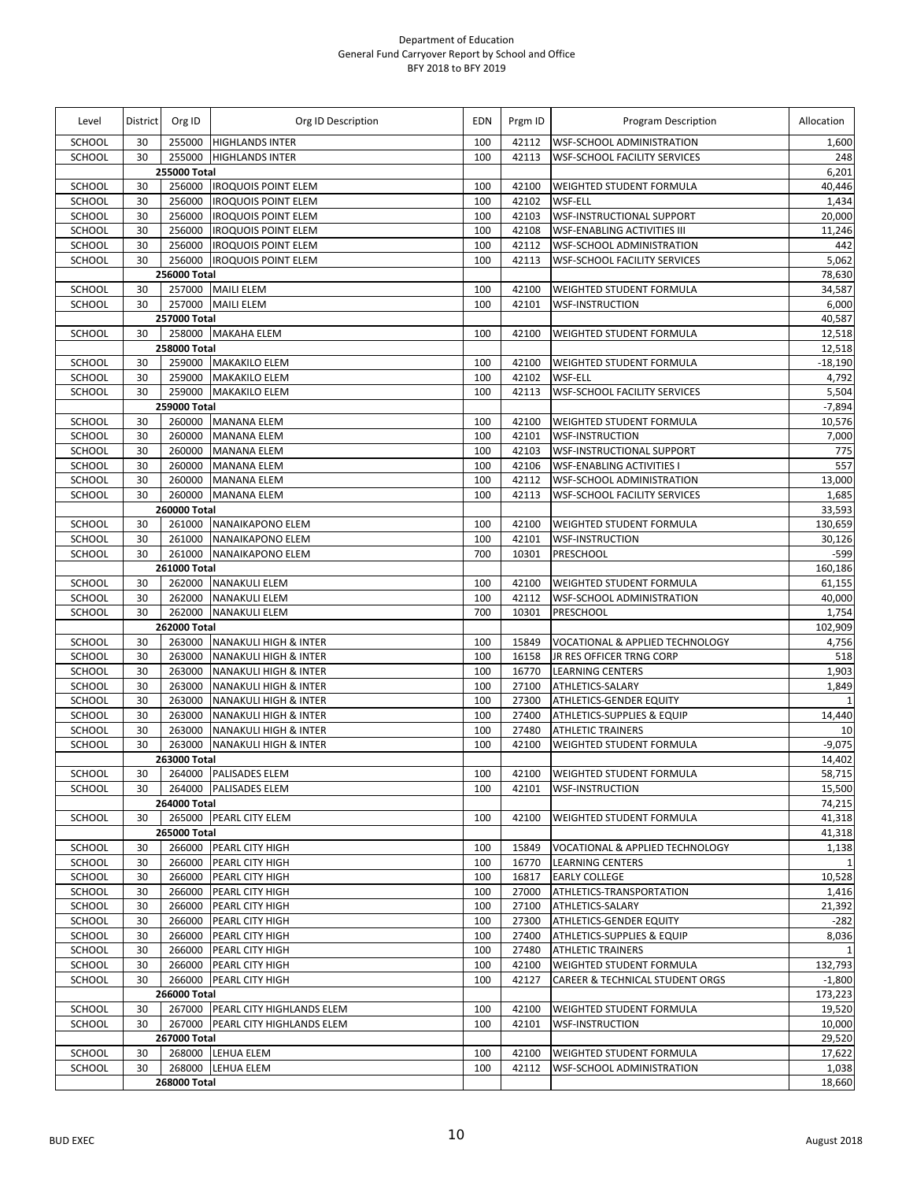Department of Education
General Fund Carryover Report by School and Office
BFY 2018 to BFY 2019

| Level | District | Org ID | Org ID Description | EDN | Prgm ID | Program Description | Allocation |
|---|---|---|---|---|---|---|---|
| SCHOOL | 30 | 255000 | HIGHLANDS INTER | 100 | 42112 | WSF-SCHOOL ADMINISTRATION | 1,600 |
| SCHOOL | 30 | 255000 | HIGHLANDS INTER | 100 | 42113 | WSF-SCHOOL FACILITY SERVICES | 248 |
| | | 255000 Total | | | | | 6,201 |
| SCHOOL | 30 | 256000 | IROQUOIS POINT ELEM | 100 | 42100 | WEIGHTED STUDENT FORMULA | 40,446 |
| SCHOOL | 30 | 256000 | IROQUOIS POINT ELEM | 100 | 42102 | WSF-ELL | 1,434 |
| SCHOOL | 30 | 256000 | IROQUOIS POINT ELEM | 100 | 42103 | WSF-INSTRUCTIONAL SUPPORT | 20,000 |
| SCHOOL | 30 | 256000 | IROQUOIS POINT ELEM | 100 | 42108 | WSF-ENABLING ACTIVITIES III | 11,246 |
| SCHOOL | 30 | 256000 | IROQUOIS POINT ELEM | 100 | 42112 | WSF-SCHOOL ADMINISTRATION | 442 |
| SCHOOL | 30 | 256000 | IROQUOIS POINT ELEM | 100 | 42113 | WSF-SCHOOL FACILITY SERVICES | 5,062 |
| | | 256000 Total | | | | | 78,630 |
| SCHOOL | 30 | 257000 | MAILI ELEM | 100 | 42100 | WEIGHTED STUDENT FORMULA | 34,587 |
| SCHOOL | 30 | 257000 | MAILI ELEM | 100 | 42101 | WSF-INSTRUCTION | 6,000 |
| | | 257000 Total | | | | | 40,587 |
| SCHOOL | 30 | 258000 | MAKAHA ELEM | 100 | 42100 | WEIGHTED STUDENT FORMULA | 12,518 |
| | | 258000 Total | | | | | 12,518 |
| SCHOOL | 30 | 259000 | MAKAKILO ELEM | 100 | 42100 | WEIGHTED STUDENT FORMULA | -18,190 |
| SCHOOL | 30 | 259000 | MAKAKILO ELEM | 100 | 42102 | WSF-ELL | 4,792 |
| SCHOOL | 30 | 259000 | MAKAKILO ELEM | 100 | 42113 | WSF-SCHOOL FACILITY SERVICES | 5,504 |
| | | 259000 Total | | | | | -7,894 |
| SCHOOL | 30 | 260000 | MANANA ELEM | 100 | 42100 | WEIGHTED STUDENT FORMULA | 10,576 |
| SCHOOL | 30 | 260000 | MANANA ELEM | 100 | 42101 | WSF-INSTRUCTION | 7,000 |
| SCHOOL | 30 | 260000 | MANANA ELEM | 100 | 42103 | WSF-INSTRUCTIONAL SUPPORT | 775 |
| SCHOOL | 30 | 260000 | MANANA ELEM | 100 | 42106 | WSF-ENABLING ACTIVITIES I | 557 |
| SCHOOL | 30 | 260000 | MANANA ELEM | 100 | 42112 | WSF-SCHOOL ADMINISTRATION | 13,000 |
| SCHOOL | 30 | 260000 | MANANA ELEM | 100 | 42113 | WSF-SCHOOL FACILITY SERVICES | 1,685 |
| | | 260000 Total | | | | | 33,593 |
| SCHOOL | 30 | 261000 | NANAIKAPONO ELEM | 100 | 42100 | WEIGHTED STUDENT FORMULA | 130,659 |
| SCHOOL | 30 | 261000 | NANAIKAPONO ELEM | 100 | 42101 | WSF-INSTRUCTION | 30,126 |
| SCHOOL | 30 | 261000 | NANAIKAPONO ELEM | 700 | 10301 | PRESCHOOL | -599 |
| | | 261000 Total | | | | | 160,186 |
| SCHOOL | 30 | 262000 | NANAKULI ELEM | 100 | 42100 | WEIGHTED STUDENT FORMULA | 61,155 |
| SCHOOL | 30 | 262000 | NANAKULI ELEM | 100 | 42112 | WSF-SCHOOL ADMINISTRATION | 40,000 |
| SCHOOL | 30 | 262000 | NANAKULI ELEM | 700 | 10301 | PRESCHOOL | 1,754 |
| | | 262000 Total | | | | | 102,909 |
| SCHOOL | 30 | 263000 | NANAKULI HIGH & INTER | 100 | 15849 | VOCATIONAL & APPLIED TECHNOLOGY | 4,756 |
| SCHOOL | 30 | 263000 | NANAKULI HIGH & INTER | 100 | 16158 | JR RES OFFICER TRNG CORP | 518 |
| SCHOOL | 30 | 263000 | NANAKULI HIGH & INTER | 100 | 16770 | LEARNING CENTERS | 1,903 |
| SCHOOL | 30 | 263000 | NANAKULI HIGH & INTER | 100 | 27100 | ATHLETICS-SALARY | 1,849 |
| SCHOOL | 30 | 263000 | NANAKULI HIGH & INTER | 100 | 27300 | ATHLETICS-GENDER EQUITY | 1 |
| SCHOOL | 30 | 263000 | NANAKULI HIGH & INTER | 100 | 27400 | ATHLETICS-SUPPLIES & EQUIP | 14,440 |
| SCHOOL | 30 | 263000 | NANAKULI HIGH & INTER | 100 | 27480 | ATHLETIC TRAINERS | 10 |
| SCHOOL | 30 | 263000 | NANAKULI HIGH & INTER | 100 | 42100 | WEIGHTED STUDENT FORMULA | -9,075 |
| | | 263000 Total | | | | | 14,402 |
| SCHOOL | 30 | 264000 | PALISADES ELEM | 100 | 42100 | WEIGHTED STUDENT FORMULA | 58,715 |
| SCHOOL | 30 | 264000 | PALISADES ELEM | 100 | 42101 | WSF-INSTRUCTION | 15,500 |
| | | 264000 Total | | | | | 74,215 |
| SCHOOL | 30 | 265000 | PEARL CITY ELEM | 100 | 42100 | WEIGHTED STUDENT FORMULA | 41,318 |
| | | 265000 Total | | | | | 41,318 |
| SCHOOL | 30 | 266000 | PEARL CITY HIGH | 100 | 15849 | VOCATIONAL & APPLIED TECHNOLOGY | 1,138 |
| SCHOOL | 30 | 266000 | PEARL CITY HIGH | 100 | 16770 | LEARNING CENTERS | 1 |
| SCHOOL | 30 | 266000 | PEARL CITY HIGH | 100 | 16817 | EARLY COLLEGE | 10,528 |
| SCHOOL | 30 | 266000 | PEARL CITY HIGH | 100 | 27000 | ATHLETICS-TRANSPORTATION | 1,416 |
| SCHOOL | 30 | 266000 | PEARL CITY HIGH | 100 | 27100 | ATHLETICS-SALARY | 21,392 |
| SCHOOL | 30 | 266000 | PEARL CITY HIGH | 100 | 27300 | ATHLETICS-GENDER EQUITY | -282 |
| SCHOOL | 30 | 266000 | PEARL CITY HIGH | 100 | 27400 | ATHLETICS-SUPPLIES & EQUIP | 8,036 |
| SCHOOL | 30 | 266000 | PEARL CITY HIGH | 100 | 27480 | ATHLETIC TRAINERS | 1 |
| SCHOOL | 30 | 266000 | PEARL CITY HIGH | 100 | 42100 | WEIGHTED STUDENT FORMULA | 132,793 |
| SCHOOL | 30 | 266000 | PEARL CITY HIGH | 100 | 42127 | CAREER & TECHNICAL STUDENT ORGS | -1,800 |
| | | 266000 Total | | | | | 173,223 |
| SCHOOL | 30 | 267000 | PEARL CITY HIGHLANDS ELEM | 100 | 42100 | WEIGHTED STUDENT FORMULA | 19,520 |
| SCHOOL | 30 | 267000 | PEARL CITY HIGHLANDS ELEM | 100 | 42101 | WSF-INSTRUCTION | 10,000 |
| | | 267000 Total | | | | | 29,520 |
| SCHOOL | 30 | 268000 | LEHUA ELEM | 100 | 42100 | WEIGHTED STUDENT FORMULA | 17,622 |
| SCHOOL | 30 | 268000 | LEHUA ELEM | 100 | 42112 | WSF-SCHOOL ADMINISTRATION | 1,038 |
| | | 268000 Total | | | | | 18,660 |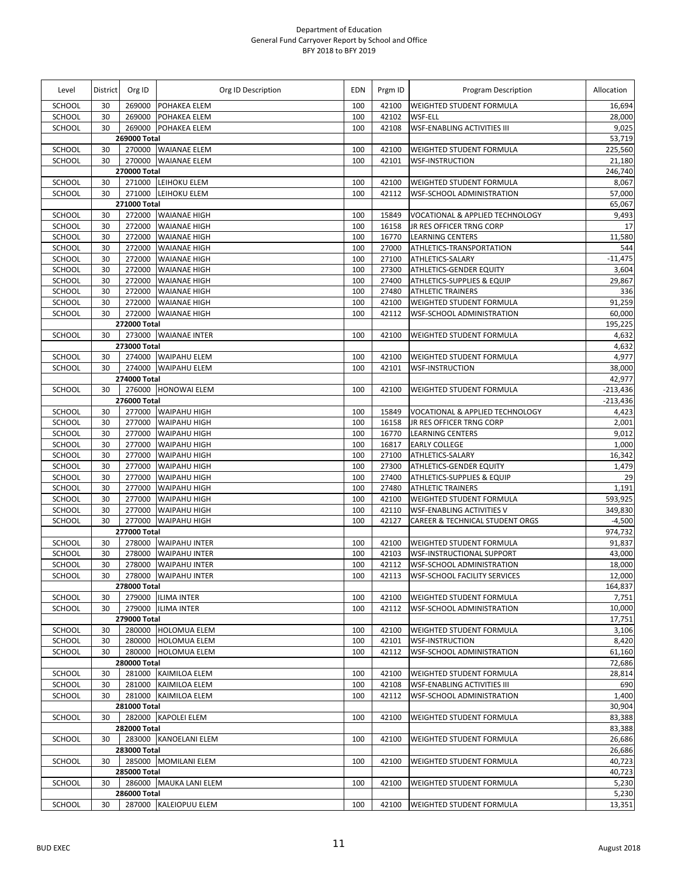Department of Education
General Fund Carryover Report by School and Office
BFY 2018 to BFY 2019

| Level | District | Org ID | Org ID Description | EDN | Prgm ID | Program Description | Allocation |
|---|---|---|---|---|---|---|---|
| SCHOOL | 30 | 269000 | POHAKEA ELEM | 100 | 42100 | WEIGHTED STUDENT FORMULA | 16,694 |
| SCHOOL | 30 | 269000 | POHAKEA ELEM | 100 | 42102 | WSF-ELL | 28,000 |
| SCHOOL | 30 | 269000 | POHAKEA ELEM | 100 | 42108 | WSF-ENABLING ACTIVITIES III | 9,025 |
| | | **269000 Total** | | | | | 53,719 |
| SCHOOL | 30 | 270000 | WAIANAE ELEM | 100 | 42100 | WEIGHTED STUDENT FORMULA | 225,560 |
| SCHOOL | 30 | 270000 | WAIANAE ELEM | 100 | 42101 | WSF-INSTRUCTION | 21,180 |
| | | **270000 Total** | | | | | 246,740 |
| SCHOOL | 30 | 271000 | LEIHOKU ELEM | 100 | 42100 | WEIGHTED STUDENT FORMULA | 8,067 |
| SCHOOL | 30 | 271000 | LEIHOKU ELEM | 100 | 42112 | WSF-SCHOOL ADMINISTRATION | 57,000 |
| | | **271000 Total** | | | | | 65,067 |
| SCHOOL | 30 | 272000 | WAIANAE HIGH | 100 | 15849 | VOCATIONAL & APPLIED TECHNOLOGY | 9,493 |
| SCHOOL | 30 | 272000 | WAIANAE HIGH | 100 | 16158 | JR RES OFFICER TRNG CORP | 17 |
| SCHOOL | 30 | 272000 | WAIANAE HIGH | 100 | 16770 | LEARNING CENTERS | 11,580 |
| SCHOOL | 30 | 272000 | WAIANAE HIGH | 100 | 27000 | ATHLETICS-TRANSPORTATION | 544 |
| SCHOOL | 30 | 272000 | WAIANAE HIGH | 100 | 27100 | ATHLETICS-SALARY | -11,475 |
| SCHOOL | 30 | 272000 | WAIANAE HIGH | 100 | 27300 | ATHLETICS-GENDER EQUITY | 3,604 |
| SCHOOL | 30 | 272000 | WAIANAE HIGH | 100 | 27400 | ATHLETICS-SUPPLIES & EQUIP | 29,867 |
| SCHOOL | 30 | 272000 | WAIANAE HIGH | 100 | 27480 | ATHLETIC TRAINERS | 336 |
| SCHOOL | 30 | 272000 | WAIANAE HIGH | 100 | 42100 | WEIGHTED STUDENT FORMULA | 91,259 |
| SCHOOL | 30 | 272000 | WAIANAE HIGH | 100 | 42112 | WSF-SCHOOL ADMINISTRATION | 60,000 |
| | | **272000 Total** | | | | | 195,225 |
| SCHOOL | 30 | 273000 | WAIANAE INTER | 100 | 42100 | WEIGHTED STUDENT FORMULA | 4,632 |
| | | **273000 Total** | | | | | 4,632 |
| SCHOOL | 30 | 274000 | WAIPAHU ELEM | 100 | 42100 | WEIGHTED STUDENT FORMULA | 4,977 |
| SCHOOL | 30 | 274000 | WAIPAHU ELEM | 100 | 42101 | WSF-INSTRUCTION | 38,000 |
| | | **274000 Total** | | | | | 42,977 |
| SCHOOL | 30 | 276000 | HONOWAI ELEM | 100 | 42100 | WEIGHTED STUDENT FORMULA | -213,436 |
| | | **276000 Total** | | | | | -213,436 |
| SCHOOL | 30 | 277000 | WAIPAHU HIGH | 100 | 15849 | VOCATIONAL & APPLIED TECHNOLOGY | 4,423 |
| SCHOOL | 30 | 277000 | WAIPAHU HIGH | 100 | 16158 | JR RES OFFICER TRNG CORP | 2,001 |
| SCHOOL | 30 | 277000 | WAIPAHU HIGH | 100 | 16770 | LEARNING CENTERS | 9,012 |
| SCHOOL | 30 | 277000 | WAIPAHU HIGH | 100 | 16817 | EARLY COLLEGE | 1,000 |
| SCHOOL | 30 | 277000 | WAIPAHU HIGH | 100 | 27100 | ATHLETICS-SALARY | 16,342 |
| SCHOOL | 30 | 277000 | WAIPAHU HIGH | 100 | 27300 | ATHLETICS-GENDER EQUITY | 1,479 |
| SCHOOL | 30 | 277000 | WAIPAHU HIGH | 100 | 27400 | ATHLETICS-SUPPLIES & EQUIP | 29 |
| SCHOOL | 30 | 277000 | WAIPAHU HIGH | 100 | 27480 | ATHLETIC TRAINERS | 1,191 |
| SCHOOL | 30 | 277000 | WAIPAHU HIGH | 100 | 42100 | WEIGHTED STUDENT FORMULA | 593,925 |
| SCHOOL | 30 | 277000 | WAIPAHU HIGH | 100 | 42110 | WSF-ENABLING ACTIVITIES V | 349,830 |
| SCHOOL | 30 | 277000 | WAIPAHU HIGH | 100 | 42127 | CAREER & TECHNICAL STUDENT ORGS | -4,500 |
| | | **277000 Total** | | | | | 974,732 |
| SCHOOL | 30 | 278000 | WAIPAHU INTER | 100 | 42100 | WEIGHTED STUDENT FORMULA | 91,837 |
| SCHOOL | 30 | 278000 | WAIPAHU INTER | 100 | 42103 | WSF-INSTRUCTIONAL SUPPORT | 43,000 |
| SCHOOL | 30 | 278000 | WAIPAHU INTER | 100 | 42112 | WSF-SCHOOL ADMINISTRATION | 18,000 |
| SCHOOL | 30 | 278000 | WAIPAHU INTER | 100 | 42113 | WSF-SCHOOL FACILITY SERVICES | 12,000 |
| | | **278000 Total** | | | | | 164,837 |
| SCHOOL | 30 | 279000 | ILIMA INTER | 100 | 42100 | WEIGHTED STUDENT FORMULA | 7,751 |
| SCHOOL | 30 | 279000 | ILIMA INTER | 100 | 42112 | WSF-SCHOOL ADMINISTRATION | 10,000 |
| | | **279000 Total** | | | | | 17,751 |
| SCHOOL | 30 | 280000 | HOLOMUA ELEM | 100 | 42100 | WEIGHTED STUDENT FORMULA | 3,106 |
| SCHOOL | 30 | 280000 | HOLOMUA ELEM | 100 | 42101 | WSF-INSTRUCTION | 8,420 |
| SCHOOL | 30 | 280000 | HOLOMUA ELEM | 100 | 42112 | WSF-SCHOOL ADMINISTRATION | 61,160 |
| | | **280000 Total** | | | | | 72,686 |
| SCHOOL | 30 | 281000 | KAIMILOA ELEM | 100 | 42100 | WEIGHTED STUDENT FORMULA | 28,814 |
| SCHOOL | 30 | 281000 | KAIMILOA ELEM | 100 | 42108 | WSF-ENABLING ACTIVITIES III | 690 |
| SCHOOL | 30 | 281000 | KAIMILOA ELEM | 100 | 42112 | WSF-SCHOOL ADMINISTRATION | 1,400 |
| | | **281000 Total** | | | | | 30,904 |
| SCHOOL | 30 | 282000 | KAPOLEI ELEM | 100 | 42100 | WEIGHTED STUDENT FORMULA | 83,388 |
| | | **282000 Total** | | | | | 83,388 |
| SCHOOL | 30 | 283000 | KANOELANI ELEM | 100 | 42100 | WEIGHTED STUDENT FORMULA | 26,686 |
| | | **283000 Total** | | | | | 26,686 |
| SCHOOL | 30 | 285000 | MOMILANI ELEM | 100 | 42100 | WEIGHTED STUDENT FORMULA | 40,723 |
| | | **285000 Total** | | | | | 40,723 |
| SCHOOL | 30 | 286000 | MAUKA LANI ELEM | 100 | 42100 | WEIGHTED STUDENT FORMULA | 5,230 |
| | | **286000 Total** | | | | | 5,230 |
| SCHOOL | 30 | 287000 | KALEIOPUU ELEM | 100 | 42100 | WEIGHTED STUDENT FORMULA | 13,351 |

BUD EXEC August 2018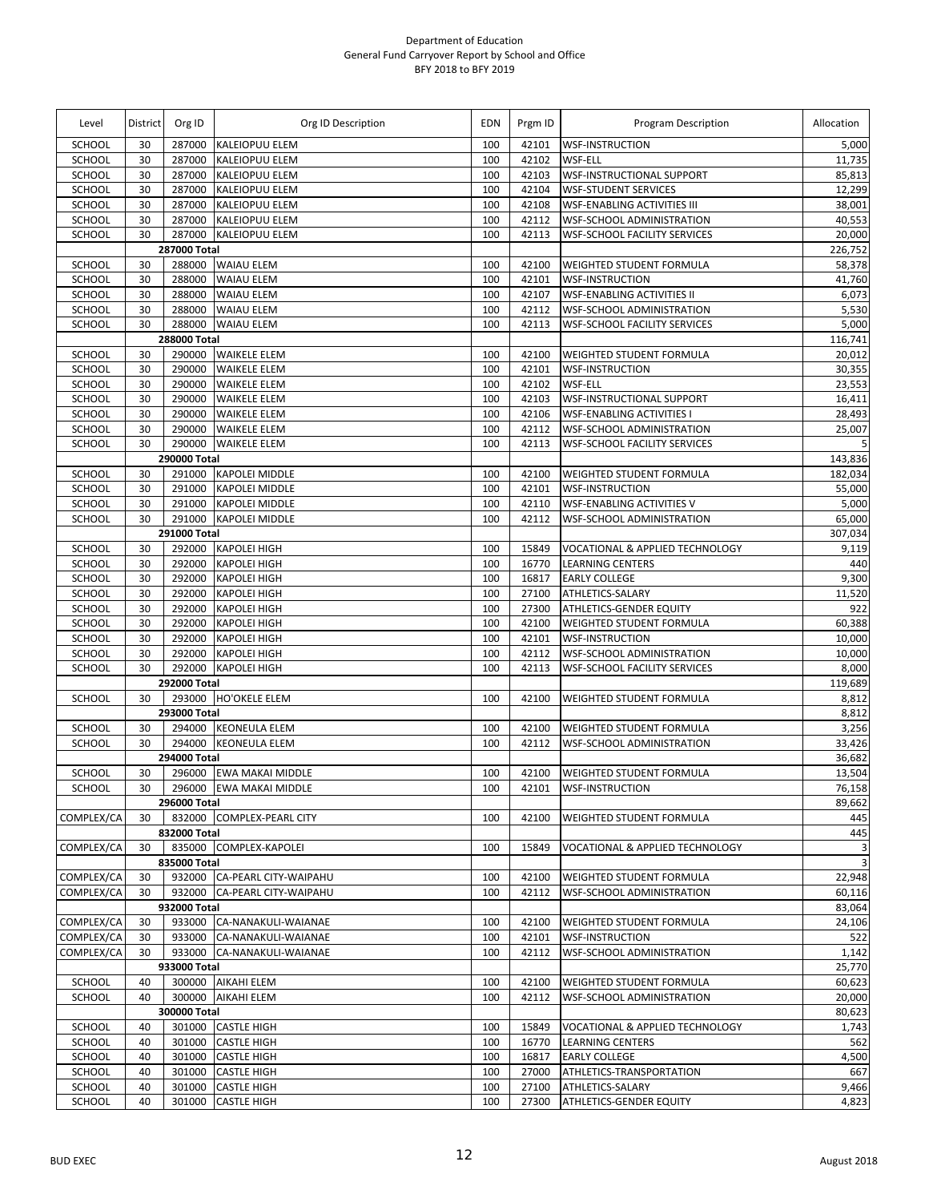Department of Education
General Fund Carryover Report by School and Office
BFY 2018 to BFY 2019

| Level | District | Org ID | Org ID Description | EDN | Prgm ID | Program Description | Allocation |
|---|---|---|---|---|---|---|---|
| SCHOOL | 30 | 287000 | KALEIOPUU ELEM | 100 | 42101 | WSF-INSTRUCTION | 5,000 |
| SCHOOL | 30 | 287000 | KALEIOPUU ELEM | 100 | 42102 | WSF-ELL | 11,735 |
| SCHOOL | 30 | 287000 | KALEIOPUU ELEM | 100 | 42103 | WSF-INSTRUCTIONAL SUPPORT | 85,813 |
| SCHOOL | 30 | 287000 | KALEIOPUU ELEM | 100 | 42104 | WSF-STUDENT SERVICES | 12,299 |
| SCHOOL | 30 | 287000 | KALEIOPUU ELEM | 100 | 42108 | WSF-ENABLING ACTIVITIES III | 38,001 |
| SCHOOL | 30 | 287000 | KALEIOPUU ELEM | 100 | 42112 | WSF-SCHOOL ADMINISTRATION | 40,553 |
| SCHOOL | 30 | 287000 | KALEIOPUU ELEM | 100 | 42113 | WSF-SCHOOL FACILITY SERVICES | 20,000 |
| | | 287000 Total | | | | | 226,752 |
| SCHOOL | 30 | 288000 | WAIAU ELEM | 100 | 42100 | WEIGHTED STUDENT FORMULA | 58,378 |
| SCHOOL | 30 | 288000 | WAIAU ELEM | 100 | 42101 | WSF-INSTRUCTION | 41,760 |
| SCHOOL | 30 | 288000 | WAIAU ELEM | 100 | 42107 | WSF-ENABLING ACTIVITIES II | 6,073 |
| SCHOOL | 30 | 288000 | WAIAU ELEM | 100 | 42112 | WSF-SCHOOL ADMINISTRATION | 5,530 |
| SCHOOL | 30 | 288000 | WAIAU ELEM | 100 | 42113 | WSF-SCHOOL FACILITY SERVICES | 5,000 |
| | | 288000 Total | | | | | 116,741 |
| SCHOOL | 30 | 290000 | WAIKELE ELEM | 100 | 42100 | WEIGHTED STUDENT FORMULA | 20,012 |
| SCHOOL | 30 | 290000 | WAIKELE ELEM | 100 | 42101 | WSF-INSTRUCTION | 30,355 |
| SCHOOL | 30 | 290000 | WAIKELE ELEM | 100 | 42102 | WSF-ELL | 23,553 |
| SCHOOL | 30 | 290000 | WAIKELE ELEM | 100 | 42103 | WSF-INSTRUCTIONAL SUPPORT | 16,411 |
| SCHOOL | 30 | 290000 | WAIKELE ELEM | 100 | 42106 | WSF-ENABLING ACTIVITIES I | 28,493 |
| SCHOOL | 30 | 290000 | WAIKELE ELEM | 100 | 42112 | WSF-SCHOOL ADMINISTRATION | 25,007 |
| SCHOOL | 30 | 290000 | WAIKELE ELEM | 100 | 42113 | WSF-SCHOOL FACILITY SERVICES | 5 |
| | | 290000 Total | | | | | 143,836 |
| SCHOOL | 30 | 291000 | KAPOLEI MIDDLE | 100 | 42100 | WEIGHTED STUDENT FORMULA | 182,034 |
| SCHOOL | 30 | 291000 | KAPOLEI MIDDLE | 100 | 42101 | WSF-INSTRUCTION | 55,000 |
| SCHOOL | 30 | 291000 | KAPOLEI MIDDLE | 100 | 42110 | WSF-ENABLING ACTIVITIES V | 5,000 |
| SCHOOL | 30 | 291000 | KAPOLEI MIDDLE | 100 | 42112 | WSF-SCHOOL ADMINISTRATION | 65,000 |
| | | 291000 Total | | | | | 307,034 |
| SCHOOL | 30 | 292000 | KAPOLEI HIGH | 100 | 15849 | VOCATIONAL & APPLIED TECHNOLOGY | 9,119 |
| SCHOOL | 30 | 292000 | KAPOLEI HIGH | 100 | 16770 | LEARNING CENTERS | 440 |
| SCHOOL | 30 | 292000 | KAPOLEI HIGH | 100 | 16817 | EARLY COLLEGE | 9,300 |
| SCHOOL | 30 | 292000 | KAPOLEI HIGH | 100 | 27100 | ATHLETICS-SALARY | 11,520 |
| SCHOOL | 30 | 292000 | KAPOLEI HIGH | 100 | 27300 | ATHLETICS-GENDER EQUITY | 922 |
| SCHOOL | 30 | 292000 | KAPOLEI HIGH | 100 | 42100 | WEIGHTED STUDENT FORMULA | 60,388 |
| SCHOOL | 30 | 292000 | KAPOLEI HIGH | 100 | 42101 | WSF-INSTRUCTION | 10,000 |
| SCHOOL | 30 | 292000 | KAPOLEI HIGH | 100 | 42112 | WSF-SCHOOL ADMINISTRATION | 10,000 |
| SCHOOL | 30 | 292000 | KAPOLEI HIGH | 100 | 42113 | WSF-SCHOOL FACILITY SERVICES | 8,000 |
| | | 292000 Total | | | | | 119,689 |
| SCHOOL | 30 | 293000 | HO'OKELE ELEM | 100 | 42100 | WEIGHTED STUDENT FORMULA | 8,812 |
| | | 293000 Total | | | | | 8,812 |
| SCHOOL | 30 | 294000 | KEONEULA ELEM | 100 | 42100 | WEIGHTED STUDENT FORMULA | 3,256 |
| SCHOOL | 30 | 294000 | KEONEULA ELEM | 100 | 42112 | WSF-SCHOOL ADMINISTRATION | 33,426 |
| | | 294000 Total | | | | | 36,682 |
| SCHOOL | 30 | 296000 | EWA MAKAI MIDDLE | 100 | 42100 | WEIGHTED STUDENT FORMULA | 13,504 |
| SCHOOL | 30 | 296000 | EWA MAKAI MIDDLE | 100 | 42101 | WSF-INSTRUCTION | 76,158 |
| | | 296000 Total | | | | | 89,662 |
| COMPLEX/CA | 30 | 832000 | COMPLEX-PEARL CITY | 100 | 42100 | WEIGHTED STUDENT FORMULA | 445 |
| | | 832000 Total | | | | | 445 |
| COMPLEX/CA | 30 | 835000 | COMPLEX-KAPOLEI | 100 | 15849 | VOCATIONAL & APPLIED TECHNOLOGY | 3 |
| | | 835000 Total | | | | | 3 |
| COMPLEX/CA | 30 | 932000 | CA-PEARL CITY-WAIPAHU | 100 | 42100 | WEIGHTED STUDENT FORMULA | 22,948 |
| COMPLEX/CA | 30 | 932000 | CA-PEARL CITY-WAIPAHU | 100 | 42112 | WSF-SCHOOL ADMINISTRATION | 60,116 |
| | | 932000 Total | | | | | 83,064 |
| COMPLEX/CA | 30 | 933000 | CA-NANAKULI-WAIANAE | 100 | 42100 | WEIGHTED STUDENT FORMULA | 24,106 |
| COMPLEX/CA | 30 | 933000 | CA-NANAKULI-WAIANAE | 100 | 42101 | WSF-INSTRUCTION | 522 |
| COMPLEX/CA | 30 | 933000 | CA-NANAKULI-WAIANAE | 100 | 42112 | WSF-SCHOOL ADMINISTRATION | 1,142 |
| | | 933000 Total | | | | | 25,770 |
| SCHOOL | 40 | 300000 | AIKAHI ELEM | 100 | 42100 | WEIGHTED STUDENT FORMULA | 60,623 |
| SCHOOL | 40 | 300000 | AIKAHI ELEM | 100 | 42112 | WSF-SCHOOL ADMINISTRATION | 20,000 |
| | | 300000 Total | | | | | 80,623 |
| SCHOOL | 40 | 301000 | CASTLE HIGH | 100 | 15849 | VOCATIONAL & APPLIED TECHNOLOGY | 1,743 |
| SCHOOL | 40 | 301000 | CASTLE HIGH | 100 | 16770 | LEARNING CENTERS | 562 |
| SCHOOL | 40 | 301000 | CASTLE HIGH | 100 | 16817 | EARLY COLLEGE | 4,500 |
| SCHOOL | 40 | 301000 | CASTLE HIGH | 100 | 27000 | ATHLETICS-TRANSPORTATION | 667 |
| SCHOOL | 40 | 301000 | CASTLE HIGH | 100 | 27100 | ATHLETICS-SALARY | 9,466 |
| SCHOOL | 40 | 301000 | CASTLE HIGH | 100 | 27300 | ATHLETICS-GENDER EQUITY | 4,823 |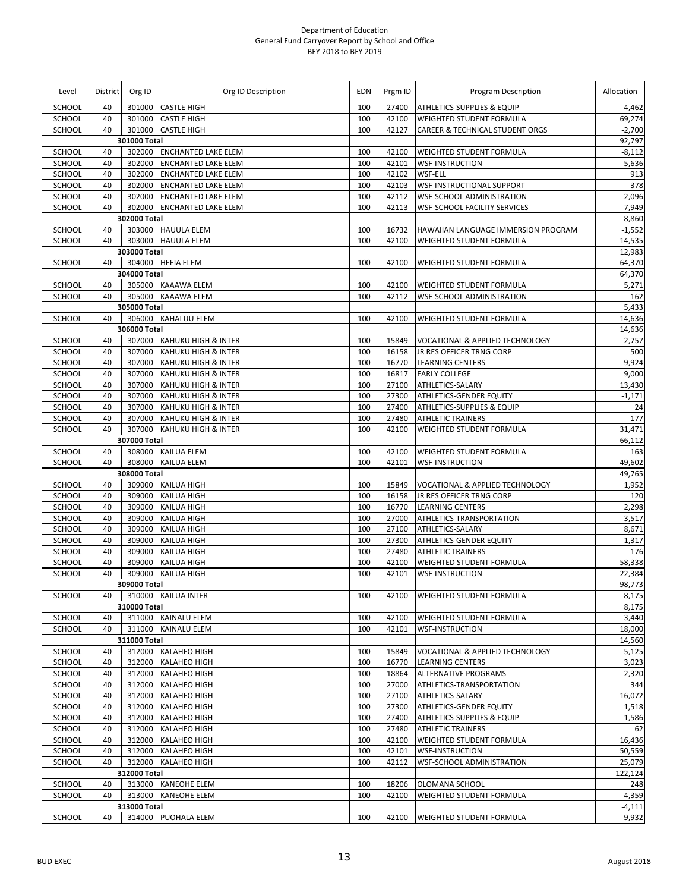Department of Education
General Fund Carryover Report by School and Office
BFY 2018 to BFY 2019

| Level | District | Org ID | Org ID Description | EDN | Prgm ID | Program Description | Allocation |
|---|---|---|---|---|---|---|---|
| SCHOOL | 40 | 301000 | CASTLE HIGH | 100 | 27400 | ATHLETICS-SUPPLIES & EQUIP | 4,462 |
| SCHOOL | 40 | 301000 | CASTLE HIGH | 100 | 42100 | WEIGHTED STUDENT FORMULA | 69,274 |
| SCHOOL | 40 | 301000 | CASTLE HIGH | 100 | 42127 | CAREER & TECHNICAL STUDENT ORGS | -2,700 |
| | | 301000 Total | | | | | 92,797 |
| SCHOOL | 40 | 302000 | ENCHANTED LAKE ELEM | 100 | 42100 | WEIGHTED STUDENT FORMULA | -8,112 |
| SCHOOL | 40 | 302000 | ENCHANTED LAKE ELEM | 100 | 42101 | WSF-INSTRUCTION | 5,636 |
| SCHOOL | 40 | 302000 | ENCHANTED LAKE ELEM | 100 | 42102 | WSF-ELL | 913 |
| SCHOOL | 40 | 302000 | ENCHANTED LAKE ELEM | 100 | 42103 | WSF-INSTRUCTIONAL SUPPORT | 378 |
| SCHOOL | 40 | 302000 | ENCHANTED LAKE ELEM | 100 | 42112 | WSF-SCHOOL ADMINISTRATION | 2,096 |
| SCHOOL | 40 | 302000 | ENCHANTED LAKE ELEM | 100 | 42113 | WSF-SCHOOL FACILITY SERVICES | 7,949 |
| | | 302000 Total | | | | | 8,860 |
| SCHOOL | 40 | 303000 | HAUULA ELEM | 100 | 16732 | HAWAIIAN LANGUAGE IMMERSION PROGRAM | -1,552 |
| SCHOOL | 40 | 303000 | HAUULA ELEM | 100 | 42100 | WEIGHTED STUDENT FORMULA | 14,535 |
| | | 303000 Total | | | | | 12,983 |
| SCHOOL | 40 | 304000 | HEEIA ELEM | 100 | 42100 | WEIGHTED STUDENT FORMULA | 64,370 |
| | | 304000 Total | | | | | 64,370 |
| SCHOOL | 40 | 305000 | KAAAWA ELEM | 100 | 42100 | WEIGHTED STUDENT FORMULA | 5,271 |
| SCHOOL | 40 | 305000 | KAAAWA ELEM | 100 | 42112 | WSF-SCHOOL ADMINISTRATION | 162 |
| | | 305000 Total | | | | | 5,433 |
| SCHOOL | 40 | 306000 | KAHALUU ELEM | 100 | 42100 | WEIGHTED STUDENT FORMULA | 14,636 |
| | | 306000 Total | | | | | 14,636 |
| SCHOOL | 40 | 307000 | KAHUKU HIGH & INTER | 100 | 15849 | VOCATIONAL & APPLIED TECHNOLOGY | 2,757 |
| SCHOOL | 40 | 307000 | KAHUKU HIGH & INTER | 100 | 16158 | JR RES OFFICER TRNG CORP | 500 |
| SCHOOL | 40 | 307000 | KAHUKU HIGH & INTER | 100 | 16770 | LEARNING CENTERS | 9,924 |
| SCHOOL | 40 | 307000 | KAHUKU HIGH & INTER | 100 | 16817 | EARLY COLLEGE | 9,000 |
| SCHOOL | 40 | 307000 | KAHUKU HIGH & INTER | 100 | 27100 | ATHLETICS-SALARY | 13,430 |
| SCHOOL | 40 | 307000 | KAHUKU HIGH & INTER | 100 | 27300 | ATHLETICS-GENDER EQUITY | -1,171 |
| SCHOOL | 40 | 307000 | KAHUKU HIGH & INTER | 100 | 27400 | ATHLETICS-SUPPLIES & EQUIP | 24 |
| SCHOOL | 40 | 307000 | KAHUKU HIGH & INTER | 100 | 27480 | ATHLETIC TRAINERS | 177 |
| SCHOOL | 40 | 307000 | KAHUKU HIGH & INTER | 100 | 42100 | WEIGHTED STUDENT FORMULA | 31,471 |
| | | 307000 Total | | | | | 66,112 |
| SCHOOL | 40 | 308000 | KAILUA ELEM | 100 | 42100 | WEIGHTED STUDENT FORMULA | 163 |
| SCHOOL | 40 | 308000 | KAILUA ELEM | 100 | 42101 | WSF-INSTRUCTION | 49,602 |
| | | 308000 Total | | | | | 49,765 |
| SCHOOL | 40 | 309000 | KAILUA HIGH | 100 | 15849 | VOCATIONAL & APPLIED TECHNOLOGY | 1,952 |
| SCHOOL | 40 | 309000 | KAILUA HIGH | 100 | 16158 | JR RES OFFICER TRNG CORP | 120 |
| SCHOOL | 40 | 309000 | KAILUA HIGH | 100 | 16770 | LEARNING CENTERS | 2,298 |
| SCHOOL | 40 | 309000 | KAILUA HIGH | 100 | 27000 | ATHLETICS-TRANSPORTATION | 3,517 |
| SCHOOL | 40 | 309000 | KAILUA HIGH | 100 | 27100 | ATHLETICS-SALARY | 8,671 |
| SCHOOL | 40 | 309000 | KAILUA HIGH | 100 | 27300 | ATHLETICS-GENDER EQUITY | 1,317 |
| SCHOOL | 40 | 309000 | KAILUA HIGH | 100 | 27480 | ATHLETIC TRAINERS | 176 |
| SCHOOL | 40 | 309000 | KAILUA HIGH | 100 | 42100 | WEIGHTED STUDENT FORMULA | 58,338 |
| SCHOOL | 40 | 309000 | KAILUA HIGH | 100 | 42101 | WSF-INSTRUCTION | 22,384 |
| | | 309000 Total | | | | | 98,773 |
| SCHOOL | 40 | 310000 | KAILUA INTER | 100 | 42100 | WEIGHTED STUDENT FORMULA | 8,175 |
| | | 310000 Total | | | | | 8,175 |
| SCHOOL | 40 | 311000 | KAINALU ELEM | 100 | 42100 | WEIGHTED STUDENT FORMULA | -3,440 |
| SCHOOL | 40 | 311000 | KAINALU ELEM | 100 | 42101 | WSF-INSTRUCTION | 18,000 |
| | | 311000 Total | | | | | 14,560 |
| SCHOOL | 40 | 312000 | KALAHEO HIGH | 100 | 15849 | VOCATIONAL & APPLIED TECHNOLOGY | 5,125 |
| SCHOOL | 40 | 312000 | KALAHEO HIGH | 100 | 16770 | LEARNING CENTERS | 3,023 |
| SCHOOL | 40 | 312000 | KALAHEO HIGH | 100 | 18864 | ALTERNATIVE PROGRAMS | 2,320 |
| SCHOOL | 40 | 312000 | KALAHEO HIGH | 100 | 27000 | ATHLETICS-TRANSPORTATION | 344 |
| SCHOOL | 40 | 312000 | KALAHEO HIGH | 100 | 27100 | ATHLETICS-SALARY | 16,072 |
| SCHOOL | 40 | 312000 | KALAHEO HIGH | 100 | 27300 | ATHLETICS-GENDER EQUITY | 1,518 |
| SCHOOL | 40 | 312000 | KALAHEO HIGH | 100 | 27400 | ATHLETICS-SUPPLIES & EQUIP | 1,586 |
| SCHOOL | 40 | 312000 | KALAHEO HIGH | 100 | 27480 | ATHLETIC TRAINERS | 62 |
| SCHOOL | 40 | 312000 | KALAHEO HIGH | 100 | 42100 | WEIGHTED STUDENT FORMULA | 16,436 |
| SCHOOL | 40 | 312000 | KALAHEO HIGH | 100 | 42101 | WSF-INSTRUCTION | 50,559 |
| SCHOOL | 40 | 312000 | KALAHEO HIGH | 100 | 42112 | WSF-SCHOOL ADMINISTRATION | 25,079 |
| | | 312000 Total | | | | | 122,124 |
| SCHOOL | 40 | 313000 | KANEOHE ELEM | 100 | 18206 | OLOMANA SCHOOL | 248 |
| SCHOOL | 40 | 313000 | KANEOHE ELEM | 100 | 42100 | WEIGHTED STUDENT FORMULA | -4,359 |
| | | 313000 Total | | | | | -4,111 |
| SCHOOL | 40 | 314000 | PUOHALA ELEM | 100 | 42100 | WEIGHTED STUDENT FORMULA | 9,932 |

BUD EXEC — August 2018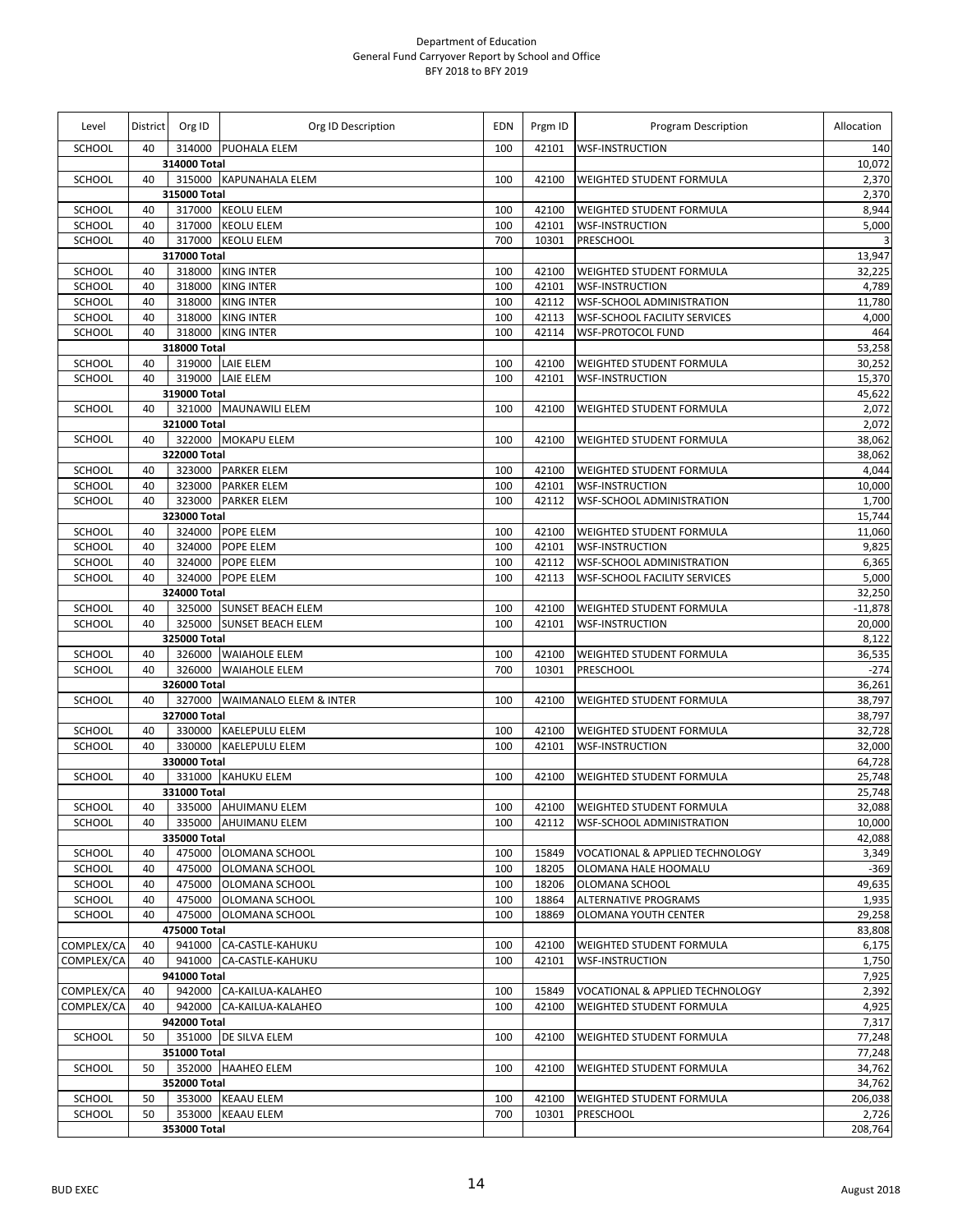Department of Education
General Fund Carryover Report by School and Office
BFY 2018 to BFY 2019

| Level | District | Org ID | Org ID Description | EDN | Prgm ID | Program Description | Allocation |
|---|---|---|---|---|---|---|---|
| SCHOOL | 40 | 314000 | PUOHALA ELEM | 100 | 42101 | WSF-INSTRUCTION | 140 |
| | | 314000 Total | | | | | 10,072 |
| SCHOOL | 40 | 315000 | KAPUNAHALA ELEM | 100 | 42100 | WEIGHTED STUDENT FORMULA | 2,370 |
| | | 315000 Total | | | | | 2,370 |
| SCHOOL | 40 | 317000 | KEOLU ELEM | 100 | 42100 | WEIGHTED STUDENT FORMULA | 8,944 |
| SCHOOL | 40 | 317000 | KEOLU ELEM | 100 | 42101 | WSF-INSTRUCTION | 5,000 |
| SCHOOL | 40 | 317000 | KEOLU ELEM | 700 | 10301 | PRESCHOOL | 3 |
| | | 317000 Total | | | | | 13,947 |
| SCHOOL | 40 | 318000 | KING INTER | 100 | 42100 | WEIGHTED STUDENT FORMULA | 32,225 |
| SCHOOL | 40 | 318000 | KING INTER | 100 | 42101 | WSF-INSTRUCTION | 4,789 |
| SCHOOL | 40 | 318000 | KING INTER | 100 | 42112 | WSF-SCHOOL ADMINISTRATION | 11,780 |
| SCHOOL | 40 | 318000 | KING INTER | 100 | 42113 | WSF-SCHOOL FACILITY SERVICES | 4,000 |
| SCHOOL | 40 | 318000 | KING INTER | 100 | 42114 | WSF-PROTOCOL FUND | 464 |
| | | 318000 Total | | | | | 53,258 |
| SCHOOL | 40 | 319000 | LAIE ELEM | 100 | 42100 | WEIGHTED STUDENT FORMULA | 30,252 |
| SCHOOL | 40 | 319000 | LAIE ELEM | 100 | 42101 | WSF-INSTRUCTION | 15,370 |
| | | 319000 Total | | | | | 45,622 |
| SCHOOL | 40 | 321000 | MAUNAWILI ELEM | 100 | 42100 | WEIGHTED STUDENT FORMULA | 2,072 |
| | | 321000 Total | | | | | 2,072 |
| SCHOOL | 40 | 322000 | MOKAPU ELEM | 100 | 42100 | WEIGHTED STUDENT FORMULA | 38,062 |
| | | 322000 Total | | | | | 38,062 |
| SCHOOL | 40 | 323000 | PARKER ELEM | 100 | 42100 | WEIGHTED STUDENT FORMULA | 4,044 |
| SCHOOL | 40 | 323000 | PARKER ELEM | 100 | 42101 | WSF-INSTRUCTION | 10,000 |
| SCHOOL | 40 | 323000 | PARKER ELEM | 100 | 42112 | WSF-SCHOOL ADMINISTRATION | 1,700 |
| | | 323000 Total | | | | | 15,744 |
| SCHOOL | 40 | 324000 | POPE ELEM | 100 | 42100 | WEIGHTED STUDENT FORMULA | 11,060 |
| SCHOOL | 40 | 324000 | POPE ELEM | 100 | 42101 | WSF-INSTRUCTION | 9,825 |
| SCHOOL | 40 | 324000 | POPE ELEM | 100 | 42112 | WSF-SCHOOL ADMINISTRATION | 6,365 |
| SCHOOL | 40 | 324000 | POPE ELEM | 100 | 42113 | WSF-SCHOOL FACILITY SERVICES | 5,000 |
| | | 324000 Total | | | | | 32,250 |
| SCHOOL | 40 | 325000 | SUNSET BEACH ELEM | 100 | 42100 | WEIGHTED STUDENT FORMULA | -11,878 |
| SCHOOL | 40 | 325000 | SUNSET BEACH ELEM | 100 | 42101 | WSF-INSTRUCTION | 20,000 |
| | | 325000 Total | | | | | 8,122 |
| SCHOOL | 40 | 326000 | WAIAHOLE ELEM | 100 | 42100 | WEIGHTED STUDENT FORMULA | 36,535 |
| SCHOOL | 40 | 326000 | WAIAHOLE ELEM | 700 | 10301 | PRESCHOOL | -274 |
| | | 326000 Total | | | | | 36,261 |
| SCHOOL | 40 | 327000 | WAIMANALO ELEM & INTER | 100 | 42100 | WEIGHTED STUDENT FORMULA | 38,797 |
| | | 327000 Total | | | | | 38,797 |
| SCHOOL | 40 | 330000 | KAELEPULU ELEM | 100 | 42100 | WEIGHTED STUDENT FORMULA | 32,728 |
| SCHOOL | 40 | 330000 | KAELEPULU ELEM | 100 | 42101 | WSF-INSTRUCTION | 32,000 |
| | | 330000 Total | | | | | 64,728 |
| SCHOOL | 40 | 331000 | KAHUKU ELEM | 100 | 42100 | WEIGHTED STUDENT FORMULA | 25,748 |
| | | 331000 Total | | | | | 25,748 |
| SCHOOL | 40 | 335000 | AHUIMANU ELEM | 100 | 42100 | WEIGHTED STUDENT FORMULA | 32,088 |
| SCHOOL | 40 | 335000 | AHUIMANU ELEM | 100 | 42112 | WSF-SCHOOL ADMINISTRATION | 10,000 |
| | | 335000 Total | | | | | 42,088 |
| SCHOOL | 40 | 475000 | OLOMANA SCHOOL | 100 | 15849 | VOCATIONAL & APPLIED TECHNOLOGY | 3,349 |
| SCHOOL | 40 | 475000 | OLOMANA SCHOOL | 100 | 18205 | OLOMANA HALE HOOMALU | -369 |
| SCHOOL | 40 | 475000 | OLOMANA SCHOOL | 100 | 18206 | OLOMANA SCHOOL | 49,635 |
| SCHOOL | 40 | 475000 | OLOMANA SCHOOL | 100 | 18864 | ALTERNATIVE PROGRAMS | 1,935 |
| SCHOOL | 40 | 475000 | OLOMANA SCHOOL | 100 | 18869 | OLOMANA YOUTH CENTER | 29,258 |
| | | 475000 Total | | | | | 83,808 |
| COMPLEX/CA | 40 | 941000 | CA-CASTLE-KAHUKU | 100 | 42100 | WEIGHTED STUDENT FORMULA | 6,175 |
| COMPLEX/CA | 40 | 941000 | CA-CASTLE-KAHUKU | 100 | 42101 | WSF-INSTRUCTION | 1,750 |
| | | 941000 Total | | | | | 7,925 |
| COMPLEX/CA | 40 | 942000 | CA-KAILUA-KALAHEO | 100 | 15849 | VOCATIONAL & APPLIED TECHNOLOGY | 2,392 |
| COMPLEX/CA | 40 | 942000 | CA-KAILUA-KALAHEO | 100 | 42100 | WEIGHTED STUDENT FORMULA | 4,925 |
| | | 942000 Total | | | | | 7,317 |
| SCHOOL | 50 | 351000 | DE SILVA ELEM | 100 | 42100 | WEIGHTED STUDENT FORMULA | 77,248 |
| | | 351000 Total | | | | | 77,248 |
| SCHOOL | 50 | 352000 | HAAHEO ELEM | 100 | 42100 | WEIGHTED STUDENT FORMULA | 34,762 |
| | | 352000 Total | | | | | 34,762 |
| SCHOOL | 50 | 353000 | KEAAU ELEM | 100 | 42100 | WEIGHTED STUDENT FORMULA | 206,038 |
| SCHOOL | 50 | 353000 | KEAAU ELEM | 700 | 10301 | PRESCHOOL | 2,726 |
| | | 353000 Total | | | | | 208,764 |

BUD EXEC — August 2018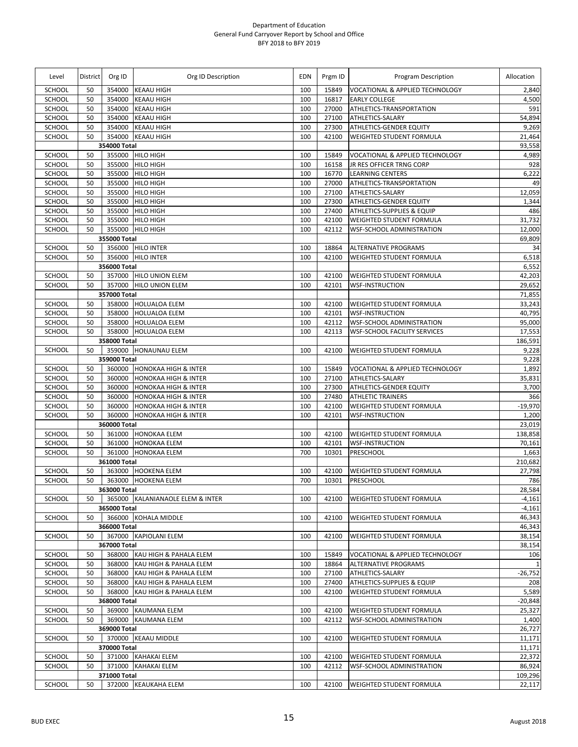Department of Education
General Fund Carryover Report by School and Office
BFY 2018 to BFY 2019

| Level | District | Org ID | Org ID Description | EDN | Prgm ID | Program Description | Allocation |
|---|---|---|---|---|---|---|---|
| SCHOOL | 50 | 354000 | KEAAU HIGH | 100 | 15849 | VOCATIONAL & APPLIED TECHNOLOGY | 2,840 |
| SCHOOL | 50 | 354000 | KEAAU HIGH | 100 | 16817 | EARLY COLLEGE | 4,500 |
| SCHOOL | 50 | 354000 | KEAAU HIGH | 100 | 27000 | ATHLETICS-TRANSPORTATION | 591 |
| SCHOOL | 50 | 354000 | KEAAU HIGH | 100 | 27100 | ATHLETICS-SALARY | 54,894 |
| SCHOOL | 50 | 354000 | KEAAU HIGH | 100 | 27300 | ATHLETICS-GENDER EQUITY | 9,269 |
| SCHOOL | 50 | 354000 | KEAAU HIGH | 100 | 42100 | WEIGHTED STUDENT FORMULA | 21,464 |
| | | 354000 Total | | | | | 93,558 |
| SCHOOL | 50 | 355000 | HILO HIGH | 100 | 15849 | VOCATIONAL & APPLIED TECHNOLOGY | 4,989 |
| SCHOOL | 50 | 355000 | HILO HIGH | 100 | 16158 | JR RES OFFICER TRNG CORP | 928 |
| SCHOOL | 50 | 355000 | HILO HIGH | 100 | 16770 | LEARNING CENTERS | 6,222 |
| SCHOOL | 50 | 355000 | HILO HIGH | 100 | 27000 | ATHLETICS-TRANSPORTATION | 49 |
| SCHOOL | 50 | 355000 | HILO HIGH | 100 | 27100 | ATHLETICS-SALARY | 12,059 |
| SCHOOL | 50 | 355000 | HILO HIGH | 100 | 27300 | ATHLETICS-GENDER EQUITY | 1,344 |
| SCHOOL | 50 | 355000 | HILO HIGH | 100 | 27400 | ATHLETICS-SUPPLIES & EQUIP | 486 |
| SCHOOL | 50 | 355000 | HILO HIGH | 100 | 42100 | WEIGHTED STUDENT FORMULA | 31,732 |
| SCHOOL | 50 | 355000 | HILO HIGH | 100 | 42112 | WSF-SCHOOL ADMINISTRATION | 12,000 |
| | | 355000 Total | | | | | 69,809 |
| SCHOOL | 50 | 356000 | HILO INTER | 100 | 18864 | ALTERNATIVE PROGRAMS | 34 |
| SCHOOL | 50 | 356000 | HILO INTER | 100 | 42100 | WEIGHTED STUDENT FORMULA | 6,518 |
| | | 356000 Total | | | | | 6,552 |
| SCHOOL | 50 | 357000 | HILO UNION ELEM | 100 | 42100 | WEIGHTED STUDENT FORMULA | 42,203 |
| SCHOOL | 50 | 357000 | HILO UNION ELEM | 100 | 42101 | WSF-INSTRUCTION | 29,652 |
| | | 357000 Total | | | | | 71,855 |
| SCHOOL | 50 | 358000 | HOLUALOA ELEM | 100 | 42100 | WEIGHTED STUDENT FORMULA | 33,243 |
| SCHOOL | 50 | 358000 | HOLUALOA ELEM | 100 | 42101 | WSF-INSTRUCTION | 40,795 |
| SCHOOL | 50 | 358000 | HOLUALOA ELEM | 100 | 42112 | WSF-SCHOOL ADMINISTRATION | 95,000 |
| SCHOOL | 50 | 358000 | HOLUALOA ELEM | 100 | 42113 | WSF-SCHOOL FACILITY SERVICES | 17,553 |
| | | 358000 Total | | | | | 186,591 |
| SCHOOL | 50 | 359000 | HONAUNAU ELEM | 100 | 42100 | WEIGHTED STUDENT FORMULA | 9,228 |
| | | 359000 Total | | | | | 9,228 |
| SCHOOL | 50 | 360000 | HONOKAA HIGH & INTER | 100 | 15849 | VOCATIONAL & APPLIED TECHNOLOGY | 1,892 |
| SCHOOL | 50 | 360000 | HONOKAA HIGH & INTER | 100 | 27100 | ATHLETICS-SALARY | 35,831 |
| SCHOOL | 50 | 360000 | HONOKAA HIGH & INTER | 100 | 27300 | ATHLETICS-GENDER EQUITY | 3,700 |
| SCHOOL | 50 | 360000 | HONOKAA HIGH & INTER | 100 | 27480 | ATHLETIC TRAINERS | 366 |
| SCHOOL | 50 | 360000 | HONOKAA HIGH & INTER | 100 | 42100 | WEIGHTED STUDENT FORMULA | -19,970 |
| SCHOOL | 50 | 360000 | HONOKAA HIGH & INTER | 100 | 42101 | WSF-INSTRUCTION | 1,200 |
| | | 360000 Total | | | | | 23,019 |
| SCHOOL | 50 | 361000 | HONOKAA ELEM | 100 | 42100 | WEIGHTED STUDENT FORMULA | 138,858 |
| SCHOOL | 50 | 361000 | HONOKAA ELEM | 100 | 42101 | WSF-INSTRUCTION | 70,161 |
| SCHOOL | 50 | 361000 | HONOKAA ELEM | 700 | 10301 | PRESCHOOL | 1,663 |
| | | 361000 Total | | | | | 210,682 |
| SCHOOL | 50 | 363000 | HOOKENA ELEM | 100 | 42100 | WEIGHTED STUDENT FORMULA | 27,798 |
| SCHOOL | 50 | 363000 | HOOKENA ELEM | 700 | 10301 | PRESCHOOL | 786 |
| | | 363000 Total | | | | | 28,584 |
| SCHOOL | 50 | 365000 | KALANIANAOLE ELEM & INTER | 100 | 42100 | WEIGHTED STUDENT FORMULA | -4,161 |
| | | 365000 Total | | | | | -4,161 |
| SCHOOL | 50 | 366000 | KOHALA MIDDLE | 100 | 42100 | WEIGHTED STUDENT FORMULA | 46,343 |
| | | 366000 Total | | | | | 46,343 |
| SCHOOL | 50 | 367000 | KAPIOLANI ELEM | 100 | 42100 | WEIGHTED STUDENT FORMULA | 38,154 |
| | | 367000 Total | | | | | 38,154 |
| SCHOOL | 50 | 368000 | KAU HIGH & PAHALA ELEM | 100 | 15849 | VOCATIONAL & APPLIED TECHNOLOGY | 106 |
| SCHOOL | 50 | 368000 | KAU HIGH & PAHALA ELEM | 100 | 18864 | ALTERNATIVE PROGRAMS | 1 |
| SCHOOL | 50 | 368000 | KAU HIGH & PAHALA ELEM | 100 | 27100 | ATHLETICS-SALARY | -26,752 |
| SCHOOL | 50 | 368000 | KAU HIGH & PAHALA ELEM | 100 | 27400 | ATHLETICS-SUPPLIES & EQUIP | 208 |
| SCHOOL | 50 | 368000 | KAU HIGH & PAHALA ELEM | 100 | 42100 | WEIGHTED STUDENT FORMULA | 5,589 |
| | | 368000 Total | | | | | -20,848 |
| SCHOOL | 50 | 369000 | KAUMANA ELEM | 100 | 42100 | WEIGHTED STUDENT FORMULA | 25,327 |
| SCHOOL | 50 | 369000 | KAUMANA ELEM | 100 | 42112 | WSF-SCHOOL ADMINISTRATION | 1,400 |
| | | 369000 Total | | | | | 26,727 |
| SCHOOL | 50 | 370000 | KEAAU MIDDLE | 100 | 42100 | WEIGHTED STUDENT FORMULA | 11,171 |
| | | 370000 Total | | | | | 11,171 |
| SCHOOL | 50 | 371000 | KAHAKAI ELEM | 100 | 42100 | WEIGHTED STUDENT FORMULA | 22,372 |
| SCHOOL | 50 | 371000 | KAHAKAI ELEM | 100 | 42112 | WSF-SCHOOL ADMINISTRATION | 86,924 |
| | | 371000 Total | | | | | 109,296 |
| SCHOOL | 50 | 372000 | KEAUKAHA ELEM | 100 | 42100 | WEIGHTED STUDENT FORMULA | 22,117 |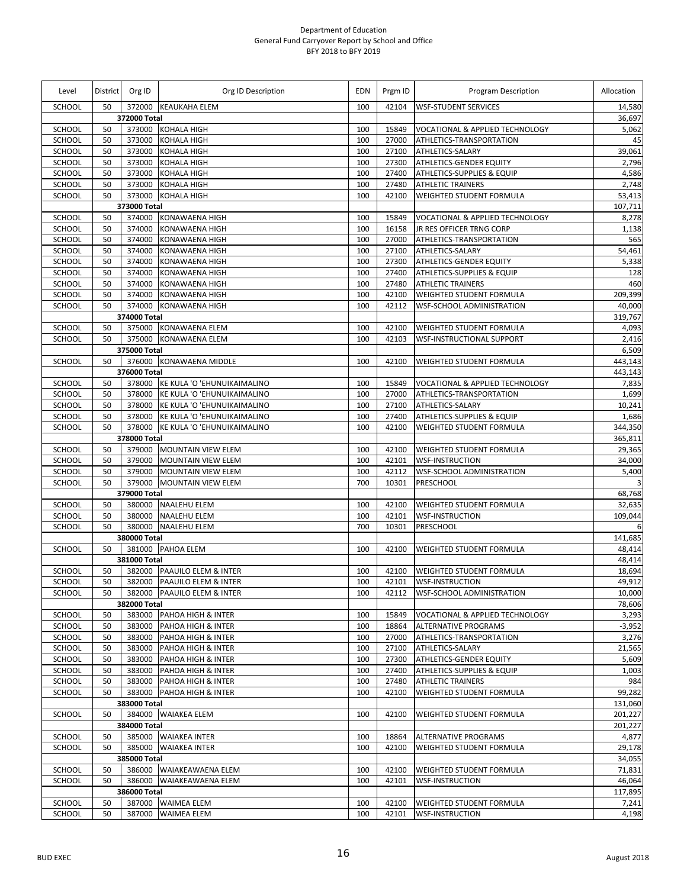Department of Education
General Fund Carryover Report by School and Office
BFY 2018 to BFY 2019

| Level | District | Org ID | Org ID Description | EDN | Prgm ID | Program Description | Allocation |
|---|---|---|---|---|---|---|---|
| SCHOOL | 50 | 372000 | KEAUKAHA ELEM | 100 | 42104 | WSF-STUDENT SERVICES | 14,580 |
| | | 372000 Total | | | | | 36,697 |
| SCHOOL | 50 | 373000 | KOHALA HIGH | 100 | 15849 | VOCATIONAL & APPLIED TECHNOLOGY | 5,062 |
| SCHOOL | 50 | 373000 | KOHALA HIGH | 100 | 27000 | ATHLETICS-TRANSPORTATION | 45 |
| SCHOOL | 50 | 373000 | KOHALA HIGH | 100 | 27100 | ATHLETICS-SALARY | 39,061 |
| SCHOOL | 50 | 373000 | KOHALA HIGH | 100 | 27300 | ATHLETICS-GENDER EQUITY | 2,796 |
| SCHOOL | 50 | 373000 | KOHALA HIGH | 100 | 27400 | ATHLETICS-SUPPLIES & EQUIP | 4,586 |
| SCHOOL | 50 | 373000 | KOHALA HIGH | 100 | 27480 | ATHLETIC TRAINERS | 2,748 |
| SCHOOL | 50 | 373000 | KOHALA HIGH | 100 | 42100 | WEIGHTED STUDENT FORMULA | 53,413 |
| | | 373000 Total | | | | | 107,711 |
| SCHOOL | 50 | 374000 | KONAWAENA HIGH | 100 | 15849 | VOCATIONAL & APPLIED TECHNOLOGY | 8,278 |
| SCHOOL | 50 | 374000 | KONAWAENA HIGH | 100 | 16158 | JR RES OFFICER TRNG CORP | 1,138 |
| SCHOOL | 50 | 374000 | KONAWAENA HIGH | 100 | 27000 | ATHLETICS-TRANSPORTATION | 565 |
| SCHOOL | 50 | 374000 | KONAWAENA HIGH | 100 | 27100 | ATHLETICS-SALARY | 54,461 |
| SCHOOL | 50 | 374000 | KONAWAENA HIGH | 100 | 27300 | ATHLETICS-GENDER EQUITY | 5,338 |
| SCHOOL | 50 | 374000 | KONAWAENA HIGH | 100 | 27400 | ATHLETICS-SUPPLIES & EQUIP | 128 |
| SCHOOL | 50 | 374000 | KONAWAENA HIGH | 100 | 27480 | ATHLETIC TRAINERS | 460 |
| SCHOOL | 50 | 374000 | KONAWAENA HIGH | 100 | 42100 | WEIGHTED STUDENT FORMULA | 209,399 |
| SCHOOL | 50 | 374000 | KONAWAENA HIGH | 100 | 42112 | WSF-SCHOOL ADMINISTRATION | 40,000 |
| | | 374000 Total | | | | | 319,767 |
| SCHOOL | 50 | 375000 | KONAWAENA ELEM | 100 | 42100 | WEIGHTED STUDENT FORMULA | 4,093 |
| SCHOOL | 50 | 375000 | KONAWAENA ELEM | 100 | 42103 | WSF-INSTRUCTIONAL SUPPORT | 2,416 |
| | | 375000 Total | | | | | 6,509 |
| SCHOOL | 50 | 376000 | KONAWAENA MIDDLE | 100 | 42100 | WEIGHTED STUDENT FORMULA | 443,143 |
| | | 376000 Total | | | | | 443,143 |
| SCHOOL | 50 | 378000 | KE KULA 'O 'EHUNUIKAIMALINO | 100 | 15849 | VOCATIONAL & APPLIED TECHNOLOGY | 7,835 |
| SCHOOL | 50 | 378000 | KE KULA 'O 'EHUNUIKAIMALINO | 100 | 27000 | ATHLETICS-TRANSPORTATION | 1,699 |
| SCHOOL | 50 | 378000 | KE KULA 'O 'EHUNUIKAIMALINO | 100 | 27100 | ATHLETICS-SALARY | 10,241 |
| SCHOOL | 50 | 378000 | KE KULA 'O 'EHUNUIKAIMALINO | 100 | 27400 | ATHLETICS-SUPPLIES & EQUIP | 1,686 |
| SCHOOL | 50 | 378000 | KE KULA 'O 'EHUNUIKAIMALINO | 100 | 42100 | WEIGHTED STUDENT FORMULA | 344,350 |
| | | 378000 Total | | | | | 365,811 |
| SCHOOL | 50 | 379000 | MOUNTAIN VIEW ELEM | 100 | 42100 | WEIGHTED STUDENT FORMULA | 29,365 |
| SCHOOL | 50 | 379000 | MOUNTAIN VIEW ELEM | 100 | 42101 | WSF-INSTRUCTION | 34,000 |
| SCHOOL | 50 | 379000 | MOUNTAIN VIEW ELEM | 100 | 42112 | WSF-SCHOOL ADMINISTRATION | 5,400 |
| SCHOOL | 50 | 379000 | MOUNTAIN VIEW ELEM | 700 | 10301 | PRESCHOOL | 3 |
| | | 379000 Total | | | | | 68,768 |
| SCHOOL | 50 | 380000 | NAALEHU ELEM | 100 | 42100 | WEIGHTED STUDENT FORMULA | 32,635 |
| SCHOOL | 50 | 380000 | NAALEHU ELEM | 100 | 42101 | WSF-INSTRUCTION | 109,044 |
| SCHOOL | 50 | 380000 | NAALEHU ELEM | 700 | 10301 | PRESCHOOL | 6 |
| | | 380000 Total | | | | | 141,685 |
| SCHOOL | 50 | 381000 | PAHOA ELEM | 100 | 42100 | WEIGHTED STUDENT FORMULA | 48,414 |
| | | 381000 Total | | | | | 48,414 |
| SCHOOL | 50 | 382000 | PAAUILO ELEM & INTER | 100 | 42100 | WEIGHTED STUDENT FORMULA | 18,694 |
| SCHOOL | 50 | 382000 | PAAUILO ELEM & INTER | 100 | 42101 | WSF-INSTRUCTION | 49,912 |
| SCHOOL | 50 | 382000 | PAAUILO ELEM & INTER | 100 | 42112 | WSF-SCHOOL ADMINISTRATION | 10,000 |
| | | 382000 Total | | | | | 78,606 |
| SCHOOL | 50 | 383000 | PAHOA HIGH & INTER | 100 | 15849 | VOCATIONAL & APPLIED TECHNOLOGY | 3,293 |
| SCHOOL | 50 | 383000 | PAHOA HIGH & INTER | 100 | 18864 | ALTERNATIVE PROGRAMS | -3,952 |
| SCHOOL | 50 | 383000 | PAHOA HIGH & INTER | 100 | 27000 | ATHLETICS-TRANSPORTATION | 3,276 |
| SCHOOL | 50 | 383000 | PAHOA HIGH & INTER | 100 | 27100 | ATHLETICS-SALARY | 21,565 |
| SCHOOL | 50 | 383000 | PAHOA HIGH & INTER | 100 | 27300 | ATHLETICS-GENDER EQUITY | 5,609 |
| SCHOOL | 50 | 383000 | PAHOA HIGH & INTER | 100 | 27400 | ATHLETICS-SUPPLIES & EQUIP | 1,003 |
| SCHOOL | 50 | 383000 | PAHOA HIGH & INTER | 100 | 27480 | ATHLETIC TRAINERS | 984 |
| SCHOOL | 50 | 383000 | PAHOA HIGH & INTER | 100 | 42100 | WEIGHTED STUDENT FORMULA | 99,282 |
| | | 383000 Total | | | | | 131,060 |
| SCHOOL | 50 | 384000 | WAIAKEA ELEM | 100 | 42100 | WEIGHTED STUDENT FORMULA | 201,227 |
| | | 384000 Total | | | | | 201,227 |
| SCHOOL | 50 | 385000 | WAIAKEA INTER | 100 | 18864 | ALTERNATIVE PROGRAMS | 4,877 |
| SCHOOL | 50 | 385000 | WAIAKEA INTER | 100 | 42100 | WEIGHTED STUDENT FORMULA | 29,178 |
| | | 385000 Total | | | | | 34,055 |
| SCHOOL | 50 | 386000 | WAIAKEAWAENA ELEM | 100 | 42100 | WEIGHTED STUDENT FORMULA | 71,831 |
| SCHOOL | 50 | 386000 | WAIAKEAWAENA ELEM | 100 | 42101 | WSF-INSTRUCTION | 46,064 |
| | | 386000 Total | | | | | 117,895 |
| SCHOOL | 50 | 387000 | WAIMEA ELEM | 100 | 42100 | WEIGHTED STUDENT FORMULA | 7,241 |
| SCHOOL | 50 | 387000 | WAIMEA ELEM | 100 | 42101 | WSF-INSTRUCTION | 4,198 |

BUD EXEC  August 2018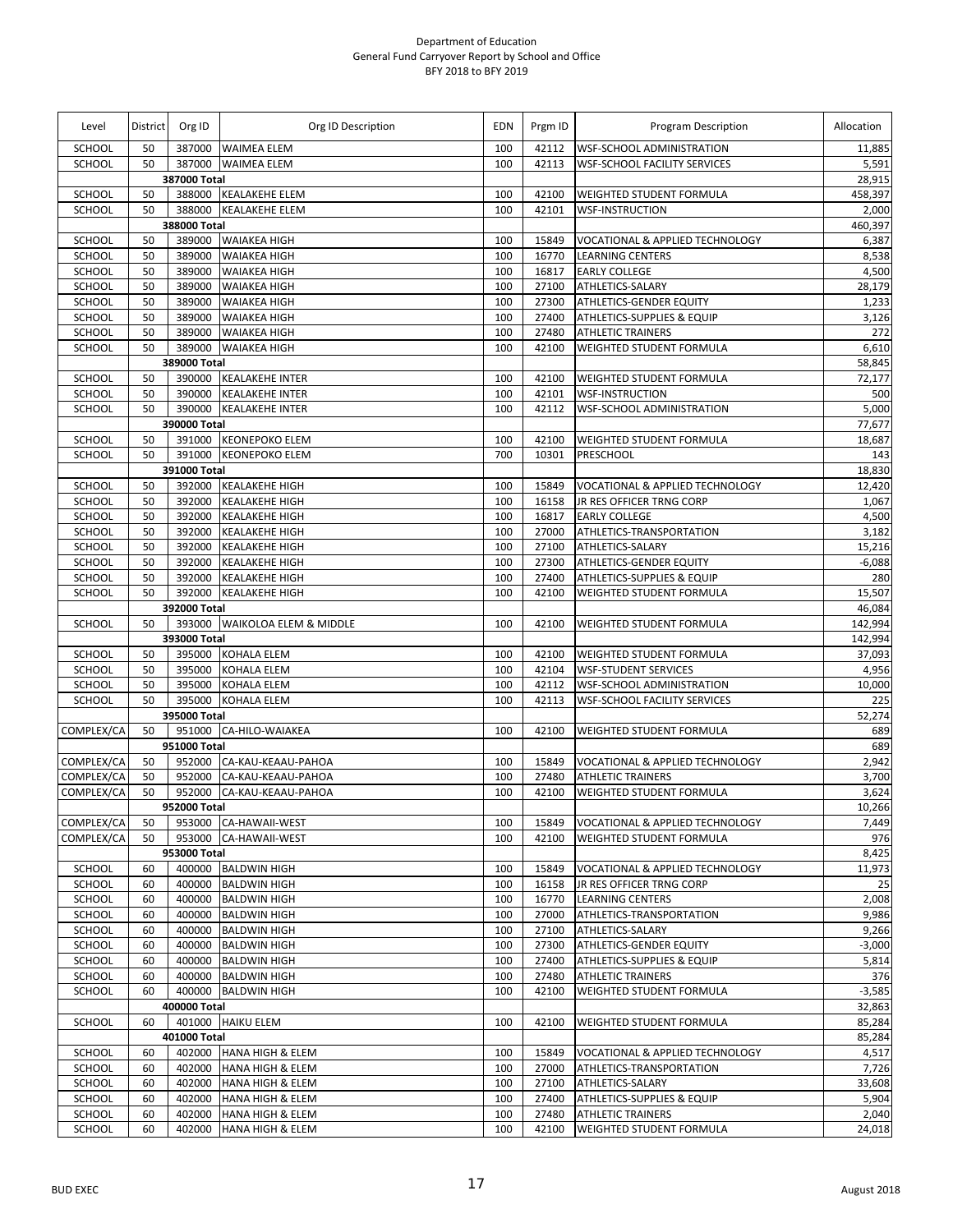Department of Education
General Fund Carryover Report by School and Office
BFY 2018 to BFY 2019

| Level | District | Org ID | Org ID Description | EDN | Prgm ID | Program Description | Allocation |
|---|---|---|---|---|---|---|---|
| SCHOOL | 50 | 387000 | WAIMEA ELEM | 100 | 42112 | WSF-SCHOOL ADMINISTRATION | 11,885 |
| SCHOOL | 50 | 387000 | WAIMEA ELEM | 100 | 42113 | WSF-SCHOOL FACILITY SERVICES | 5,591 |
| | | 387000 Total | | | | | 28,915 |
| SCHOOL | 50 | 388000 | KEALAKEHE ELEM | 100 | 42100 | WEIGHTED STUDENT FORMULA | 458,397 |
| SCHOOL | 50 | 388000 | KEALAKEHE ELEM | 100 | 42101 | WSF-INSTRUCTION | 2,000 |
| | | 388000 Total | | | | | 460,397 |
| SCHOOL | 50 | 389000 | WAIAKEA HIGH | 100 | 15849 | VOCATIONAL & APPLIED TECHNOLOGY | 6,387 |
| SCHOOL | 50 | 389000 | WAIAKEA HIGH | 100 | 16770 | LEARNING CENTERS | 8,538 |
| SCHOOL | 50 | 389000 | WAIAKEA HIGH | 100 | 16817 | EARLY COLLEGE | 4,500 |
| SCHOOL | 50 | 389000 | WAIAKEA HIGH | 100 | 27100 | ATHLETICS-SALARY | 28,179 |
| SCHOOL | 50 | 389000 | WAIAKEA HIGH | 100 | 27300 | ATHLETICS-GENDER EQUITY | 1,233 |
| SCHOOL | 50 | 389000 | WAIAKEA HIGH | 100 | 27400 | ATHLETICS-SUPPLIES & EQUIP | 3,126 |
| SCHOOL | 50 | 389000 | WAIAKEA HIGH | 100 | 27480 | ATHLETIC TRAINERS | 272 |
| SCHOOL | 50 | 389000 | WAIAKEA HIGH | 100 | 42100 | WEIGHTED STUDENT FORMULA | 6,610 |
| | | 389000 Total | | | | | 58,845 |
| SCHOOL | 50 | 390000 | KEALAKEHE INTER | 100 | 42100 | WEIGHTED STUDENT FORMULA | 72,177 |
| SCHOOL | 50 | 390000 | KEALAKEHE INTER | 100 | 42101 | WSF-INSTRUCTION | 500 |
| SCHOOL | 50 | 390000 | KEALAKEHE INTER | 100 | 42112 | WSF-SCHOOL ADMINISTRATION | 5,000 |
| | | 390000 Total | | | | | 77,677 |
| SCHOOL | 50 | 391000 | KEONEPOKO ELEM | 100 | 42100 | WEIGHTED STUDENT FORMULA | 18,687 |
| SCHOOL | 50 | 391000 | KEONEPOKO ELEM | 700 | 10301 | PRESCHOOL | 143 |
| | | 391000 Total | | | | | 18,830 |
| SCHOOL | 50 | 392000 | KEALAKEHE HIGH | 100 | 15849 | VOCATIONAL & APPLIED TECHNOLOGY | 12,420 |
| SCHOOL | 50 | 392000 | KEALAKEHE HIGH | 100 | 16158 | JR RES OFFICER TRNG CORP | 1,067 |
| SCHOOL | 50 | 392000 | KEALAKEHE HIGH | 100 | 16817 | EARLY COLLEGE | 4,500 |
| SCHOOL | 50 | 392000 | KEALAKEHE HIGH | 100 | 27000 | ATHLETICS-TRANSPORTATION | 3,182 |
| SCHOOL | 50 | 392000 | KEALAKEHE HIGH | 100 | 27100 | ATHLETICS-SALARY | 15,216 |
| SCHOOL | 50 | 392000 | KEALAKEHE HIGH | 100 | 27300 | ATHLETICS-GENDER EQUITY | -6,088 |
| SCHOOL | 50 | 392000 | KEALAKEHE HIGH | 100 | 27400 | ATHLETICS-SUPPLIES & EQUIP | 280 |
| SCHOOL | 50 | 392000 | KEALAKEHE HIGH | 100 | 42100 | WEIGHTED STUDENT FORMULA | 15,507 |
| | | 392000 Total | | | | | 46,084 |
| SCHOOL | 50 | 393000 | WAIKOLOA ELEM & MIDDLE | 100 | 42100 | WEIGHTED STUDENT FORMULA | 142,994 |
| | | 393000 Total | | | | | 142,994 |
| SCHOOL | 50 | 395000 | KOHALA ELEM | 100 | 42100 | WEIGHTED STUDENT FORMULA | 37,093 |
| SCHOOL | 50 | 395000 | KOHALA ELEM | 100 | 42104 | WSF-STUDENT SERVICES | 4,956 |
| SCHOOL | 50 | 395000 | KOHALA ELEM | 100 | 42112 | WSF-SCHOOL ADMINISTRATION | 10,000 |
| SCHOOL | 50 | 395000 | KOHALA ELEM | 100 | 42113 | WSF-SCHOOL FACILITY SERVICES | 225 |
| | | 395000 Total | | | | | 52,274 |
| COMPLEX/CA | 50 | 951000 | CA-HILO-WAIAKEA | 100 | 42100 | WEIGHTED STUDENT FORMULA | 689 |
| | | 951000 Total | | | | | 689 |
| COMPLEX/CA | 50 | 952000 | CA-KAU-KEAAU-PAHOA | 100 | 15849 | VOCATIONAL & APPLIED TECHNOLOGY | 2,942 |
| COMPLEX/CA | 50 | 952000 | CA-KAU-KEAAU-PAHOA | 100 | 27480 | ATHLETIC TRAINERS | 3,700 |
| COMPLEX/CA | 50 | 952000 | CA-KAU-KEAAU-PAHOA | 100 | 42100 | WEIGHTED STUDENT FORMULA | 3,624 |
| | | 952000 Total | | | | | 10,266 |
| COMPLEX/CA | 50 | 953000 | CA-HAWAII-WEST | 100 | 15849 | VOCATIONAL & APPLIED TECHNOLOGY | 7,449 |
| COMPLEX/CA | 50 | 953000 | CA-HAWAII-WEST | 100 | 42100 | WEIGHTED STUDENT FORMULA | 976 |
| | | 953000 Total | | | | | 8,425 |
| SCHOOL | 60 | 400000 | BALDWIN HIGH | 100 | 15849 | VOCATIONAL & APPLIED TECHNOLOGY | 11,973 |
| SCHOOL | 60 | 400000 | BALDWIN HIGH | 100 | 16158 | JR RES OFFICER TRNG CORP | 25 |
| SCHOOL | 60 | 400000 | BALDWIN HIGH | 100 | 16770 | LEARNING CENTERS | 2,008 |
| SCHOOL | 60 | 400000 | BALDWIN HIGH | 100 | 27000 | ATHLETICS-TRANSPORTATION | 9,986 |
| SCHOOL | 60 | 400000 | BALDWIN HIGH | 100 | 27100 | ATHLETICS-SALARY | 9,266 |
| SCHOOL | 60 | 400000 | BALDWIN HIGH | 100 | 27300 | ATHLETICS-GENDER EQUITY | -3,000 |
| SCHOOL | 60 | 400000 | BALDWIN HIGH | 100 | 27400 | ATHLETICS-SUPPLIES & EQUIP | 5,814 |
| SCHOOL | 60 | 400000 | BALDWIN HIGH | 100 | 27480 | ATHLETIC TRAINERS | 376 |
| SCHOOL | 60 | 400000 | BALDWIN HIGH | 100 | 42100 | WEIGHTED STUDENT FORMULA | -3,585 |
| | | 400000 Total | | | | | 32,863 |
| SCHOOL | 60 | 401000 | HAIKU ELEM | 100 | 42100 | WEIGHTED STUDENT FORMULA | 85,284 |
| | | 401000 Total | | | | | 85,284 |
| SCHOOL | 60 | 402000 | HANA HIGH & ELEM | 100 | 15849 | VOCATIONAL & APPLIED TECHNOLOGY | 4,517 |
| SCHOOL | 60 | 402000 | HANA HIGH & ELEM | 100 | 27000 | ATHLETICS-TRANSPORTATION | 7,726 |
| SCHOOL | 60 | 402000 | HANA HIGH & ELEM | 100 | 27100 | ATHLETICS-SALARY | 33,608 |
| SCHOOL | 60 | 402000 | HANA HIGH & ELEM | 100 | 27400 | ATHLETICS-SUPPLIES & EQUIP | 5,904 |
| SCHOOL | 60 | 402000 | HANA HIGH & ELEM | 100 | 27480 | ATHLETIC TRAINERS | 2,040 |
| SCHOOL | 60 | 402000 | HANA HIGH & ELEM | 100 | 42100 | WEIGHTED STUDENT FORMULA | 24,018 |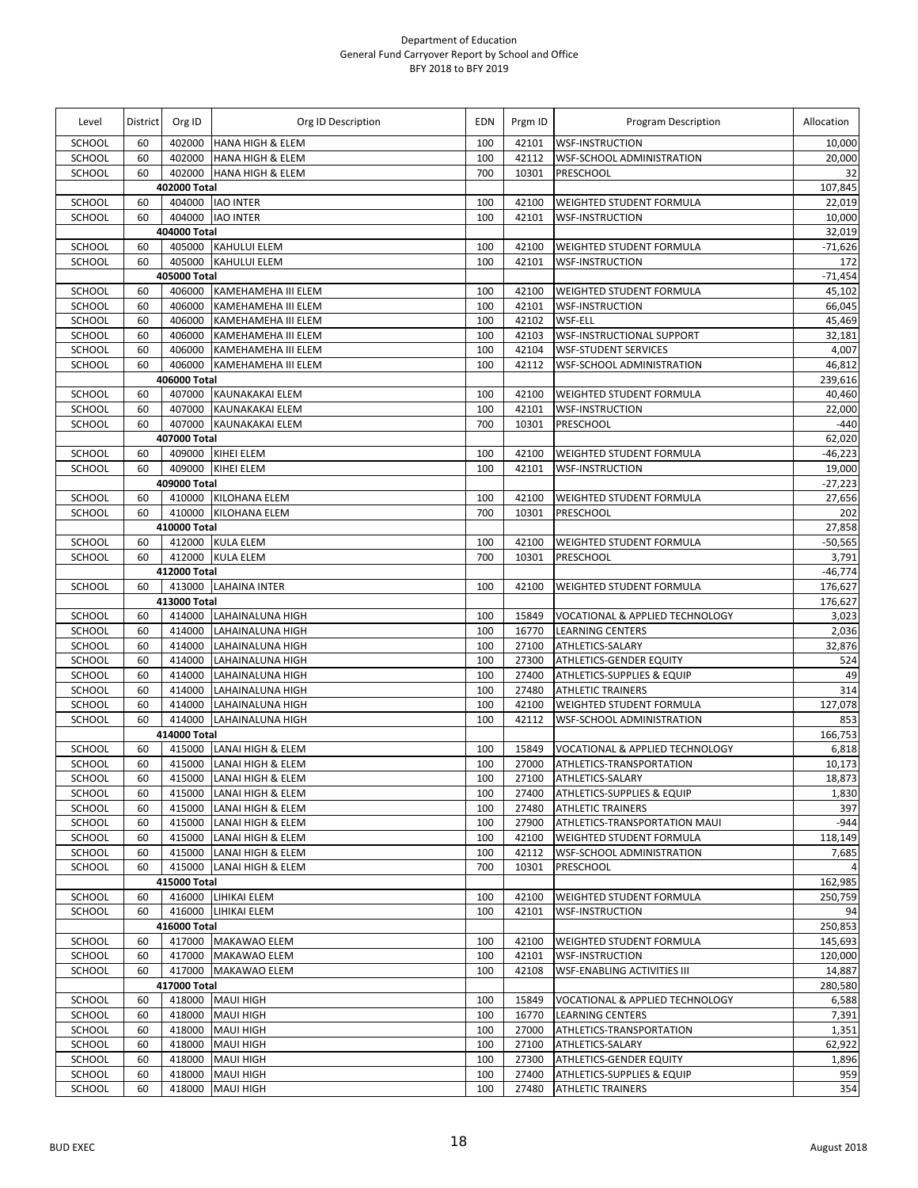Department of Education
General Fund Carryover Report by School and Office
BFY 2018 to BFY 2019

| Level | District | Org ID | Org ID Description | EDN | Prgm ID | Program Description | Allocation |
|---|---|---|---|---|---|---|---|
| SCHOOL | 60 | 402000 | HANA HIGH & ELEM | 100 | 42101 | WSF-INSTRUCTION | 10,000 |
| SCHOOL | 60 | 402000 | HANA HIGH & ELEM | 100 | 42112 | WSF-SCHOOL ADMINISTRATION | 20,000 |
| SCHOOL | 60 | 402000 | HANA HIGH & ELEM | 700 | 10301 | PRESCHOOL | 32 |
| | | 402000 Total | | | | | 107,845 |
| SCHOOL | 60 | 404000 | IAO INTER | 100 | 42100 | WEIGHTED STUDENT FORMULA | 22,019 |
| SCHOOL | 60 | 404000 | IAO INTER | 100 | 42101 | WSF-INSTRUCTION | 10,000 |
| | | 404000 Total | | | | | 32,019 |
| SCHOOL | 60 | 405000 | KAHULUI ELEM | 100 | 42100 | WEIGHTED STUDENT FORMULA | -71,626 |
| SCHOOL | 60 | 405000 | KAHULUI ELEM | 100 | 42101 | WSF-INSTRUCTION | 172 |
| | | 405000 Total | | | | | -71,454 |
| SCHOOL | 60 | 406000 | KAMEHAMEHA III ELEM | 100 | 42100 | WEIGHTED STUDENT FORMULA | 45,102 |
| SCHOOL | 60 | 406000 | KAMEHAMEHA III ELEM | 100 | 42101 | WSF-INSTRUCTION | 66,045 |
| SCHOOL | 60 | 406000 | KAMEHAMEHA III ELEM | 100 | 42102 | WSF-ELL | 45,469 |
| SCHOOL | 60 | 406000 | KAMEHAMEHA III ELEM | 100 | 42103 | WSF-INSTRUCTIONAL SUPPORT | 32,181 |
| SCHOOL | 60 | 406000 | KAMEHAMEHA III ELEM | 100 | 42104 | WSF-STUDENT SERVICES | 4,007 |
| SCHOOL | 60 | 406000 | KAMEHAMEHA III ELEM | 100 | 42112 | WSF-SCHOOL ADMINISTRATION | 46,812 |
| | | 406000 Total | | | | | 239,616 |
| SCHOOL | 60 | 407000 | KAUNAKAKAI ELEM | 100 | 42100 | WEIGHTED STUDENT FORMULA | 40,460 |
| SCHOOL | 60 | 407000 | KAUNAKAKAI ELEM | 100 | 42101 | WSF-INSTRUCTION | 22,000 |
| SCHOOL | 60 | 407000 | KAUNAKAKAI ELEM | 700 | 10301 | PRESCHOOL | -440 |
| | | 407000 Total | | | | | 62,020 |
| SCHOOL | 60 | 409000 | KIHEI ELEM | 100 | 42100 | WEIGHTED STUDENT FORMULA | -46,223 |
| SCHOOL | 60 | 409000 | KIHEI ELEM | 100 | 42101 | WSF-INSTRUCTION | 19,000 |
| | | 409000 Total | | | | | -27,223 |
| SCHOOL | 60 | 410000 | KILOHANA ELEM | 100 | 42100 | WEIGHTED STUDENT FORMULA | 27,656 |
| SCHOOL | 60 | 410000 | KILOHANA ELEM | 700 | 10301 | PRESCHOOL | 202 |
| | | 410000 Total | | | | | 27,858 |
| SCHOOL | 60 | 412000 | KULA ELEM | 100 | 42100 | WEIGHTED STUDENT FORMULA | -50,565 |
| SCHOOL | 60 | 412000 | KULA ELEM | 700 | 10301 | PRESCHOOL | 3,791 |
| | | 412000 Total | | | | | -46,774 |
| SCHOOL | 60 | 413000 | LAHAINA INTER | 100 | 42100 | WEIGHTED STUDENT FORMULA | 176,627 |
| | | 413000 Total | | | | | 176,627 |
| SCHOOL | 60 | 414000 | LAHAINALUNA HIGH | 100 | 15849 | VOCATIONAL & APPLIED TECHNOLOGY | 3,023 |
| SCHOOL | 60 | 414000 | LAHAINALUNA HIGH | 100 | 16770 | LEARNING CENTERS | 2,036 |
| SCHOOL | 60 | 414000 | LAHAINALUNA HIGH | 100 | 27100 | ATHLETICS-SALARY | 32,876 |
| SCHOOL | 60 | 414000 | LAHAINALUNA HIGH | 100 | 27300 | ATHLETICS-GENDER EQUITY | 524 |
| SCHOOL | 60 | 414000 | LAHAINALUNA HIGH | 100 | 27400 | ATHLETICS-SUPPLIES & EQUIP | 49 |
| SCHOOL | 60 | 414000 | LAHAINALUNA HIGH | 100 | 27480 | ATHLETIC TRAINERS | 314 |
| SCHOOL | 60 | 414000 | LAHAINALUNA HIGH | 100 | 42100 | WEIGHTED STUDENT FORMULA | 127,078 |
| SCHOOL | 60 | 414000 | LAHAINALUNA HIGH | 100 | 42112 | WSF-SCHOOL ADMINISTRATION | 853 |
| | | 414000 Total | | | | | 166,753 |
| SCHOOL | 60 | 415000 | LANAI HIGH & ELEM | 100 | 15849 | VOCATIONAL & APPLIED TECHNOLOGY | 6,818 |
| SCHOOL | 60 | 415000 | LANAI HIGH & ELEM | 100 | 27000 | ATHLETICS-TRANSPORTATION | 10,173 |
| SCHOOL | 60 | 415000 | LANAI HIGH & ELEM | 100 | 27100 | ATHLETICS-SALARY | 18,873 |
| SCHOOL | 60 | 415000 | LANAI HIGH & ELEM | 100 | 27400 | ATHLETICS-SUPPLIES & EQUIP | 1,830 |
| SCHOOL | 60 | 415000 | LANAI HIGH & ELEM | 100 | 27480 | ATHLETIC TRAINERS | 397 |
| SCHOOL | 60 | 415000 | LANAI HIGH & ELEM | 100 | 27900 | ATHLETICS-TRANSPORTATION MAUI | -944 |
| SCHOOL | 60 | 415000 | LANAI HIGH & ELEM | 100 | 42100 | WEIGHTED STUDENT FORMULA | 118,149 |
| SCHOOL | 60 | 415000 | LANAI HIGH & ELEM | 100 | 42112 | WSF-SCHOOL ADMINISTRATION | 7,685 |
| SCHOOL | 60 | 415000 | LANAI HIGH & ELEM | 700 | 10301 | PRESCHOOL | 4 |
| | | 415000 Total | | | | | 162,985 |
| SCHOOL | 60 | 416000 | LIHIKAI ELEM | 100 | 42100 | WEIGHTED STUDENT FORMULA | 250,759 |
| SCHOOL | 60 | 416000 | LIHIKAI ELEM | 100 | 42101 | WSF-INSTRUCTION | 94 |
| | | 416000 Total | | | | | 250,853 |
| SCHOOL | 60 | 417000 | MAKAWAO ELEM | 100 | 42100 | WEIGHTED STUDENT FORMULA | 145,693 |
| SCHOOL | 60 | 417000 | MAKAWAO ELEM | 100 | 42101 | WSF-INSTRUCTION | 120,000 |
| SCHOOL | 60 | 417000 | MAKAWAO ELEM | 100 | 42108 | WSF-ENABLING ACTIVITIES III | 14,887 |
| | | 417000 Total | | | | | 280,580 |
| SCHOOL | 60 | 418000 | MAUI HIGH | 100 | 15849 | VOCATIONAL & APPLIED TECHNOLOGY | 6,588 |
| SCHOOL | 60 | 418000 | MAUI HIGH | 100 | 16770 | LEARNING CENTERS | 7,391 |
| SCHOOL | 60 | 418000 | MAUI HIGH | 100 | 27000 | ATHLETICS-TRANSPORTATION | 1,351 |
| SCHOOL | 60 | 418000 | MAUI HIGH | 100 | 27100 | ATHLETICS-SALARY | 62,922 |
| SCHOOL | 60 | 418000 | MAUI HIGH | 100 | 27300 | ATHLETICS-GENDER EQUITY | 1,896 |
| SCHOOL | 60 | 418000 | MAUI HIGH | 100 | 27400 | ATHLETICS-SUPPLIES & EQUIP | 959 |
| SCHOOL | 60 | 418000 | MAUI HIGH | 100 | 27480 | ATHLETIC TRAINERS | 354 |

BUD EXEC August 2018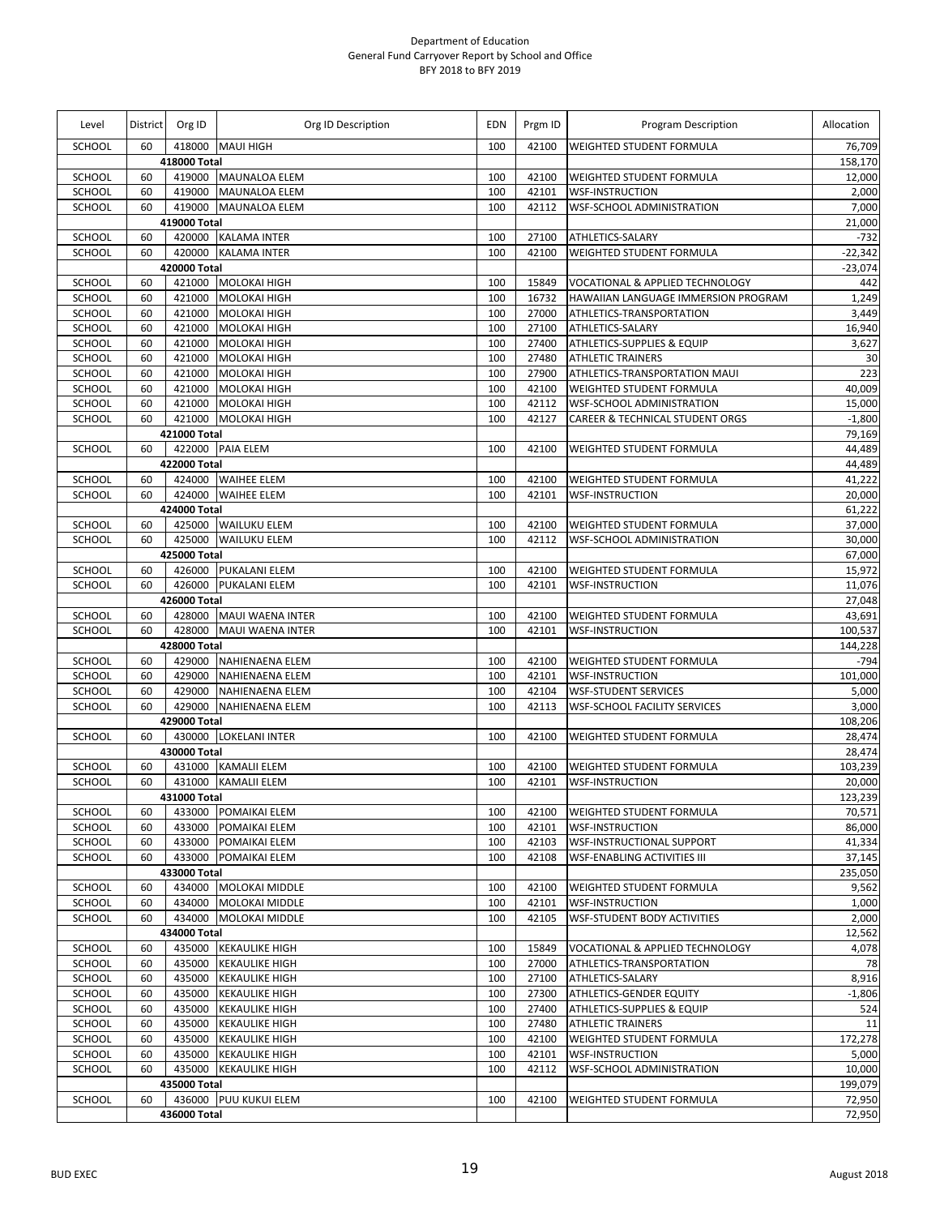Department of Education
General Fund Carryover Report by School and Office
BFY 2018 to BFY 2019

| Level | District | Org ID | Org ID Description | EDN | Prgm ID | Program Description | Allocation |
|---|---|---|---|---|---|---|---|
| SCHOOL | 60 | 418000 | MAUI HIGH | 100 | 42100 | WEIGHTED STUDENT FORMULA | 76,709 |
| | | 418000 Total | | | | | 158,170 |
| SCHOOL | 60 | 419000 | MAUNALOA ELEM | 100 | 42100 | WEIGHTED STUDENT FORMULA | 12,000 |
| SCHOOL | 60 | 419000 | MAUNALOA ELEM | 100 | 42101 | WSF-INSTRUCTION | 2,000 |
| SCHOOL | 60 | 419000 | MAUNALOA ELEM | 100 | 42112 | WSF-SCHOOL ADMINISTRATION | 7,000 |
| | | 419000 Total | | | | | 21,000 |
| SCHOOL | 60 | 420000 | KALAMA INTER | 100 | 27100 | ATHLETICS-SALARY | -732 |
| SCHOOL | 60 | 420000 | KALAMA INTER | 100 | 42100 | WEIGHTED STUDENT FORMULA | -22,342 |
| | | 420000 Total | | | | | -23,074 |
| SCHOOL | 60 | 421000 | MOLOKAI HIGH | 100 | 15849 | VOCATIONAL & APPLIED TECHNOLOGY | 442 |
| SCHOOL | 60 | 421000 | MOLOKAI HIGH | 100 | 16732 | HAWAIIAN LANGUAGE IMMERSION PROGRAM | 1,249 |
| SCHOOL | 60 | 421000 | MOLOKAI HIGH | 100 | 27000 | ATHLETICS-TRANSPORTATION | 3,449 |
| SCHOOL | 60 | 421000 | MOLOKAI HIGH | 100 | 27100 | ATHLETICS-SALARY | 16,940 |
| SCHOOL | 60 | 421000 | MOLOKAI HIGH | 100 | 27400 | ATHLETICS-SUPPLIES & EQUIP | 3,627 |
| SCHOOL | 60 | 421000 | MOLOKAI HIGH | 100 | 27480 | ATHLETIC TRAINERS | 30 |
| SCHOOL | 60 | 421000 | MOLOKAI HIGH | 100 | 27900 | ATHLETICS-TRANSPORTATION MAUI | 223 |
| SCHOOL | 60 | 421000 | MOLOKAI HIGH | 100 | 42100 | WEIGHTED STUDENT FORMULA | 40,009 |
| SCHOOL | 60 | 421000 | MOLOKAI HIGH | 100 | 42112 | WSF-SCHOOL ADMINISTRATION | 15,000 |
| SCHOOL | 60 | 421000 | MOLOKAI HIGH | 100 | 42127 | CAREER & TECHNICAL STUDENT ORGS | -1,800 |
| | | 421000 Total | | | | | 79,169 |
| SCHOOL | 60 | 422000 | PAIA ELEM | 100 | 42100 | WEIGHTED STUDENT FORMULA | 44,489 |
| | | 422000 Total | | | | | 44,489 |
| SCHOOL | 60 | 424000 | WAIHEE ELEM | 100 | 42100 | WEIGHTED STUDENT FORMULA | 41,222 |
| SCHOOL | 60 | 424000 | WAIHEE ELEM | 100 | 42101 | WSF-INSTRUCTION | 20,000 |
| | | 424000 Total | | | | | 61,222 |
| SCHOOL | 60 | 425000 | WAILUKU ELEM | 100 | 42100 | WEIGHTED STUDENT FORMULA | 37,000 |
| SCHOOL | 60 | 425000 | WAILUKU ELEM | 100 | 42112 | WSF-SCHOOL ADMINISTRATION | 30,000 |
| | | 425000 Total | | | | | 67,000 |
| SCHOOL | 60 | 426000 | PUKALANI ELEM | 100 | 42100 | WEIGHTED STUDENT FORMULA | 15,972 |
| SCHOOL | 60 | 426000 | PUKALANI ELEM | 100 | 42101 | WSF-INSTRUCTION | 11,076 |
| | | 426000 Total | | | | | 27,048 |
| SCHOOL | 60 | 428000 | MAUI WAENA INTER | 100 | 42100 | WEIGHTED STUDENT FORMULA | 43,691 |
| SCHOOL | 60 | 428000 | MAUI WAENA INTER | 100 | 42101 | WSF-INSTRUCTION | 100,537 |
| | | 428000 Total | | | | | 144,228 |
| SCHOOL | 60 | 429000 | NAHIENAENA ELEM | 100 | 42100 | WEIGHTED STUDENT FORMULA | -794 |
| SCHOOL | 60 | 429000 | NAHIENAENA ELEM | 100 | 42101 | WSF-INSTRUCTION | 101,000 |
| SCHOOL | 60 | 429000 | NAHIENAENA ELEM | 100 | 42104 | WSF-STUDENT SERVICES | 5,000 |
| SCHOOL | 60 | 429000 | NAHIENAENA ELEM | 100 | 42113 | WSF-SCHOOL FACILITY SERVICES | 3,000 |
| | | 429000 Total | | | | | 108,206 |
| SCHOOL | 60 | 430000 | LOKELANI INTER | 100 | 42100 | WEIGHTED STUDENT FORMULA | 28,474 |
| | | 430000 Total | | | | | 28,474 |
| SCHOOL | 60 | 431000 | KAMALII ELEM | 100 | 42100 | WEIGHTED STUDENT FORMULA | 103,239 |
| SCHOOL | 60 | 431000 | KAMALII ELEM | 100 | 42101 | WSF-INSTRUCTION | 20,000 |
| | | 431000 Total | | | | | 123,239 |
| SCHOOL | 60 | 433000 | POMAIKAI ELEM | 100 | 42100 | WEIGHTED STUDENT FORMULA | 70,571 |
| SCHOOL | 60 | 433000 | POMAIKAI ELEM | 100 | 42101 | WSF-INSTRUCTION | 86,000 |
| SCHOOL | 60 | 433000 | POMAIKAI ELEM | 100 | 42103 | WSF-INSTRUCTIONAL SUPPORT | 41,334 |
| SCHOOL | 60 | 433000 | POMAIKAI ELEM | 100 | 42108 | WSF-ENABLING ACTIVITIES III | 37,145 |
| | | 433000 Total | | | | | 235,050 |
| SCHOOL | 60 | 434000 | MOLOKAI MIDDLE | 100 | 42100 | WEIGHTED STUDENT FORMULA | 9,562 |
| SCHOOL | 60 | 434000 | MOLOKAI MIDDLE | 100 | 42101 | WSF-INSTRUCTION | 1,000 |
| SCHOOL | 60 | 434000 | MOLOKAI MIDDLE | 100 | 42105 | WSF-STUDENT BODY ACTIVITIES | 2,000 |
| | | 434000 Total | | | | | 12,562 |
| SCHOOL | 60 | 435000 | KEKAULIKE HIGH | 100 | 15849 | VOCATIONAL & APPLIED TECHNOLOGY | 4,078 |
| SCHOOL | 60 | 435000 | KEKAULIKE HIGH | 100 | 27000 | ATHLETICS-TRANSPORTATION | 78 |
| SCHOOL | 60 | 435000 | KEKAULIKE HIGH | 100 | 27100 | ATHLETICS-SALARY | 8,916 |
| SCHOOL | 60 | 435000 | KEKAULIKE HIGH | 100 | 27300 | ATHLETICS-GENDER EQUITY | -1,806 |
| SCHOOL | 60 | 435000 | KEKAULIKE HIGH | 100 | 27400 | ATHLETICS-SUPPLIES & EQUIP | 524 |
| SCHOOL | 60 | 435000 | KEKAULIKE HIGH | 100 | 27480 | ATHLETIC TRAINERS | 11 |
| SCHOOL | 60 | 435000 | KEKAULIKE HIGH | 100 | 42100 | WEIGHTED STUDENT FORMULA | 172,278 |
| SCHOOL | 60 | 435000 | KEKAULIKE HIGH | 100 | 42101 | WSF-INSTRUCTION | 5,000 |
| SCHOOL | 60 | 435000 | KEKAULIKE HIGH | 100 | 42112 | WSF-SCHOOL ADMINISTRATION | 10,000 |
| | | 435000 Total | | | | | 199,079 |
| SCHOOL | 60 | 436000 | PUU KUKUI ELEM | 100 | 42100 | WEIGHTED STUDENT FORMULA | 72,950 |
| | | 436000 Total | | | | | 72,950 |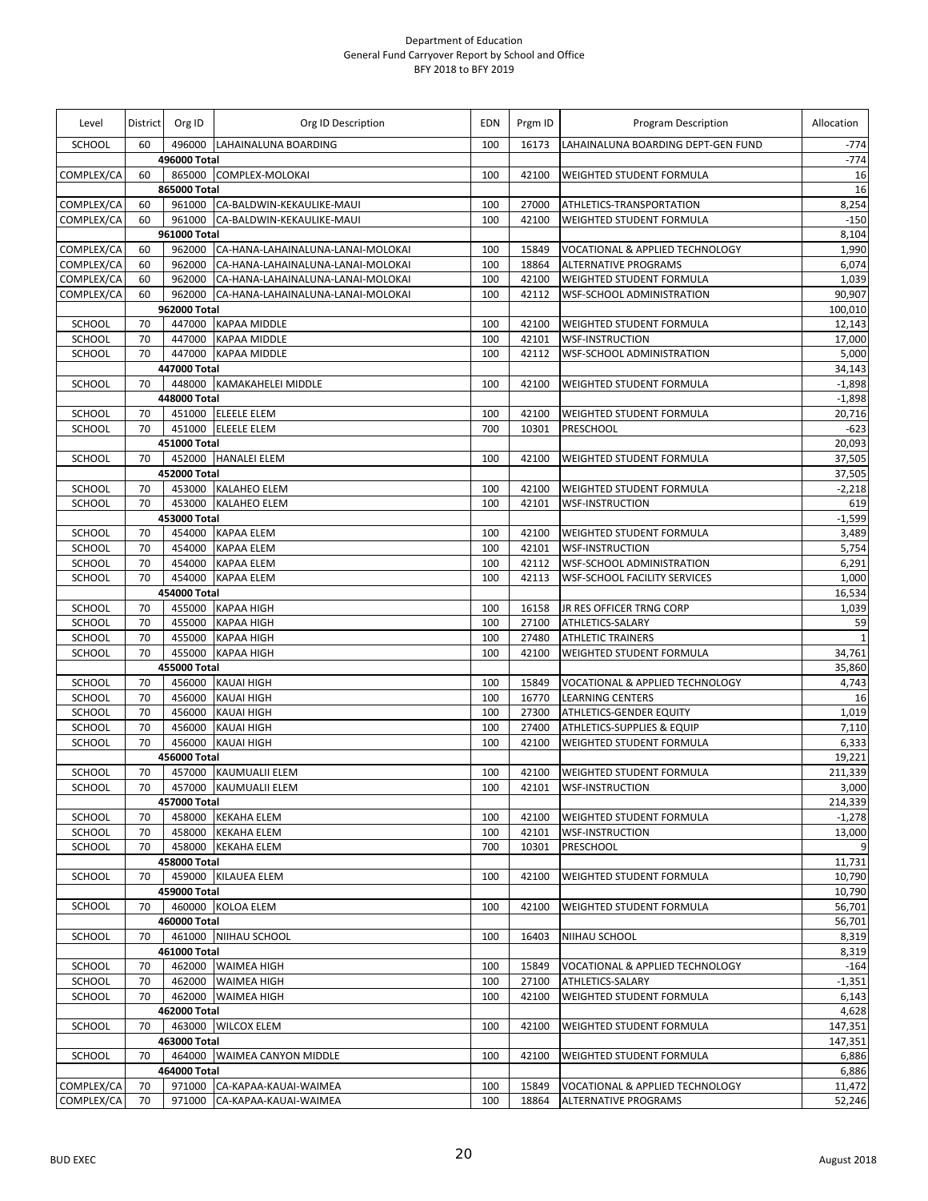Department of Education
General Fund Carryover Report by School and Office
BFY 2018 to BFY 2019

| Level | District | Org ID | Org ID Description | EDN | Prgm ID | Program Description | Allocation |
|---|---|---|---|---|---|---|---|
| SCHOOL | 60 | 496000 | LAHAINALUNA BOARDING | 100 | 16173 | LAHAINALUNA BOARDING DEPT-GEN FUND | -774 |
| | | 496000 Total | | | | | -774 |
| COMPLEX/CA | 60 | 865000 | COMPLEX-MOLOKAI | 100 | 42100 | WEIGHTED STUDENT FORMULA | 16 |
| | | 865000 Total | | | | | 16 |
| COMPLEX/CA | 60 | 961000 | CA-BALDWIN-KEKAULIKE-MAUI | 100 | 27000 | ATHLETICS-TRANSPORTATION | 8,254 |
| COMPLEX/CA | 60 | 961000 | CA-BALDWIN-KEKAULIKE-MAUI | 100 | 42100 | WEIGHTED STUDENT FORMULA | -150 |
| | | 961000 Total | | | | | 8,104 |
| COMPLEX/CA | 60 | 962000 | CA-HANA-LAHAINALUNA-LANAI-MOLOKAI | 100 | 15849 | VOCATIONAL & APPLIED TECHNOLOGY | 1,990 |
| COMPLEX/CA | 60 | 962000 | CA-HANA-LAHAINALUNA-LANAI-MOLOKAI | 100 | 18864 | ALTERNATIVE PROGRAMS | 6,074 |
| COMPLEX/CA | 60 | 962000 | CA-HANA-LAHAINALUNA-LANAI-MOLOKAI | 100 | 42100 | WEIGHTED STUDENT FORMULA | 1,039 |
| COMPLEX/CA | 60 | 962000 | CA-HANA-LAHAINALUNA-LANAI-MOLOKAI | 100 | 42112 | WSF-SCHOOL ADMINISTRATION | 90,907 |
| | | 962000 Total | | | | | 100,010 |
| SCHOOL | 70 | 447000 | KAPAA MIDDLE | 100 | 42100 | WEIGHTED STUDENT FORMULA | 12,143 |
| SCHOOL | 70 | 447000 | KAPAA MIDDLE | 100 | 42101 | WSF-INSTRUCTION | 17,000 |
| SCHOOL | 70 | 447000 | KAPAA MIDDLE | 100 | 42112 | WSF-SCHOOL ADMINISTRATION | 5,000 |
| | | 447000 Total | | | | | 34,143 |
| SCHOOL | 70 | 448000 | KAMAKAHELEI MIDDLE | 100 | 42100 | WEIGHTED STUDENT FORMULA | -1,898 |
| | | 448000 Total | | | | | -1,898 |
| SCHOOL | 70 | 451000 | ELEELE ELEM | 100 | 42100 | WEIGHTED STUDENT FORMULA | 20,716 |
| SCHOOL | 70 | 451000 | ELEELE ELEM | 700 | 10301 | PRESCHOOL | -623 |
| | | 451000 Total | | | | | 20,093 |
| SCHOOL | 70 | 452000 | HANALEI ELEM | 100 | 42100 | WEIGHTED STUDENT FORMULA | 37,505 |
| | | 452000 Total | | | | | 37,505 |
| SCHOOL | 70 | 453000 | KALAHEO ELEM | 100 | 42100 | WEIGHTED STUDENT FORMULA | -2,218 |
| SCHOOL | 70 | 453000 | KALAHEO ELEM | 100 | 42101 | WSF-INSTRUCTION | 619 |
| | | 453000 Total | | | | | -1,599 |
| SCHOOL | 70 | 454000 | KAPAA ELEM | 100 | 42100 | WEIGHTED STUDENT FORMULA | 3,489 |
| SCHOOL | 70 | 454000 | KAPAA ELEM | 100 | 42101 | WSF-INSTRUCTION | 5,754 |
| SCHOOL | 70 | 454000 | KAPAA ELEM | 100 | 42112 | WSF-SCHOOL ADMINISTRATION | 6,291 |
| SCHOOL | 70 | 454000 | KAPAA ELEM | 100 | 42113 | WSF-SCHOOL FACILITY SERVICES | 1,000 |
| | | 454000 Total | | | | | 16,534 |
| SCHOOL | 70 | 455000 | KAPAA HIGH | 100 | 16158 | JR RES OFFICER TRNG CORP | 1,039 |
| SCHOOL | 70 | 455000 | KAPAA HIGH | 100 | 27100 | ATHLETICS-SALARY | 59 |
| SCHOOL | 70 | 455000 | KAPAA HIGH | 100 | 27480 | ATHLETIC TRAINERS | 1 |
| SCHOOL | 70 | 455000 | KAPAA HIGH | 100 | 42100 | WEIGHTED STUDENT FORMULA | 34,761 |
| | | 455000 Total | | | | | 35,860 |
| SCHOOL | 70 | 456000 | KAUAI HIGH | 100 | 15849 | VOCATIONAL & APPLIED TECHNOLOGY | 4,743 |
| SCHOOL | 70 | 456000 | KAUAI HIGH | 100 | 16770 | LEARNING CENTERS | 16 |
| SCHOOL | 70 | 456000 | KAUAI HIGH | 100 | 27300 | ATHLETICS-GENDER EQUITY | 1,019 |
| SCHOOL | 70 | 456000 | KAUAI HIGH | 100 | 27400 | ATHLETICS-SUPPLIES & EQUIP | 7,110 |
| SCHOOL | 70 | 456000 | KAUAI HIGH | 100 | 42100 | WEIGHTED STUDENT FORMULA | 6,333 |
| | | 456000 Total | | | | | 19,221 |
| SCHOOL | 70 | 457000 | KAUMUALII ELEM | 100 | 42100 | WEIGHTED STUDENT FORMULA | 211,339 |
| SCHOOL | 70 | 457000 | KAUMUALII ELEM | 100 | 42101 | WSF-INSTRUCTION | 3,000 |
| | | 457000 Total | | | | | 214,339 |
| SCHOOL | 70 | 458000 | KEKAHA ELEM | 100 | 42100 | WEIGHTED STUDENT FORMULA | -1,278 |
| SCHOOL | 70 | 458000 | KEKAHA ELEM | 100 | 42101 | WSF-INSTRUCTION | 13,000 |
| SCHOOL | 70 | 458000 | KEKAHA ELEM | 700 | 10301 | PRESCHOOL | 9 |
| | | 458000 Total | | | | | 11,731 |
| SCHOOL | 70 | 459000 | KILAUEA ELEM | 100 | 42100 | WEIGHTED STUDENT FORMULA | 10,790 |
| | | 459000 Total | | | | | 10,790 |
| SCHOOL | 70 | 460000 | KOLOA ELEM | 100 | 42100 | WEIGHTED STUDENT FORMULA | 56,701 |
| | | 460000 Total | | | | | 56,701 |
| SCHOOL | 70 | 461000 | NIIHAU SCHOOL | 100 | 16403 | NIIHAU SCHOOL | 8,319 |
| | | 461000 Total | | | | | 8,319 |
| SCHOOL | 70 | 462000 | WAIMEA HIGH | 100 | 15849 | VOCATIONAL & APPLIED TECHNOLOGY | -164 |
| SCHOOL | 70 | 462000 | WAIMEA HIGH | 100 | 27100 | ATHLETICS-SALARY | -1,351 |
| SCHOOL | 70 | 462000 | WAIMEA HIGH | 100 | 42100 | WEIGHTED STUDENT FORMULA | 6,143 |
| | | 462000 Total | | | | | 4,628 |
| SCHOOL | 70 | 463000 | WILCOX ELEM | 100 | 42100 | WEIGHTED STUDENT FORMULA | 147,351 |
| | | 463000 Total | | | | | 147,351 |
| SCHOOL | 70 | 464000 | WAIMEA CANYON MIDDLE | 100 | 42100 | WEIGHTED STUDENT FORMULA | 6,886 |
| | | 464000 Total | | | | | 6,886 |
| COMPLEX/CA | 70 | 971000 | CA-KAPAA-KAUAI-WAIMEA | 100 | 15849 | VOCATIONAL & APPLIED TECHNOLOGY | 11,472 |
| COMPLEX/CA | 70 | 971000 | CA-KAPAA-KAUAI-WAIMEA | 100 | 18864 | ALTERNATIVE PROGRAMS | 52,246 |

BUD EXEC | August 2018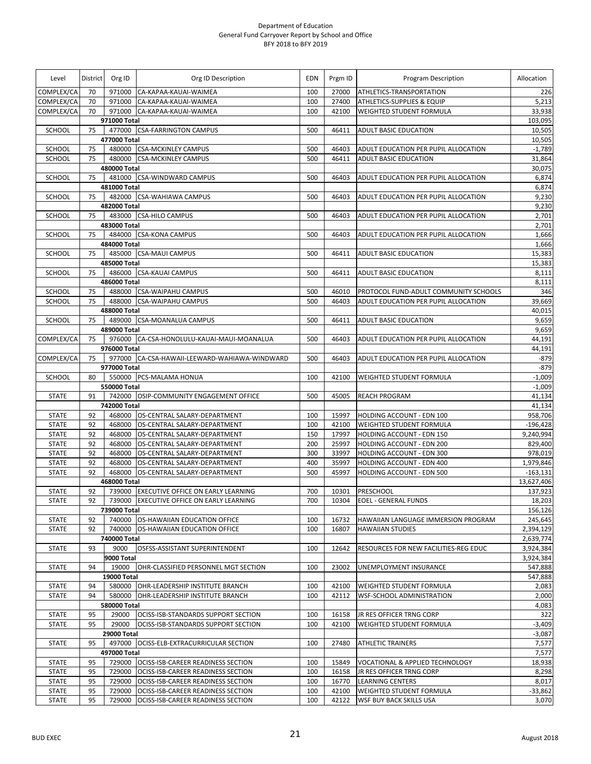Department of Education
General Fund Carryover Report by School and Office
BFY 2018 to BFY 2019

| Level | District | Org ID | Org ID Description | EDN | Prgm ID | Program Description | Allocation |
|---|---|---|---|---|---|---|---|
| COMPLEX/CA | 70 | 971000 | CA-KAPAA-KAUAI-WAIMEA | 100 | 27000 | ATHLETICS-TRANSPORTATION | 226 |
| COMPLEX/CA | 70 | 971000 | CA-KAPAA-KAUAI-WAIMEA | 100 | 27400 | ATHLETICS-SUPPLIES & EQUIP | 5,213 |
| COMPLEX/CA | 70 | 971000 | CA-KAPAA-KAUAI-WAIMEA | 100 | 42100 | WEIGHTED STUDENT FORMULA | 33,938 |
| | | **971000 Total** | | | | | 103,095 |
| SCHOOL | 75 | 477000 | CSA-FARRINGTON CAMPUS | 500 | 46411 | ADULT BASIC EDUCATION | 10,505 |
| | | **477000 Total** | | | | | 10,505 |
| SCHOOL | 75 | 480000 | CSA-MCKINLEY CAMPUS | 500 | 46403 | ADULT EDUCATION PER PUPIL ALLOCATION | -1,789 |
| SCHOOL | 75 | 480000 | CSA-MCKINLEY CAMPUS | 500 | 46411 | ADULT BASIC EDUCATION | 31,864 |
| | | **480000 Total** | | | | | 30,075 |
| SCHOOL | 75 | 481000 | CSA-WINDWARD CAMPUS | 500 | 46403 | ADULT EDUCATION PER PUPIL ALLOCATION | 6,874 |
| | | **481000 Total** | | | | | 6,874 |
| SCHOOL | 75 | 482000 | CSA-WAHIAWA CAMPUS | 500 | 46403 | ADULT EDUCATION PER PUPIL ALLOCATION | 9,230 |
| | | **482000 Total** | | | | | 9,230 |
| SCHOOL | 75 | 483000 | CSA-HILO CAMPUS | 500 | 46403 | ADULT EDUCATION PER PUPIL ALLOCATION | 2,701 |
| | | **483000 Total** | | | | | 2,701 |
| SCHOOL | 75 | 484000 | CSA-KONA CAMPUS | 500 | 46403 | ADULT EDUCATION PER PUPIL ALLOCATION | 1,666 |
| | | **484000 Total** | | | | | 1,666 |
| SCHOOL | 75 | 485000 | CSA-MAUI CAMPUS | 500 | 46411 | ADULT BASIC EDUCATION | 15,383 |
| | | **485000 Total** | | | | | 15,383 |
| SCHOOL | 75 | 486000 | CSA-KAUAI CAMPUS | 500 | 46411 | ADULT BASIC EDUCATION | 8,111 |
| | | **486000 Total** | | | | | 8,111 |
| SCHOOL | 75 | 488000 | CSA-WAIPAHU CAMPUS | 500 | 46010 | PROTOCOL FUND-ADULT COMMUNITY SCHOOLS | 346 |
| SCHOOL | 75 | 488000 | CSA-WAIPAHU CAMPUS | 500 | 46403 | ADULT EDUCATION PER PUPIL ALLOCATION | 39,669 |
| | | **488000 Total** | | | | | 40,015 |
| SCHOOL | 75 | 489000 | CSA-MOANALUA CAMPUS | 500 | 46411 | ADULT BASIC EDUCATION | 9,659 |
| | | **489000 Total** | | | | | 9,659 |
| COMPLEX/CA | 75 | 976000 | CA-CSA-HONOLULU-KAUAI-MAUI-MOANALUA | 500 | 46403 | ADULT EDUCATION PER PUPIL ALLOCATION | 44,191 |
| | | **976000 Total** | | | | | 44,191 |
| COMPLEX/CA | 75 | 977000 | CA-CSA-HAWAII-LEEWARD-WAHIAWA-WINDWARD | 500 | 46403 | ADULT EDUCATION PER PUPIL ALLOCATION | -879 |
| | | **977000 Total** | | | | | -879 |
| SCHOOL | 80 | 550000 | PCS-MALAMA HONUA | 100 | 42100 | WEIGHTED STUDENT FORMULA | -1,009 |
| | | **550000 Total** | | | | | -1,009 |
| STATE | 91 | 742000 | OSIP-COMMUNITY ENGAGEMENT OFFICE | 500 | 45005 | REACH PROGRAM | 41,134 |
| | | **742000 Total** | | | | | 41,134 |
| STATE | 92 | 468000 | OS-CENTRAL SALARY-DEPARTMENT | 100 | 15997 | HOLDING ACCOUNT - EDN 100 | 958,706 |
| STATE | 92 | 468000 | OS-CENTRAL SALARY-DEPARTMENT | 100 | 42100 | WEIGHTED STUDENT FORMULA | -196,428 |
| STATE | 92 | 468000 | OS-CENTRAL SALARY-DEPARTMENT | 150 | 17997 | HOLDING ACCOUNT - EDN 150 | 9,240,994 |
| STATE | 92 | 468000 | OS-CENTRAL SALARY-DEPARTMENT | 200 | 25997 | HOLDING ACCOUNT - EDN 200 | 829,400 |
| STATE | 92 | 468000 | OS-CENTRAL SALARY-DEPARTMENT | 300 | 33997 | HOLDING ACCOUNT - EDN 300 | 978,019 |
| STATE | 92 | 468000 | OS-CENTRAL SALARY-DEPARTMENT | 400 | 35997 | HOLDING ACCOUNT - EDN 400 | 1,979,846 |
| STATE | 92 | 468000 | OS-CENTRAL SALARY-DEPARTMENT | 500 | 45997 | HOLDING ACCOUNT - EDN 500 | -163,131 |
| | | **468000 Total** | | | | | 13,627,406 |
| STATE | 92 | 739000 | EXECUTIVE OFFICE ON EARLY LEARNING | 700 | 10301 | PRESCHOOL | 137,923 |
| STATE | 92 | 739000 | EXECUTIVE OFFICE ON EARLY LEARNING | 700 | 10304 | EOEL - GENERAL FUNDS | 18,203 |
| | | **739000 Total** | | | | | 156,126 |
| STATE | 92 | 740000 | OS-HAWAIIAN EDUCATION OFFICE | 100 | 16732 | HAWAIIAN LANGUAGE IMMERSION PROGRAM | 245,645 |
| STATE | 92 | 740000 | OS-HAWAIIAN EDUCATION OFFICE | 100 | 16807 | HAWAIIAN STUDIES | 2,394,129 |
| | | **740000 Total** | | | | | 2,639,774 |
| STATE | 93 | 9000 | OSFSS-ASSISTANT SUPERINTENDENT | 100 | 12642 | RESOURCES FOR NEW FACILITIES-REG EDUC | 3,924,384 |
| | | **9000 Total** | | | | | 3,924,384 |
| STATE | 94 | 19000 | OHR-CLASSIFIED PERSONNEL MGT SECTION | 100 | 23002 | UNEMPLOYMENT INSURANCE | 547,888 |
| | | **19000 Total** | | | | | 547,888 |
| STATE | 94 | 580000 | OHR-LEADERSHIP INSTITUTE BRANCH | 100 | 42100 | WEIGHTED STUDENT FORMULA | 2,083 |
| STATE | 94 | 580000 | OHR-LEADERSHIP INSTITUTE BRANCH | 100 | 42112 | WSF-SCHOOL ADMINISTRATION | 2,000 |
| | | **580000 Total** | | | | | 4,083 |
| STATE | 95 | 29000 | OCISS-ISB-STANDARDS SUPPORT SECTION | 100 | 16158 | JR RES OFFICER TRNG CORP | 322 |
| STATE | 95 | 29000 | OCISS-ISB-STANDARDS SUPPORT SECTION | 100 | 42100 | WEIGHTED STUDENT FORMULA | -3,409 |
| | | **29000 Total** | | | | | -3,087 |
| STATE | 95 | 497000 | OCISS-ELB-EXTRACURRICULAR SECTION | 100 | 27480 | ATHLETIC TRAINERS | 7,577 |
| | | **497000 Total** | | | | | 7,577 |
| STATE | 95 | 729000 | OCISS-ISB-CAREER READINESS SECTION | 100 | 15849 | VOCATIONAL & APPLIED TECHNOLOGY | 18,938 |
| STATE | 95 | 729000 | OCISS-ISB-CAREER READINESS SECTION | 100 | 16158 | JR RES OFFICER TRNG CORP | 8,298 |
| STATE | 95 | 729000 | OCISS-ISB-CAREER READINESS SECTION | 100 | 16770 | LEARNING CENTERS | 8,017 |
| STATE | 95 | 729000 | OCISS-ISB-CAREER READINESS SECTION | 100 | 42100 | WEIGHTED STUDENT FORMULA | -33,862 |
| STATE | 95 | 729000 | OCISS-ISB-CAREER READINESS SECTION | 100 | 42122 | WSF BUY BACK SKILLS USA | 3,070 |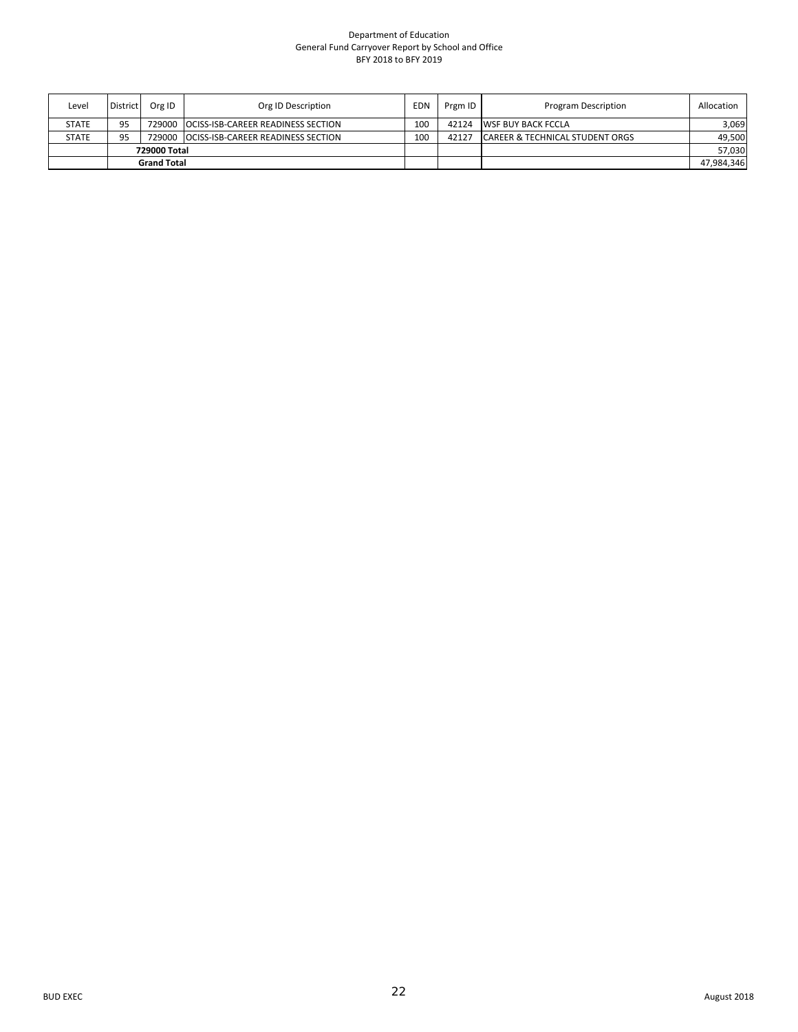Department of Education
General Fund Carryover Report by School and Office
BFY 2018 to BFY 2019

| Level | District | Org ID | Org ID Description | EDN | Prgm ID | Program Description | Allocation |
|---|---|---|---|---|---|---|---|
| STATE | 95 | 729000 | OCISS-ISB-CAREER READINESS SECTION | 100 | 42124 | WSF BUY BACK FCCLA | 3,069 |
| STATE | 95 | 729000 | OCISS-ISB-CAREER READINESS SECTION | 100 | 42127 | CAREER & TECHNICAL STUDENT ORGS | 49,500 |
| | **729000 Total** | | | | | | 57,030 |
| | **Grand Total** | | | | | | 47,984,346 |